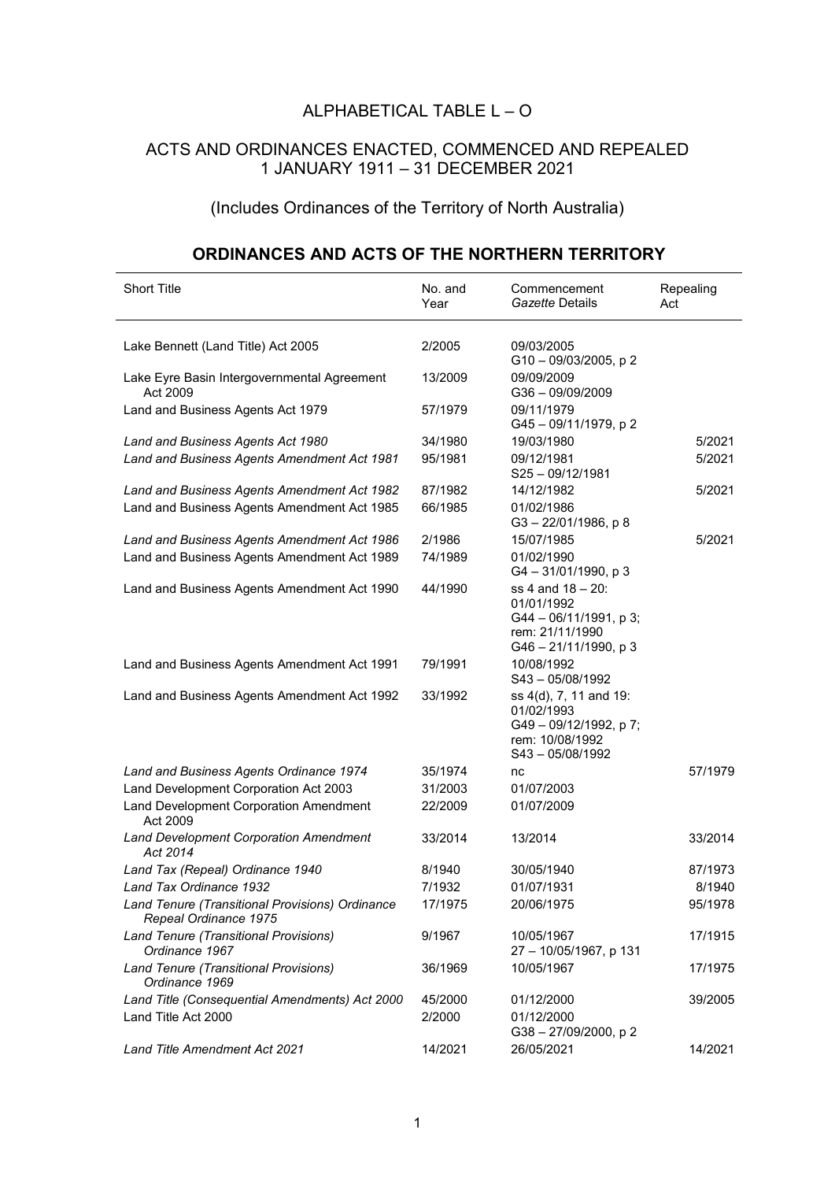# ALPHABETICAL TABLE L – O

## ACTS AND ORDINANCES ENACTED, COMMENCED AND REPEALED 1 JANUARY 1911 – 31 DECEMBER 2021

(Includes Ordinances of the Territory of North Australia)

## ORDINANCES AND ACTS OF THE NORTHERN TERRITORY

| Short Title | No. and Year | Commencement *Gazette* Details | Repealing Act |
|---|---|---|---|
| Lake Bennett (Land Title) Act 2005 | 2/2005 | 09/03/2005 G10 – 09/03/2005, p 2 | |
| Lake Eyre Basin Intergovernmental Agreement Act 2009 | 13/2009 | 09/09/2009 G36 – 09/09/2009 | |
| Land and Business Agents Act 1979 | 57/1979 | 09/11/1979 G45 – 09/11/1979, p 2 | |
| *Land and Business Agents Act 1980* | 34/1980 | 19/03/1980 | 5/2021 |
| *Land and Business Agents Amendment Act 1981* | 95/1981 | 09/12/1981 S25 – 09/12/1981 | 5/2021 |
| *Land and Business Agents Amendment Act 1982* | 87/1982 | 14/12/1982 | 5/2021 |
| Land and Business Agents Amendment Act 1985 | 66/1985 | 01/02/1986 G3 – 22/01/1986, p 8 | |
| *Land and Business Agents Amendment Act 1986* | 2/1986 | 15/07/1985 | 5/2021 |
| Land and Business Agents Amendment Act 1989 | 74/1989 | 01/02/1990 G4 – 31/01/1990, p 3 | |
| Land and Business Agents Amendment Act 1990 | 44/1990 | ss 4 and 18 – 20: 01/01/1992 G44 – 06/11/1991, p 3; rem: 21/11/1990 G46 – 21/11/1990, p 3 | |
| Land and Business Agents Amendment Act 1991 | 79/1991 | 10/08/1992 S43 – 05/08/1992 | |
| Land and Business Agents Amendment Act 1992 | 33/1992 | ss 4(d), 7, 11 and 19: 01/02/1993 G49 – 09/12/1992, p 7; rem: 10/08/1992 S43 – 05/08/1992 | |
| *Land and Business Agents Ordinance 1974* | 35/1974 | nc | 57/1979 |
| Land Development Corporation Act 2003 | 31/2003 | 01/07/2003 | |
| Land Development Corporation Amendment Act 2009 | 22/2009 | 01/07/2009 | |
| *Land Development Corporation Amendment Act 2014* | 33/2014 | 13/2014 | 33/2014 |
| *Land Tax (Repeal) Ordinance 1940* | 8/1940 | 30/05/1940 | 87/1973 |
| *Land Tax Ordinance 1932* | 7/1932 | 01/07/1931 | 8/1940 |
| *Land Tenure (Transitional Provisions) Ordinance Repeal Ordinance 1975* | 17/1975 | 20/06/1975 | 95/1978 |
| *Land Tenure (Transitional Provisions) Ordinance 1967* | 9/1967 | 10/05/1967 27 – 10/05/1967, p 131 | 17/1915 |
| *Land Tenure (Transitional Provisions) Ordinance 1969* | 36/1969 | 10/05/1967 | 17/1975 |
| *Land Title (Consequential Amendments) Act 2000* | 45/2000 | 01/12/2000 | 39/2005 |
| Land Title Act 2000 | 2/2000 | 01/12/2000 G38 – 27/09/2000, p 2 | |
| *Land Title Amendment Act 2021* | 14/2021 | 26/05/2021 | 14/2021 |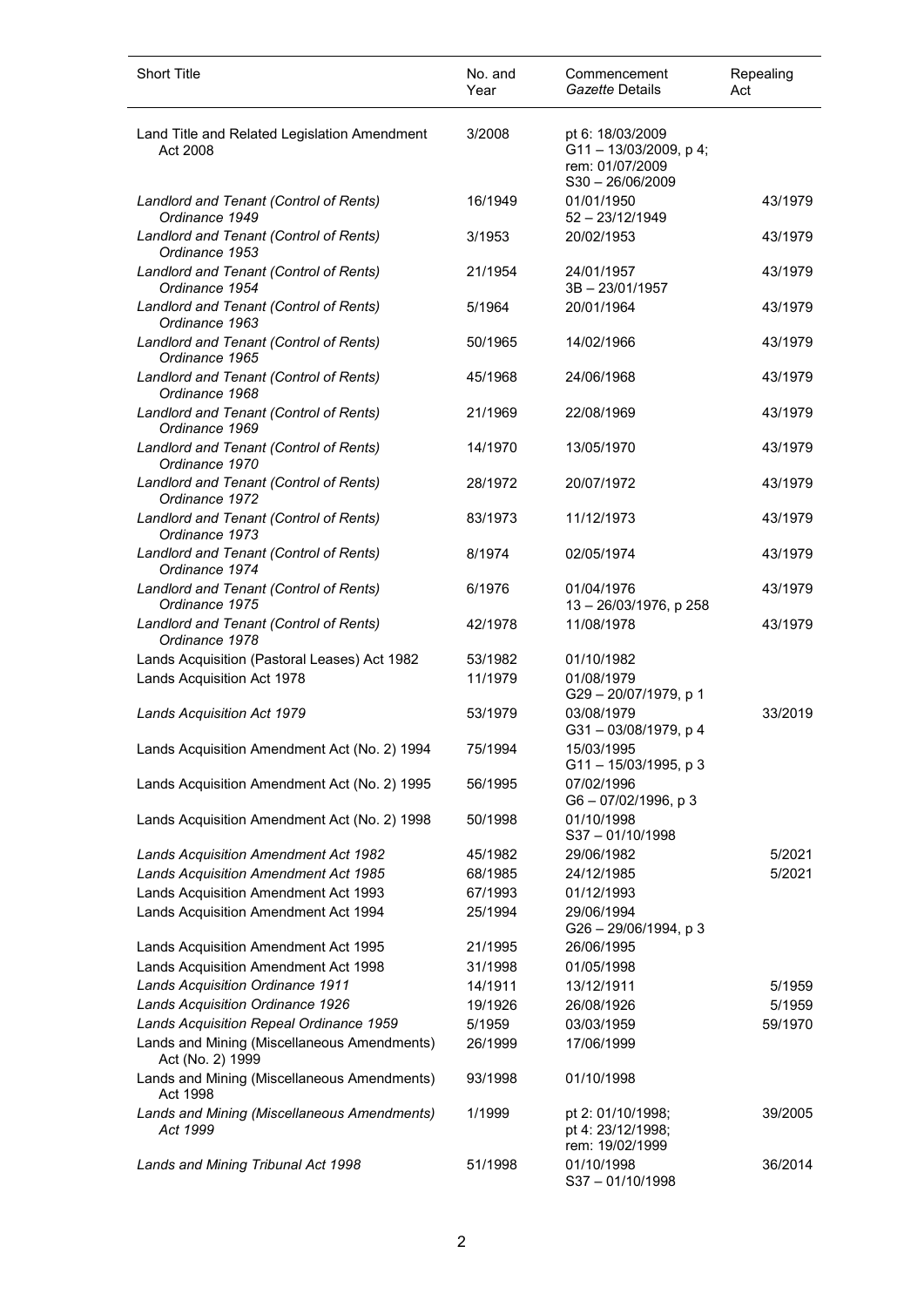| Short Title | No. and Year | Commencement *Gazette* Details | Repealing Act |
|---|---|---|---|
| Land Title and Related Legislation Amendment Act 2008 | 3/2008 | pt 6: 18/03/2009 G11 – 13/03/2009, p 4; rem: 01/07/2009 S30 – 26/06/2009 | |
| *Landlord and Tenant (Control of Rents) Ordinance 1949* | 16/1949 | 01/01/1950 52 – 23/12/1949 | 43/1979 |
| *Landlord and Tenant (Control of Rents) Ordinance 1953* | 3/1953 | 20/02/1953 | 43/1979 |
| *Landlord and Tenant (Control of Rents) Ordinance 1954* | 21/1954 | 24/01/1957 3B – 23/01/1957 | 43/1979 |
| *Landlord and Tenant (Control of Rents) Ordinance 1963* | 5/1964 | 20/01/1964 | 43/1979 |
| *Landlord and Tenant (Control of Rents) Ordinance 1965* | 50/1965 | 14/02/1966 | 43/1979 |
| *Landlord and Tenant (Control of Rents) Ordinance 1968* | 45/1968 | 24/06/1968 | 43/1979 |
| *Landlord and Tenant (Control of Rents) Ordinance 1969* | 21/1969 | 22/08/1969 | 43/1979 |
| *Landlord and Tenant (Control of Rents) Ordinance 1970* | 14/1970 | 13/05/1970 | 43/1979 |
| *Landlord and Tenant (Control of Rents) Ordinance 1972* | 28/1972 | 20/07/1972 | 43/1979 |
| *Landlord and Tenant (Control of Rents) Ordinance 1973* | 83/1973 | 11/12/1973 | 43/1979 |
| *Landlord and Tenant (Control of Rents) Ordinance 1974* | 8/1974 | 02/05/1974 | 43/1979 |
| *Landlord and Tenant (Control of Rents) Ordinance 1975* | 6/1976 | 01/04/1976 13 – 26/03/1976, p 258 | 43/1979 |
| *Landlord and Tenant (Control of Rents) Ordinance 1978* | 42/1978 | 11/08/1978 | 43/1979 |
| Lands Acquisition (Pastoral Leases) Act 1982 | 53/1982 | 01/10/1982 | |
| Lands Acquisition Act 1978 | 11/1979 | 01/08/1979 G29 – 20/07/1979, p 1 | |
| *Lands Acquisition Act 1979* | 53/1979 | 03/08/1979 G31 – 03/08/1979, p 4 | 33/2019 |
| Lands Acquisition Amendment Act (No. 2) 1994 | 75/1994 | 15/03/1995 G11 – 15/03/1995, p 3 | |
| Lands Acquisition Amendment Act (No. 2) 1995 | 56/1995 | 07/02/1996 G6 – 07/02/1996, p 3 | |
| Lands Acquisition Amendment Act (No. 2) 1998 | 50/1998 | 01/10/1998 S37 – 01/10/1998 | |
| *Lands Acquisition Amendment Act 1982* | 45/1982 | 29/06/1982 | 5/2021 |
| *Lands Acquisition Amendment Act 1985* | 68/1985 | 24/12/1985 | 5/2021 |
| Lands Acquisition Amendment Act 1993 | 67/1993 | 01/12/1993 | |
| Lands Acquisition Amendment Act 1994 | 25/1994 | 29/06/1994 G26 – 29/06/1994, p 3 | |
| Lands Acquisition Amendment Act 1995 | 21/1995 | 26/06/1995 | |
| Lands Acquisition Amendment Act 1998 | 31/1998 | 01/05/1998 | |
| *Lands Acquisition Ordinance 1911* | 14/1911 | 13/12/1911 | 5/1959 |
| *Lands Acquisition Ordinance 1926* | 19/1926 | 26/08/1926 | 5/1959 |
| *Lands Acquisition Repeal Ordinance 1959* | 5/1959 | 03/03/1959 | 59/1970 |
| Lands and Mining (Miscellaneous Amendments) Act (No. 2) 1999 | 26/1999 | 17/06/1999 | |
| Lands and Mining (Miscellaneous Amendments) Act 1998 | 93/1998 | 01/10/1998 | |
| *Lands and Mining (Miscellaneous Amendments) Act 1999* | 1/1999 | pt 2: 01/10/1998; pt 4: 23/12/1998; rem: 19/02/1999 | 39/2005 |
| *Lands and Mining Tribunal Act 1998* | 51/1998 | 01/10/1998 S37 – 01/10/1998 | 36/2014 |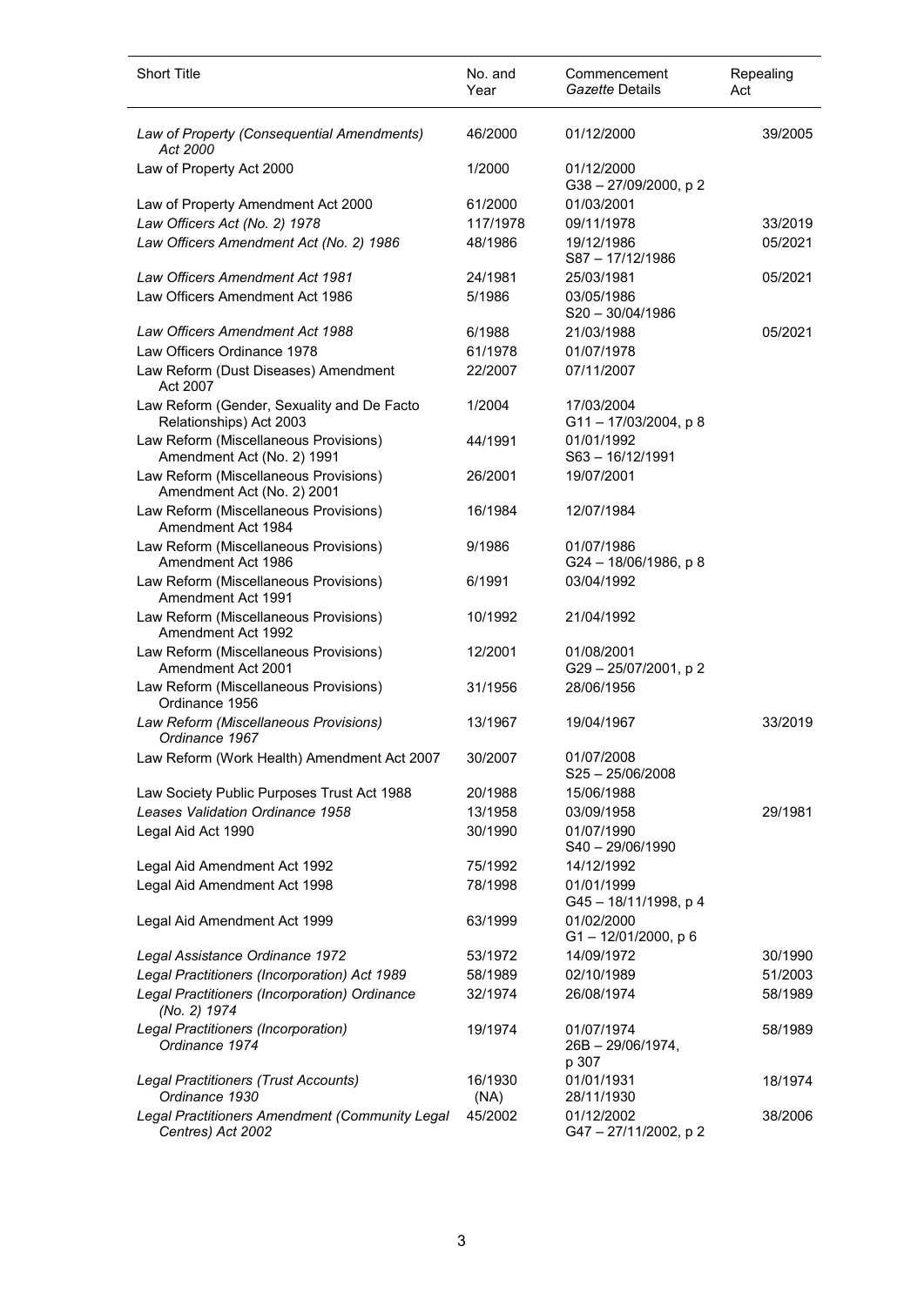| Short Title | No. and Year | Commencement *Gazette* Details | Repealing Act |
|---|---|---|---|
| *Law of Property (Consequential Amendments) Act 2000* | 46/2000 | 01/12/2000 | 39/2005 |
| Law of Property Act 2000 | 1/2000 | 01/12/2000 G38 – 27/09/2000, p 2 | |
| Law of Property Amendment Act 2000 | 61/2000 | 01/03/2001 | |
| *Law Officers Act (No. 2) 1978* | 117/1978 | 09/11/1978 | 33/2019 |
| *Law Officers Amendment Act (No. 2) 1986* | 48/1986 | 19/12/1986 S87 – 17/12/1986 | 05/2021 |
| *Law Officers Amendment Act 1981* | 24/1981 | 25/03/1981 | 05/2021 |
| Law Officers Amendment Act 1986 | 5/1986 | 03/05/1986 S20 – 30/04/1986 | |
| *Law Officers Amendment Act 1988* | 6/1988 | 21/03/1988 | 05/2021 |
| Law Officers Ordinance 1978 | 61/1978 | 01/07/1978 | |
| Law Reform (Dust Diseases) Amendment Act 2007 | 22/2007 | 07/11/2007 | |
| Law Reform (Gender, Sexuality and De Facto Relationships) Act 2003 | 1/2004 | 17/03/2004 G11 – 17/03/2004, p 8 | |
| Law Reform (Miscellaneous Provisions) Amendment Act (No. 2) 1991 | 44/1991 | 01/01/1992 S63 – 16/12/1991 | |
| Law Reform (Miscellaneous Provisions) Amendment Act (No. 2) 2001 | 26/2001 | 19/07/2001 | |
| Law Reform (Miscellaneous Provisions) Amendment Act 1984 | 16/1984 | 12/07/1984 | |
| Law Reform (Miscellaneous Provisions) Amendment Act 1986 | 9/1986 | 01/07/1986 G24 – 18/06/1986, p 8 | |
| Law Reform (Miscellaneous Provisions) Amendment Act 1991 | 6/1991 | 03/04/1992 | |
| Law Reform (Miscellaneous Provisions) Amendment Act 1992 | 10/1992 | 21/04/1992 | |
| Law Reform (Miscellaneous Provisions) Amendment Act 2001 | 12/2001 | 01/08/2001 G29 – 25/07/2001, p 2 | |
| Law Reform (Miscellaneous Provisions) Ordinance 1956 | 31/1956 | 28/06/1956 | |
| *Law Reform (Miscellaneous Provisions) Ordinance 1967* | 13/1967 | 19/04/1967 | 33/2019 |
| Law Reform (Work Health) Amendment Act 2007 | 30/2007 | 01/07/2008 S25 – 25/06/2008 | |
| Law Society Public Purposes Trust Act 1988 | 20/1988 | 15/06/1988 | |
| *Leases Validation Ordinance 1958* | 13/1958 | 03/09/1958 | 29/1981 |
| Legal Aid Act 1990 | 30/1990 | 01/07/1990 S40 – 29/06/1990 | |
| Legal Aid Amendment Act 1992 | 75/1992 | 14/12/1992 | |
| Legal Aid Amendment Act 1998 | 78/1998 | 01/01/1999 G45 – 18/11/1998, p 4 | |
| Legal Aid Amendment Act 1999 | 63/1999 | 01/02/2000 G1 – 12/01/2000, p 6 | |
| *Legal Assistance Ordinance 1972* | 53/1972 | 14/09/1972 | 30/1990 |
| *Legal Practitioners (Incorporation) Act 1989* | 58/1989 | 02/10/1989 | 51/2003 |
| *Legal Practitioners (Incorporation) Ordinance (No. 2) 1974* | 32/1974 | 26/08/1974 | 58/1989 |
| *Legal Practitioners (Incorporation) Ordinance 1974* | 19/1974 | 01/07/1974 26B – 29/06/1974, p 307 | 58/1989 |
| *Legal Practitioners (Trust Accounts) Ordinance 1930* | 16/1930 (NA) | 01/01/1931 28/11/1930 | 18/1974 |
| *Legal Practitioners Amendment (Community Legal Centres) Act 2002* | 45/2002 | 01/12/2002 G47 – 27/11/2002, p 2 | 38/2006 |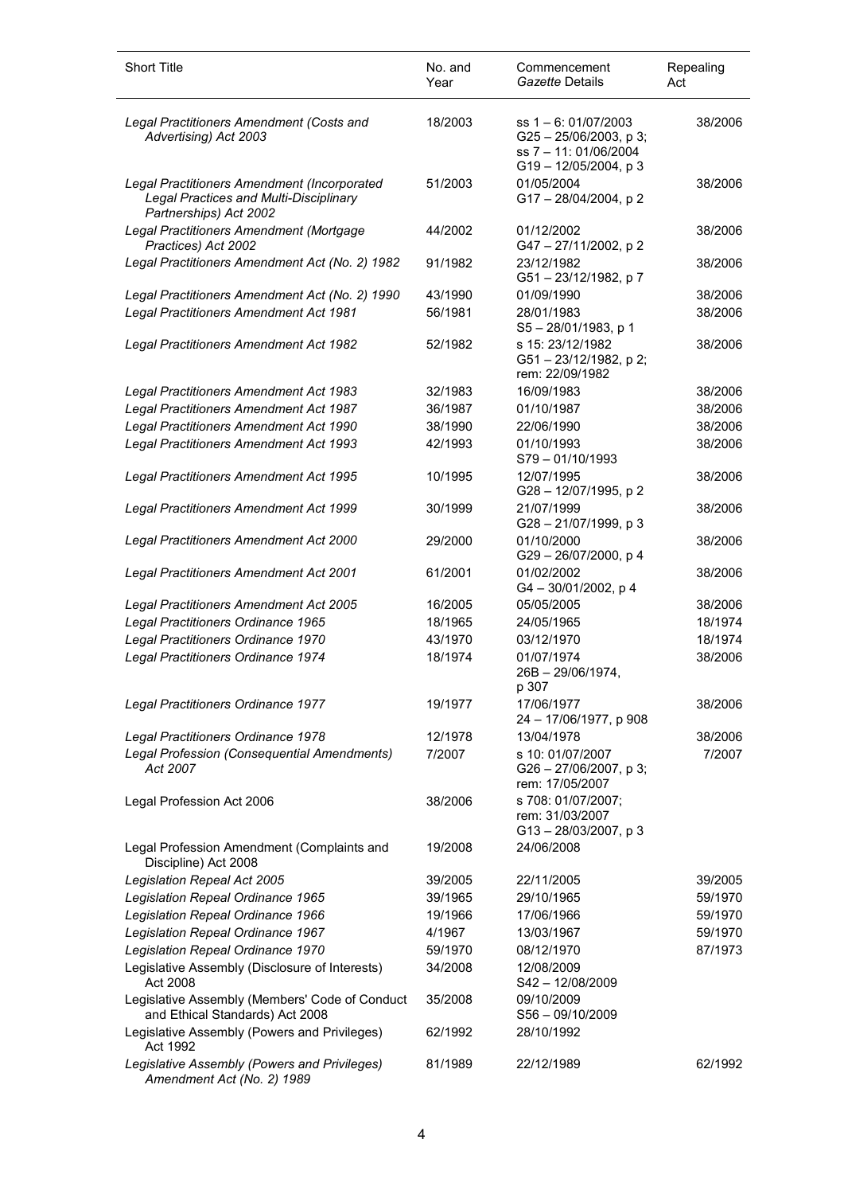| Short Title | No. and Year | Commencement *Gazette* Details | Repealing Act |
|---|---|---|---|
| *Legal Practitioners Amendment (Costs and Advertising) Act 2003* | 18/2003 | ss 1 – 6: 01/07/2003 G25 – 25/06/2003, p 3; ss 7 – 11: 01/06/2004 G19 – 12/05/2004, p 3 | 38/2006 |
| *Legal Practitioners Amendment (Incorporated Legal Practices and Multi-Disciplinary Partnerships) Act 2002* | 51/2003 | 01/05/2004 G17 – 28/04/2004, p 2 | 38/2006 |
| *Legal Practitioners Amendment (Mortgage Practices) Act 2002* | 44/2002 | 01/12/2002 G47 – 27/11/2002, p 2 | 38/2006 |
| *Legal Practitioners Amendment Act (No. 2) 1982* | 91/1982 | 23/12/1982 G51 – 23/12/1982, p 7 | 38/2006 |
| *Legal Practitioners Amendment Act (No. 2) 1990* | 43/1990 | 01/09/1990 | 38/2006 |
| *Legal Practitioners Amendment Act 1981* | 56/1981 | 28/01/1983 S5 – 28/01/1983, p 1 | 38/2006 |
| *Legal Practitioners Amendment Act 1982* | 52/1982 | s 15: 23/12/1982 G51 – 23/12/1982, p 2; rem: 22/09/1982 | 38/2006 |
| *Legal Practitioners Amendment Act 1983* | 32/1983 | 16/09/1983 | 38/2006 |
| *Legal Practitioners Amendment Act 1987* | 36/1987 | 01/10/1987 | 38/2006 |
| *Legal Practitioners Amendment Act 1990* | 38/1990 | 22/06/1990 | 38/2006 |
| *Legal Practitioners Amendment Act 1993* | 42/1993 | 01/10/1993 S79 – 01/10/1993 | 38/2006 |
| *Legal Practitioners Amendment Act 1995* | 10/1995 | 12/07/1995 G28 – 12/07/1995, p 2 | 38/2006 |
| *Legal Practitioners Amendment Act 1999* | 30/1999 | 21/07/1999 G28 – 21/07/1999, p 3 | 38/2006 |
| *Legal Practitioners Amendment Act 2000* | 29/2000 | 01/10/2000 G29 – 26/07/2000, p 4 | 38/2006 |
| *Legal Practitioners Amendment Act 2001* | 61/2001 | 01/02/2002 G4 – 30/01/2002, p 4 | 38/2006 |
| *Legal Practitioners Amendment Act 2005* | 16/2005 | 05/05/2005 | 38/2006 |
| *Legal Practitioners Ordinance 1965* | 18/1965 | 24/05/1965 | 18/1974 |
| *Legal Practitioners Ordinance 1970* | 43/1970 | 03/12/1970 | 18/1974 |
| *Legal Practitioners Ordinance 1974* | 18/1974 | 01/07/1974 26B – 29/06/1974, p 307 | 38/2006 |
| *Legal Practitioners Ordinance 1977* | 19/1977 | 17/06/1977 24 – 17/06/1977, p 908 | 38/2006 |
| *Legal Practitioners Ordinance 1978* | 12/1978 | 13/04/1978 | 38/2006 |
| *Legal Profession (Consequential Amendments) Act 2007* | 7/2007 | s 10: 01/07/2007 G26 – 27/06/2007, p 3; rem: 17/05/2007 | 7/2007 |
| Legal Profession Act 2006 | 38/2006 | s 708: 01/07/2007; rem: 31/03/2007 G13 – 28/03/2007, p 3 | |
| Legal Profession Amendment (Complaints and Discipline) Act 2008 | 19/2008 | 24/06/2008 | |
| *Legislation Repeal Act 2005* | 39/2005 | 22/11/2005 | 39/2005 |
| *Legislation Repeal Ordinance 1965* | 39/1965 | 29/10/1965 | 59/1970 |
| *Legislation Repeal Ordinance 1966* | 19/1966 | 17/06/1966 | 59/1970 |
| *Legislation Repeal Ordinance 1967* | 4/1967 | 13/03/1967 | 59/1970 |
| *Legislation Repeal Ordinance 1970* | 59/1970 | 08/12/1970 | 87/1973 |
| Legislative Assembly (Disclosure of Interests) Act 2008 | 34/2008 | 12/08/2009 S42 – 12/08/2009 | |
| Legislative Assembly (Members' Code of Conduct and Ethical Standards) Act 2008 | 35/2008 | 09/10/2009 S56 – 09/10/2009 | |
| Legislative Assembly (Powers and Privileges) Act 1992 | 62/1992 | 28/10/1992 | |
| *Legislative Assembly (Powers and Privileges) Amendment Act (No. 2) 1989* | 81/1989 | 22/12/1989 | 62/1992 |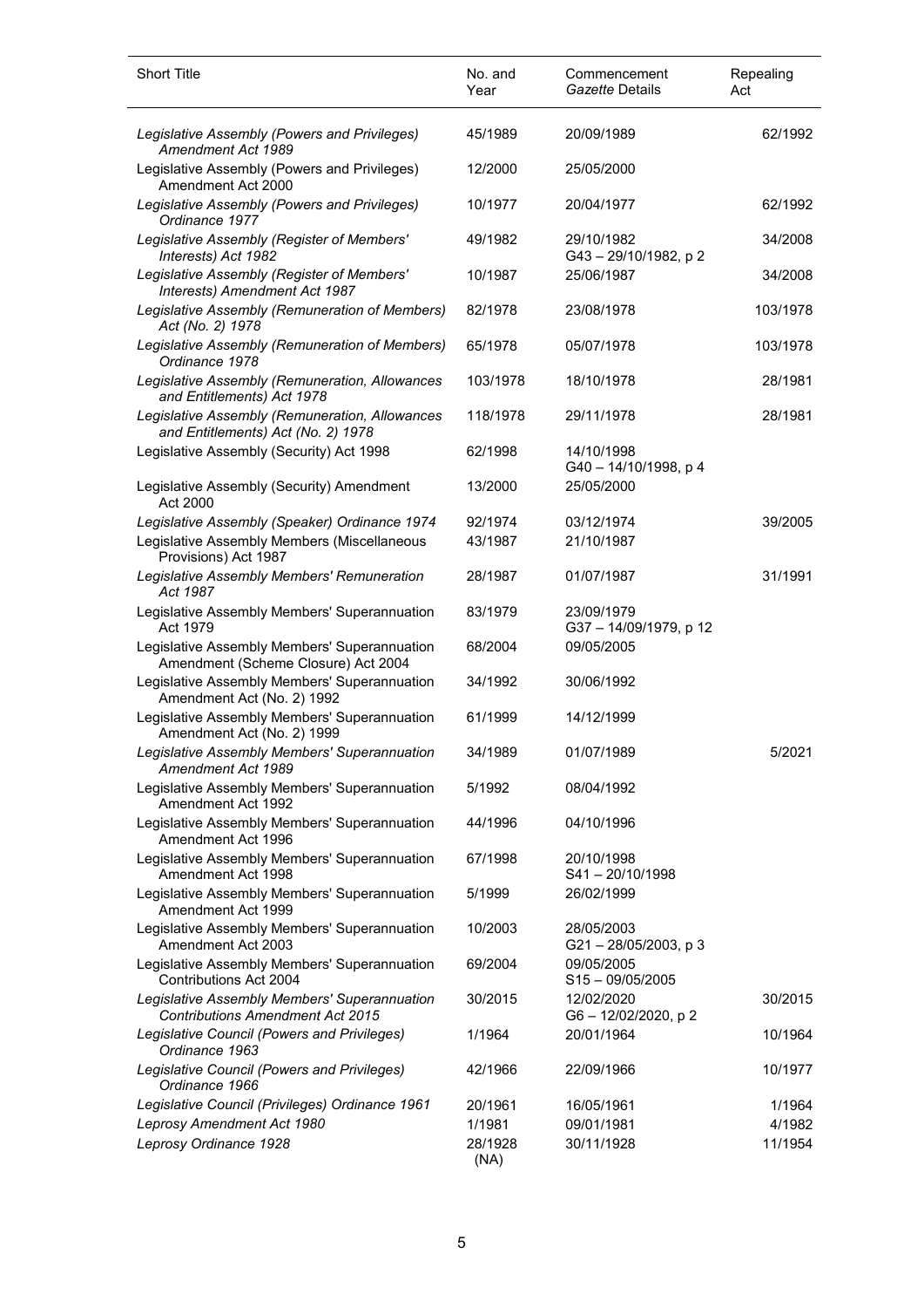| Short Title | No. and Year | Commencement *Gazette* Details | Repealing Act |
|---|---|---|---|
| *Legislative Assembly (Powers and Privileges) Amendment Act 1989* | 45/1989 | 20/09/1989 | 62/1992 |
| Legislative Assembly (Powers and Privileges) Amendment Act 2000 | 12/2000 | 25/05/2000 | |
| *Legislative Assembly (Powers and Privileges) Ordinance 1977* | 10/1977 | 20/04/1977 | 62/1992 |
| *Legislative Assembly (Register of Members' Interests) Act 1982* | 49/1982 | 29/10/1982<br>G43 – 29/10/1982, p 2 | 34/2008 |
| *Legislative Assembly (Register of Members' Interests) Amendment Act 1987* | 10/1987 | 25/06/1987 | 34/2008 |
| *Legislative Assembly (Remuneration of Members) Act (No. 2) 1978* | 82/1978 | 23/08/1978 | 103/1978 |
| *Legislative Assembly (Remuneration of Members) Ordinance 1978* | 65/1978 | 05/07/1978 | 103/1978 |
| *Legislative Assembly (Remuneration, Allowances and Entitlements) Act 1978* | 103/1978 | 18/10/1978 | 28/1981 |
| *Legislative Assembly (Remuneration, Allowances and Entitlements) Act (No. 2) 1978* | 118/1978 | 29/11/1978 | 28/1981 |
| Legislative Assembly (Security) Act 1998 | 62/1998 | 14/10/1998<br>G40 – 14/10/1998, p 4 | |
| Legislative Assembly (Security) Amendment Act 2000 | 13/2000 | 25/05/2000 | |
| *Legislative Assembly (Speaker) Ordinance 1974* | 92/1974 | 03/12/1974 | 39/2005 |
| Legislative Assembly Members (Miscellaneous Provisions) Act 1987 | 43/1987 | 21/10/1987 | |
| *Legislative Assembly Members' Remuneration Act 1987* | 28/1987 | 01/07/1987 | 31/1991 |
| Legislative Assembly Members' Superannuation Act 1979 | 83/1979 | 23/09/1979<br>G37 – 14/09/1979, p 12 | |
| Legislative Assembly Members' Superannuation Amendment (Scheme Closure) Act 2004 | 68/2004 | 09/05/2005 | |
| Legislative Assembly Members' Superannuation Amendment Act (No. 2) 1992 | 34/1992 | 30/06/1992 | |
| Legislative Assembly Members' Superannuation Amendment Act (No. 2) 1999 | 61/1999 | 14/12/1999 | |
| *Legislative Assembly Members' Superannuation Amendment Act 1989* | 34/1989 | 01/07/1989 | 5/2021 |
| Legislative Assembly Members' Superannuation Amendment Act 1992 | 5/1992 | 08/04/1992 | |
| Legislative Assembly Members' Superannuation Amendment Act 1996 | 44/1996 | 04/10/1996 | |
| Legislative Assembly Members' Superannuation Amendment Act 1998 | 67/1998 | 20/10/1998<br>S41 – 20/10/1998 | |
| Legislative Assembly Members' Superannuation Amendment Act 1999 | 5/1999 | 26/02/1999 | |
| Legislative Assembly Members' Superannuation Amendment Act 2003 | 10/2003 | 28/05/2003<br>G21 – 28/05/2003, p 3 | |
| Legislative Assembly Members' Superannuation Contributions Act 2004 | 69/2004 | 09/05/2005<br>S15 – 09/05/2005 | |
| *Legislative Assembly Members' Superannuation Contributions Amendment Act 2015* | 30/2015 | 12/02/2020<br>G6 – 12/02/2020, p 2 | 30/2015 |
| *Legislative Council (Powers and Privileges) Ordinance 1963* | 1/1964 | 20/01/1964 | 10/1964 |
| *Legislative Council (Powers and Privileges) Ordinance 1966* | 42/1966 | 22/09/1966 | 10/1977 |
| *Legislative Council (Privileges) Ordinance 1961* | 20/1961 | 16/05/1961 | 1/1964 |
| *Leprosy Amendment Act 1980* | 1/1981 | 09/01/1981 | 4/1982 |
| *Leprosy Ordinance 1928* | 28/1928 (NA) | 30/11/1928 | 11/1954 |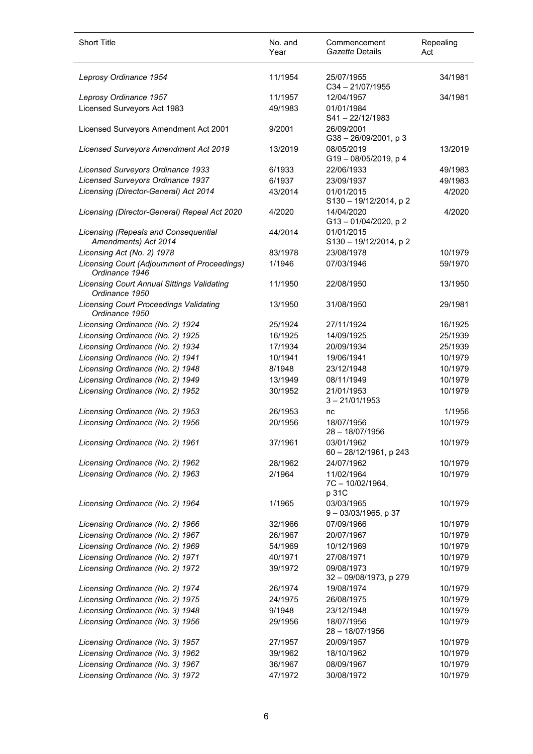| Short Title | No. and Year | Commencement *Gazette* Details | Repealing Act |
|---|---|---|---|
| *Leprosy Ordinance 1954* | 11/1954 | 25/07/1955<br>C34 – 21/07/1955 | 34/1981 |
| *Leprosy Ordinance 1957* | 11/1957 | 12/04/1957 | 34/1981 |
| Licensed Surveyors Act 1983 | 49/1983 | 01/01/1984<br>S41 – 22/12/1983 | |
| Licensed Surveyors Amendment Act 2001 | 9/2001 | 26/09/2001<br>G38 – 26/09/2001, p 3 | |
| *Licensed Surveyors Amendment Act 2019* | 13/2019 | 08/05/2019<br>G19 – 08/05/2019, p 4 | 13/2019 |
| *Licensed Surveyors Ordinance 1933* | 6/1933 | 22/06/1933 | 49/1983 |
| *Licensed Surveyors Ordinance 1937* | 6/1937 | 23/09/1937 | 49/1983 |
| *Licensing (Director-General) Act 2014* | 43/2014 | 01/01/2015<br>S130 – 19/12/2014, p 2 | 4/2020 |
| *Licensing (Director-General) Repeal Act 2020* | 4/2020 | 14/04/2020<br>G13 – 01/04/2020, p 2 | 4/2020 |
| *Licensing (Repeals and Consequential Amendments) Act 2014* | 44/2014 | 01/01/2015<br>S130 – 19/12/2014, p 2 | |
| *Licensing Act (No. 2) 1978* | 83/1978 | 23/08/1978 | 10/1979 |
| *Licensing Court (Adjournment of Proceedings) Ordinance 1946* | 1/1946 | 07/03/1946 | 59/1970 |
| *Licensing Court Annual Sittings Validating Ordinance 1950* | 11/1950 | 22/08/1950 | 13/1950 |
| *Licensing Court Proceedings Validating Ordinance 1950* | 13/1950 | 31/08/1950 | 29/1981 |
| *Licensing Ordinance (No. 2) 1924* | 25/1924 | 27/11/1924 | 16/1925 |
| *Licensing Ordinance (No. 2) 1925* | 16/1925 | 14/09/1925 | 25/1939 |
| *Licensing Ordinance (No. 2) 1934* | 17/1934 | 20/09/1934 | 25/1939 |
| *Licensing Ordinance (No. 2) 1941* | 10/1941 | 19/06/1941 | 10/1979 |
| *Licensing Ordinance (No. 2) 1948* | 8/1948 | 23/12/1948 | 10/1979 |
| *Licensing Ordinance (No. 2) 1949* | 13/1949 | 08/11/1949 | 10/1979 |
| *Licensing Ordinance (No. 2) 1952* | 30/1952 | 21/01/1953<br>3 – 21/01/1953 | 10/1979 |
| *Licensing Ordinance (No. 2) 1953* | 26/1953 | nc | 1/1956 |
| *Licensing Ordinance (No. 2) 1956* | 20/1956 | 18/07/1956<br>28 – 18/07/1956 | 10/1979 |
| *Licensing Ordinance (No. 2) 1961* | 37/1961 | 03/01/1962<br>60 – 28/12/1961, p 243 | 10/1979 |
| *Licensing Ordinance (No. 2) 1962* | 28/1962 | 24/07/1962 | 10/1979 |
| *Licensing Ordinance (No. 2) 1963* | 2/1964 | 11/02/1964<br>7C – 10/02/1964, p 31C | 10/1979 |
| *Licensing Ordinance (No. 2) 1964* | 1/1965 | 03/03/1965<br>9 – 03/03/1965, p 37 | 10/1979 |
| *Licensing Ordinance (No. 2) 1966* | 32/1966 | 07/09/1966 | 10/1979 |
| *Licensing Ordinance (No. 2) 1967* | 26/1967 | 20/07/1967 | 10/1979 |
| *Licensing Ordinance (No. 2) 1969* | 54/1969 | 10/12/1969 | 10/1979 |
| *Licensing Ordinance (No. 2) 1971* | 40/1971 | 27/08/1971 | 10/1979 |
| *Licensing Ordinance (No. 2) 1972* | 39/1972 | 09/08/1973<br>32 – 09/08/1973, p 279 | 10/1979 |
| *Licensing Ordinance (No. 2) 1974* | 26/1974 | 19/08/1974 | 10/1979 |
| *Licensing Ordinance (No. 2) 1975* | 24/1975 | 26/08/1975 | 10/1979 |
| *Licensing Ordinance (No. 3) 1948* | 9/1948 | 23/12/1948 | 10/1979 |
| *Licensing Ordinance (No. 3) 1956* | 29/1956 | 18/07/1956<br>28 – 18/07/1956 | 10/1979 |
| *Licensing Ordinance (No. 3) 1957* | 27/1957 | 20/09/1957 | 10/1979 |
| *Licensing Ordinance (No. 3) 1962* | 39/1962 | 18/10/1962 | 10/1979 |
| *Licensing Ordinance (No. 3) 1967* | 36/1967 | 08/09/1967 | 10/1979 |
| *Licensing Ordinance (No. 3) 1972* | 47/1972 | 30/08/1972 | 10/1979 |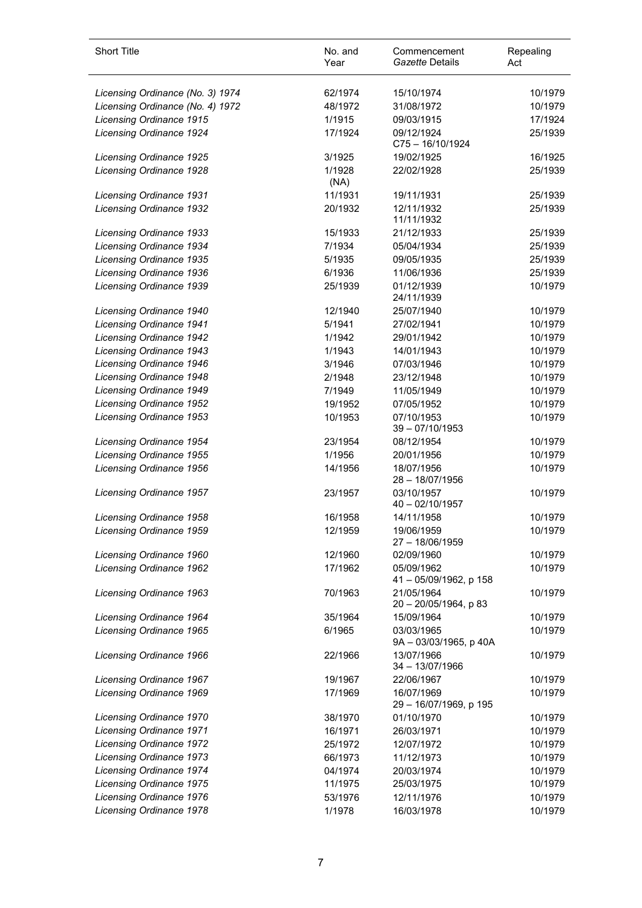| Short Title | No. and Year | Commencement *Gazette* Details | Repealing Act |
|---|---|---|---|
| *Licensing Ordinance (No. 3) 1974* | 62/1974 | 15/10/1974 | 10/1979 |
| *Licensing Ordinance (No. 4) 1972* | 48/1972 | 31/08/1972 | 10/1979 |
| *Licensing Ordinance 1915* | 1/1915 | 09/03/1915 | 17/1924 |
| *Licensing Ordinance 1924* | 17/1924 | 09/12/1924 C75 – 16/10/1924 | 25/1939 |
| *Licensing Ordinance 1925* | 3/1925 | 19/02/1925 | 16/1925 |
| *Licensing Ordinance 1928* | 1/1928 (NA) | 22/02/1928 | 25/1939 |
| *Licensing Ordinance 1931* | 11/1931 | 19/11/1931 | 25/1939 |
| *Licensing Ordinance 1932* | 20/1932 | 12/11/1932 11/11/1932 | 25/1939 |
| *Licensing Ordinance 1933* | 15/1933 | 21/12/1933 | 25/1939 |
| *Licensing Ordinance 1934* | 7/1934 | 05/04/1934 | 25/1939 |
| *Licensing Ordinance 1935* | 5/1935 | 09/05/1935 | 25/1939 |
| *Licensing Ordinance 1936* | 6/1936 | 11/06/1936 | 25/1939 |
| *Licensing Ordinance 1939* | 25/1939 | 01/12/1939 24/11/1939 | 10/1979 |
| *Licensing Ordinance 1940* | 12/1940 | 25/07/1940 | 10/1979 |
| *Licensing Ordinance 1941* | 5/1941 | 27/02/1941 | 10/1979 |
| *Licensing Ordinance 1942* | 1/1942 | 29/01/1942 | 10/1979 |
| *Licensing Ordinance 1943* | 1/1943 | 14/01/1943 | 10/1979 |
| *Licensing Ordinance 1946* | 3/1946 | 07/03/1946 | 10/1979 |
| *Licensing Ordinance 1948* | 2/1948 | 23/12/1948 | 10/1979 |
| *Licensing Ordinance 1949* | 7/1949 | 11/05/1949 | 10/1979 |
| *Licensing Ordinance 1952* | 19/1952 | 07/05/1952 | 10/1979 |
| *Licensing Ordinance 1953* | 10/1953 | 07/10/1953 39 – 07/10/1953 | 10/1979 |
| *Licensing Ordinance 1954* | 23/1954 | 08/12/1954 | 10/1979 |
| *Licensing Ordinance 1955* | 1/1956 | 20/01/1956 | 10/1979 |
| *Licensing Ordinance 1956* | 14/1956 | 18/07/1956 28 – 18/07/1956 | 10/1979 |
| *Licensing Ordinance 1957* | 23/1957 | 03/10/1957 40 – 02/10/1957 | 10/1979 |
| *Licensing Ordinance 1958* | 16/1958 | 14/11/1958 | 10/1979 |
| *Licensing Ordinance 1959* | 12/1959 | 19/06/1959 27 – 18/06/1959 | 10/1979 |
| *Licensing Ordinance 1960* | 12/1960 | 02/09/1960 | 10/1979 |
| *Licensing Ordinance 1962* | 17/1962 | 05/09/1962 41 – 05/09/1962, p 158 | 10/1979 |
| *Licensing Ordinance 1963* | 70/1963 | 21/05/1964 20 – 20/05/1964, p 83 | 10/1979 |
| *Licensing Ordinance 1964* | 35/1964 | 15/09/1964 | 10/1979 |
| *Licensing Ordinance 1965* | 6/1965 | 03/03/1965 9A – 03/03/1965, p 40A | 10/1979 |
| *Licensing Ordinance 1966* | 22/1966 | 13/07/1966 34 – 13/07/1966 | 10/1979 |
| *Licensing Ordinance 1967* | 19/1967 | 22/06/1967 | 10/1979 |
| *Licensing Ordinance 1969* | 17/1969 | 16/07/1969 29 – 16/07/1969, p 195 | 10/1979 |
| *Licensing Ordinance 1970* | 38/1970 | 01/10/1970 | 10/1979 |
| *Licensing Ordinance 1971* | 16/1971 | 26/03/1971 | 10/1979 |
| *Licensing Ordinance 1972* | 25/1972 | 12/07/1972 | 10/1979 |
| *Licensing Ordinance 1973* | 66/1973 | 11/12/1973 | 10/1979 |
| *Licensing Ordinance 1974* | 04/1974 | 20/03/1974 | 10/1979 |
| *Licensing Ordinance 1975* | 11/1975 | 25/03/1975 | 10/1979 |
| *Licensing Ordinance 1976* | 53/1976 | 12/11/1976 | 10/1979 |
| *Licensing Ordinance 1978* | 1/1978 | 16/03/1978 | 10/1979 |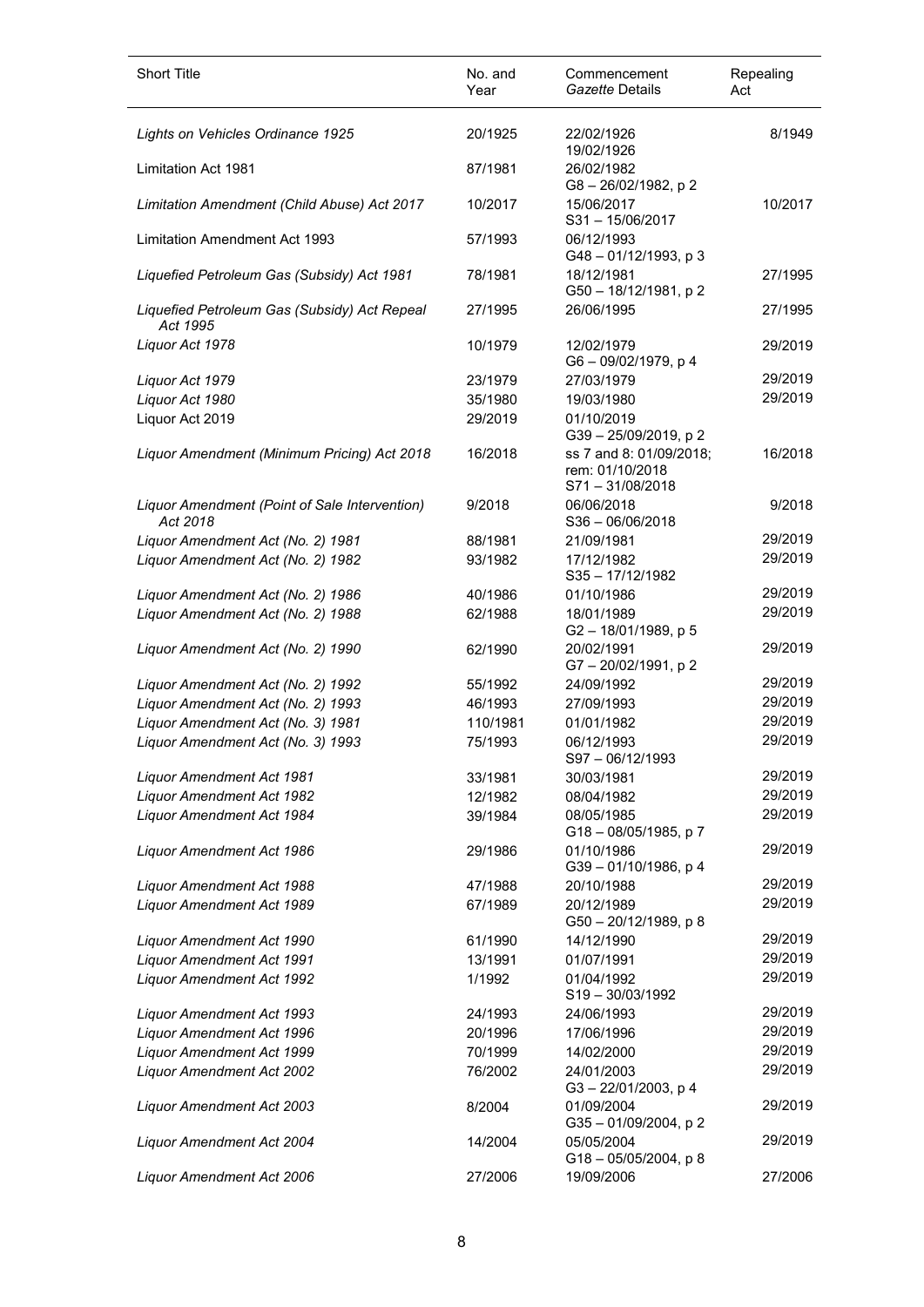| Short Title | No. and Year | Commencement *Gazette* Details | Repealing Act |
|---|---|---|---|
| *Lights on Vehicles Ordinance 1925* | 20/1925 | 22/02/1926<br>19/02/1926 | 8/1949 |
| Limitation Act 1981 | 87/1981 | 26/02/1982<br>G8 – 26/02/1982, p 2 | |
| *Limitation Amendment (Child Abuse) Act 2017* | 10/2017 | 15/06/2017<br>S31 – 15/06/2017 | 10/2017 |
| Limitation Amendment Act 1993 | 57/1993 | 06/12/1993<br>G48 – 01/12/1993, p 3 | |
| *Liquefied Petroleum Gas (Subsidy) Act 1981* | 78/1981 | 18/12/1981<br>G50 – 18/12/1981, p 2 | 27/1995 |
| *Liquefied Petroleum Gas (Subsidy) Act Repeal Act 1995* | 27/1995 | 26/06/1995 | 27/1995 |
| *Liquor Act 1978* | 10/1979 | 12/02/1979<br>G6 – 09/02/1979, p 4 | 29/2019 |
| *Liquor Act 1979* | 23/1979 | 27/03/1979 | 29/2019 |
| *Liquor Act 1980* | 35/1980 | 19/03/1980 | 29/2019 |
| Liquor Act 2019 | 29/2019 | 01/10/2019<br>G39 – 25/09/2019, p 2 | |
| *Liquor Amendment (Minimum Pricing) Act 2018* | 16/2018 | ss 7 and 8: 01/09/2018;<br>rem: 01/10/2018<br>S71 – 31/08/2018 | 16/2018 |
| *Liquor Amendment (Point of Sale Intervention) Act 2018* | 9/2018 | 06/06/2018<br>S36 – 06/06/2018 | 9/2018 |
| *Liquor Amendment Act (No. 2) 1981* | 88/1981 | 21/09/1981 | 29/2019 |
| *Liquor Amendment Act (No. 2) 1982* | 93/1982 | 17/12/1982<br>S35 – 17/12/1982 | 29/2019 |
| *Liquor Amendment Act (No. 2) 1986* | 40/1986 | 01/10/1986 | 29/2019 |
| *Liquor Amendment Act (No. 2) 1988* | 62/1988 | 18/01/1989<br>G2 – 18/01/1989, p 5 | 29/2019 |
| *Liquor Amendment Act (No. 2) 1990* | 62/1990 | 20/02/1991<br>G7 – 20/02/1991, p 2 | 29/2019 |
| *Liquor Amendment Act (No. 2) 1992* | 55/1992 | 24/09/1992 | 29/2019 |
| *Liquor Amendment Act (No. 2) 1993* | 46/1993 | 27/09/1993 | 29/2019 |
| *Liquor Amendment Act (No. 3) 1981* | 110/1981 | 01/01/1982 | 29/2019 |
| *Liquor Amendment Act (No. 3) 1993* | 75/1993 | 06/12/1993<br>S97 – 06/12/1993 | 29/2019 |
| *Liquor Amendment Act 1981* | 33/1981 | 30/03/1981 | 29/2019 |
| *Liquor Amendment Act 1982* | 12/1982 | 08/04/1982 | 29/2019 |
| *Liquor Amendment Act 1984* | 39/1984 | 08/05/1985<br>G18 – 08/05/1985, p 7 | 29/2019 |
| *Liquor Amendment Act 1986* | 29/1986 | 01/10/1986<br>G39 – 01/10/1986, p 4 | 29/2019 |
| *Liquor Amendment Act 1988* | 47/1988 | 20/10/1988 | 29/2019 |
| *Liquor Amendment Act 1989* | 67/1989 | 20/12/1989<br>G50 – 20/12/1989, p 8 | 29/2019 |
| *Liquor Amendment Act 1990* | 61/1990 | 14/12/1990 | 29/2019 |
| *Liquor Amendment Act 1991* | 13/1991 | 01/07/1991 | 29/2019 |
| *Liquor Amendment Act 1992* | 1/1992 | 01/04/1992<br>S19 – 30/03/1992 | 29/2019 |
| *Liquor Amendment Act 1993* | 24/1993 | 24/06/1993 | 29/2019 |
| *Liquor Amendment Act 1996* | 20/1996 | 17/06/1996 | 29/2019 |
| *Liquor Amendment Act 1999* | 70/1999 | 14/02/2000 | 29/2019 |
| *Liquor Amendment Act 2002* | 76/2002 | 24/01/2003<br>G3 – 22/01/2003, p 4 | 29/2019 |
| *Liquor Amendment Act 2003* | 8/2004 | 01/09/2004<br>G35 – 01/09/2004, p 2 | 29/2019 |
| *Liquor Amendment Act 2004* | 14/2004 | 05/05/2004<br>G18 – 05/05/2004, p 8 | 29/2019 |
| *Liquor Amendment Act 2006* | 27/2006 | 19/09/2006 | 27/2006 |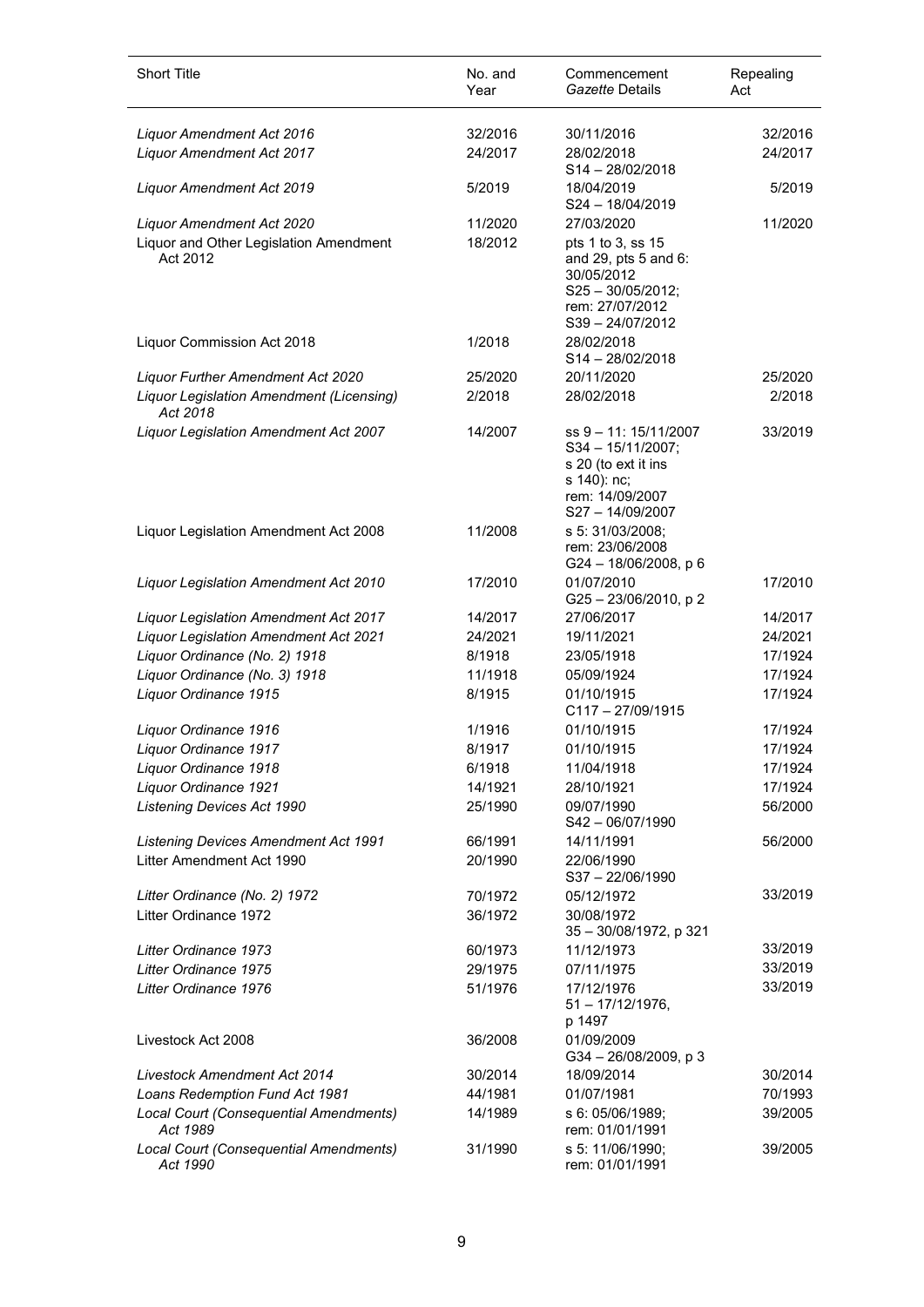| Short Title | No. and Year | Commencement *Gazette* Details | Repealing Act |
|---|---|---|---|
| *Liquor Amendment Act 2016* | 32/2016 | 30/11/2016 | 32/2016 |
| *Liquor Amendment Act 2017* | 24/2017 | 28/02/2018 S14 – 28/02/2018 | 24/2017 |
| *Liquor Amendment Act 2019* | 5/2019 | 18/04/2019 S24 – 18/04/2019 | 5/2019 |
| *Liquor Amendment Act 2020* | 11/2020 | 27/03/2020 | 11/2020 |
| Liquor and Other Legislation Amendment Act 2012 | 18/2012 | pts 1 to 3, ss 15 and 29, pts 5 and 6: 30/05/2012 S25 – 30/05/2012; rem: 27/07/2012 S39 – 24/07/2012 | |
| Liquor Commission Act 2018 | 1/2018 | 28/02/2018 S14 – 28/02/2018 | |
| *Liquor Further Amendment Act 2020* | 25/2020 | 20/11/2020 | 25/2020 |
| *Liquor Legislation Amendment (Licensing) Act 2018* | 2/2018 | 28/02/2018 | 2/2018 |
| *Liquor Legislation Amendment Act 2007* | 14/2007 | ss 9 – 11: 15/11/2007 S34 – 15/11/2007; s 20 (to ext it ins s 140): nc; rem: 14/09/2007 S27 – 14/09/2007 | 33/2019 |
| Liquor Legislation Amendment Act 2008 | 11/2008 | s 5: 31/03/2008; rem: 23/06/2008 G24 – 18/06/2008, p 6 | |
| *Liquor Legislation Amendment Act 2010* | 17/2010 | 01/07/2010 G25 – 23/06/2010, p 2 | 17/2010 |
| *Liquor Legislation Amendment Act 2017* | 14/2017 | 27/06/2017 | 14/2017 |
| *Liquor Legislation Amendment Act 2021* | 24/2021 | 19/11/2021 | 24/2021 |
| *Liquor Ordinance (No. 2) 1918* | 8/1918 | 23/05/1918 | 17/1924 |
| *Liquor Ordinance (No. 3) 1918* | 11/1918 | 05/09/1924 | 17/1924 |
| *Liquor Ordinance 1915* | 8/1915 | 01/10/1915 C117 – 27/09/1915 | 17/1924 |
| *Liquor Ordinance 1916* | 1/1916 | 01/10/1915 | 17/1924 |
| *Liquor Ordinance 1917* | 8/1917 | 01/10/1915 | 17/1924 |
| *Liquor Ordinance 1918* | 6/1918 | 11/04/1918 | 17/1924 |
| *Liquor Ordinance 1921* | 14/1921 | 28/10/1921 | 17/1924 |
| *Listening Devices Act 1990* | 25/1990 | 09/07/1990 S42 – 06/07/1990 | 56/2000 |
| *Listening Devices Amendment Act 1991* | 66/1991 | 14/11/1991 | 56/2000 |
| Litter Amendment Act 1990 | 20/1990 | 22/06/1990 S37 – 22/06/1990 | |
| *Litter Ordinance (No. 2) 1972* | 70/1972 | 05/12/1972 | 33/2019 |
| Litter Ordinance 1972 | 36/1972 | 30/08/1972 35 – 30/08/1972, p 321 | |
| *Litter Ordinance 1973* | 60/1973 | 11/12/1973 | 33/2019 |
| *Litter Ordinance 1975* | 29/1975 | 07/11/1975 | 33/2019 |
| *Litter Ordinance 1976* | 51/1976 | 17/12/1976 51 – 17/12/1976, p 1497 | 33/2019 |
| Livestock Act 2008 | 36/2008 | 01/09/2009 G34 – 26/08/2009, p 3 | |
| *Livestock Amendment Act 2014* | 30/2014 | 18/09/2014 | 30/2014 |
| *Loans Redemption Fund Act 1981* | 44/1981 | 01/07/1981 | 70/1993 |
| *Local Court (Consequential Amendments) Act 1989* | 14/1989 | s 6: 05/06/1989; rem: 01/01/1991 | 39/2005 |
| *Local Court (Consequential Amendments) Act 1990* | 31/1990 | s 5: 11/06/1990; rem: 01/01/1991 | 39/2005 |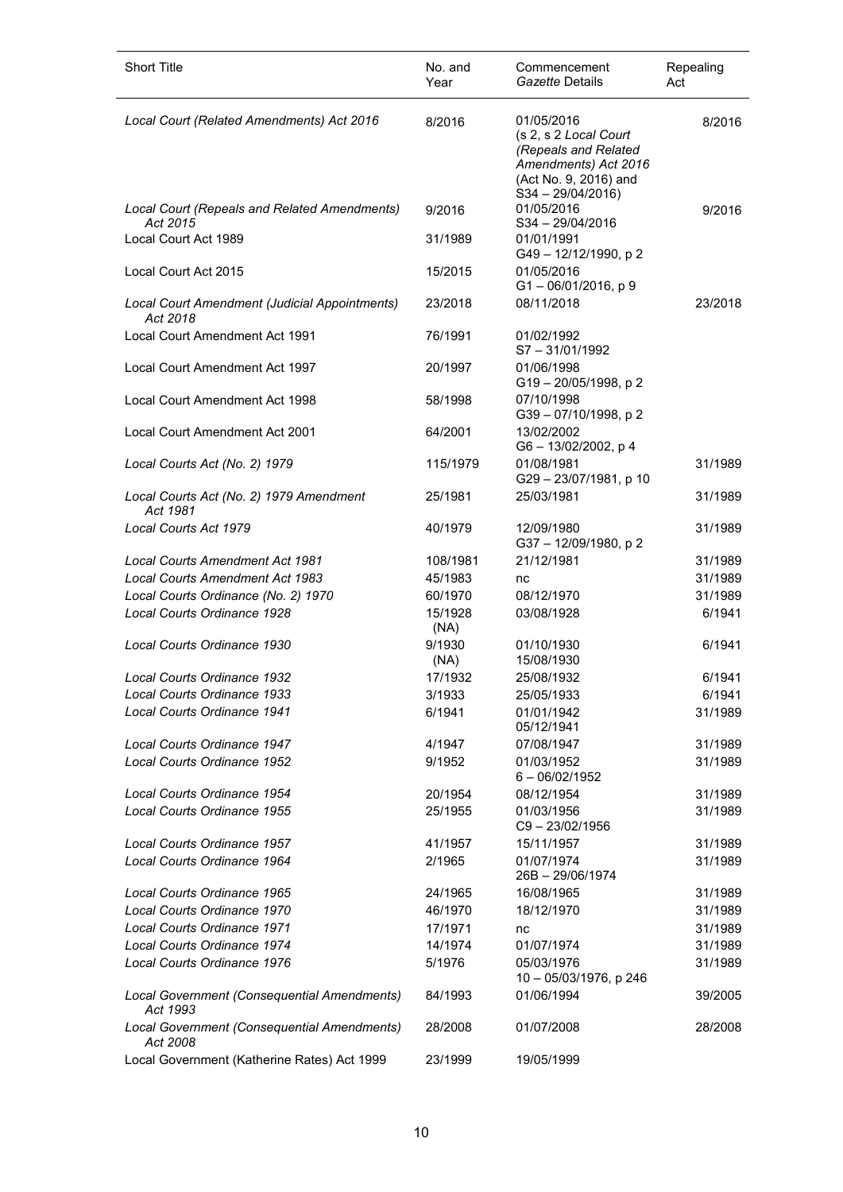| Short Title | No. and Year | Commencement *Gazette* Details | Repealing Act |
|---|---|---|---|
| *Local Court (Related Amendments) Act 2016* | 8/2016 | 01/05/2016 (s 2, s 2 *Local Court (Repeals and Related Amendments) Act 2016* (Act No. 9, 2016) and S34 – 29/04/2016) | 8/2016 |
| *Local Court (Repeals and Related Amendments) Act 2015* | 9/2016 | 01/05/2016 S34 – 29/04/2016 | 9/2016 |
| Local Court Act 1989 | 31/1989 | 01/01/1991 G49 – 12/12/1990, p 2 | |
| Local Court Act 2015 | 15/2015 | 01/05/2016 G1 – 06/01/2016, p 9 | |
| *Local Court Amendment (Judicial Appointments) Act 2018* | 23/2018 | 08/11/2018 | 23/2018 |
| Local Court Amendment Act 1991 | 76/1991 | 01/02/1992 S7 – 31/01/1992 | |
| Local Court Amendment Act 1997 | 20/1997 | 01/06/1998 G19 – 20/05/1998, p 2 | |
| Local Court Amendment Act 1998 | 58/1998 | 07/10/1998 G39 – 07/10/1998, p 2 | |
| Local Court Amendment Act 2001 | 64/2001 | 13/02/2002 G6 – 13/02/2002, p 4 | |
| *Local Courts Act (No. 2) 1979* | 115/1979 | 01/08/1981 G29 – 23/07/1981, p 10 | 31/1989 |
| *Local Courts Act (No. 2) 1979 Amendment Act 1981* | 25/1981 | 25/03/1981 | 31/1989 |
| *Local Courts Act 1979* | 40/1979 | 12/09/1980 G37 – 12/09/1980, p 2 | 31/1989 |
| *Local Courts Amendment Act 1981* | 108/1981 | 21/12/1981 | 31/1989 |
| *Local Courts Amendment Act 1983* | 45/1983 | nc | 31/1989 |
| *Local Courts Ordinance (No. 2) 1970* | 60/1970 | 08/12/1970 | 31/1989 |
| *Local Courts Ordinance 1928* | 15/1928 (NA) | 03/08/1928 | 6/1941 |
| *Local Courts Ordinance 1930* | 9/1930 (NA) | 01/10/1930 15/08/1930 | 6/1941 |
| *Local Courts Ordinance 1932* | 17/1932 | 25/08/1932 | 6/1941 |
| *Local Courts Ordinance 1933* | 3/1933 | 25/05/1933 | 6/1941 |
| *Local Courts Ordinance 1941* | 6/1941 | 01/01/1942 05/12/1941 | 31/1989 |
| *Local Courts Ordinance 1947* | 4/1947 | 07/08/1947 | 31/1989 |
| *Local Courts Ordinance 1952* | 9/1952 | 01/03/1952 6 – 06/02/1952 | 31/1989 |
| *Local Courts Ordinance 1954* | 20/1954 | 08/12/1954 | 31/1989 |
| *Local Courts Ordinance 1955* | 25/1955 | 01/03/1956 C9 – 23/02/1956 | 31/1989 |
| *Local Courts Ordinance 1957* | 41/1957 | 15/11/1957 | 31/1989 |
| *Local Courts Ordinance 1964* | 2/1965 | 01/07/1974 26B – 29/06/1974 | 31/1989 |
| *Local Courts Ordinance 1965* | 24/1965 | 16/08/1965 | 31/1989 |
| *Local Courts Ordinance 1970* | 46/1970 | 18/12/1970 | 31/1989 |
| *Local Courts Ordinance 1971* | 17/1971 | nc | 31/1989 |
| *Local Courts Ordinance 1974* | 14/1974 | 01/07/1974 | 31/1989 |
| *Local Courts Ordinance 1976* | 5/1976 | 05/03/1976 10 – 05/03/1976, p 246 | 31/1989 |
| *Local Government (Consequential Amendments) Act 1993* | 84/1993 | 01/06/1994 | 39/2005 |
| *Local Government (Consequential Amendments) Act 2008* | 28/2008 | 01/07/2008 | 28/2008 |
| Local Government (Katherine Rates) Act 1999 | 23/1999 | 19/05/1999 | |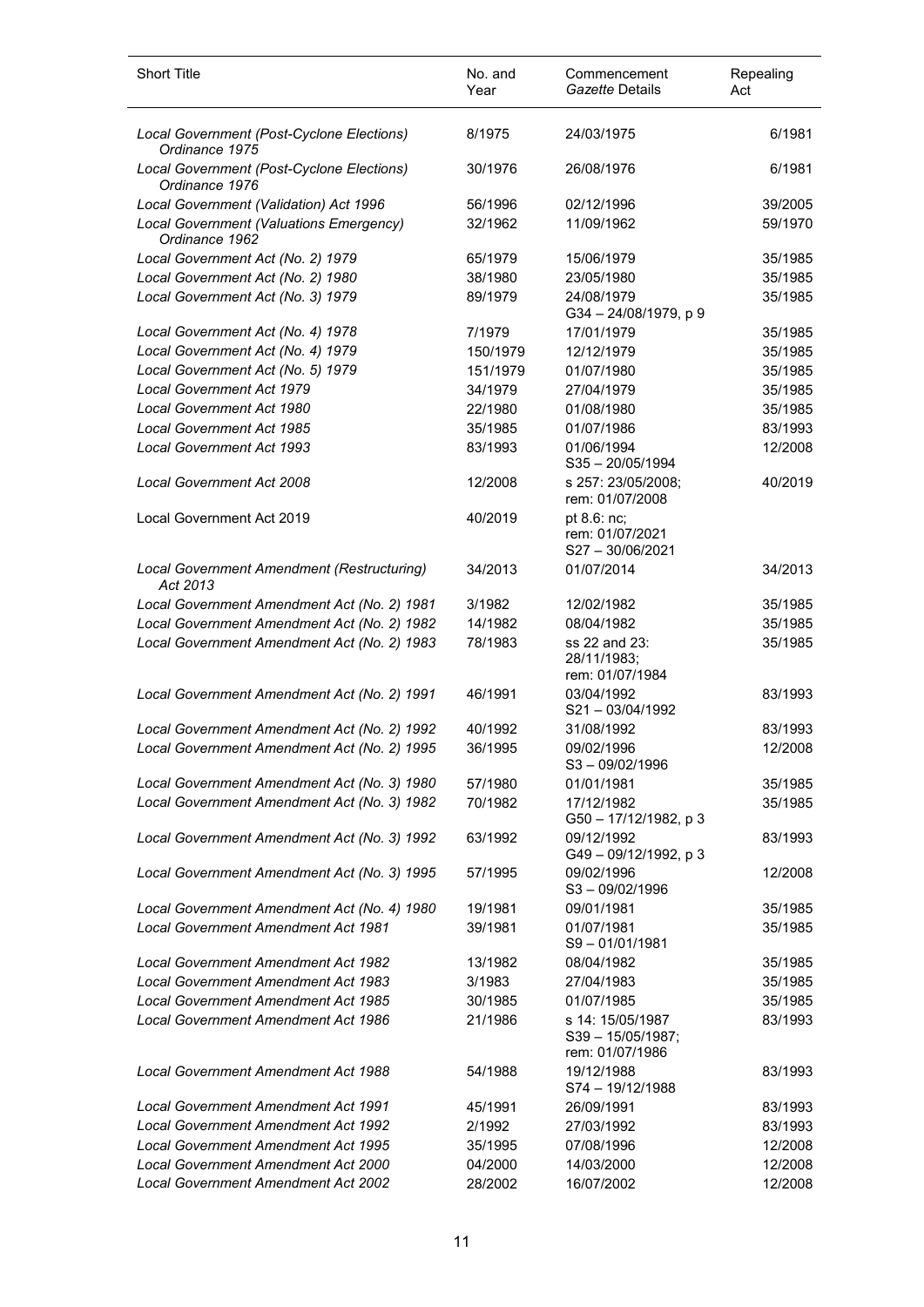| Short Title | No. and Year | Commencement *Gazette* Details | Repealing Act |
|---|---|---|---|
| *Local Government (Post-Cyclone Elections) Ordinance 1975* | 8/1975 | 24/03/1975 | 6/1981 |
| *Local Government (Post-Cyclone Elections) Ordinance 1976* | 30/1976 | 26/08/1976 | 6/1981 |
| *Local Government (Validation) Act 1996* | 56/1996 | 02/12/1996 | 39/2005 |
| *Local Government (Valuations Emergency) Ordinance 1962* | 32/1962 | 11/09/1962 | 59/1970 |
| *Local Government Act (No. 2) 1979* | 65/1979 | 15/06/1979 | 35/1985 |
| *Local Government Act (No. 2) 1980* | 38/1980 | 23/05/1980 | 35/1985 |
| *Local Government Act (No. 3) 1979* | 89/1979 | 24/08/1979<br>G34 – 24/08/1979, p 9 | 35/1985 |
| *Local Government Act (No. 4) 1978* | 7/1979 | 17/01/1979 | 35/1985 |
| *Local Government Act (No. 4) 1979* | 150/1979 | 12/12/1979 | 35/1985 |
| *Local Government Act (No. 5) 1979* | 151/1979 | 01/07/1980 | 35/1985 |
| *Local Government Act 1979* | 34/1979 | 27/04/1979 | 35/1985 |
| *Local Government Act 1980* | 22/1980 | 01/08/1980 | 35/1985 |
| *Local Government Act 1985* | 35/1985 | 01/07/1986 | 83/1993 |
| *Local Government Act 1993* | 83/1993 | 01/06/1994<br>S35 – 20/05/1994 | 12/2008 |
| *Local Government Act 2008* | 12/2008 | s 257: 23/05/2008;<br>rem: 01/07/2008 | 40/2019 |
| Local Government Act 2019 | 40/2019 | pt 8.6: nc;<br>rem: 01/07/2021<br>S27 – 30/06/2021 | |
| *Local Government Amendment (Restructuring) Act 2013* | 34/2013 | 01/07/2014 | 34/2013 |
| *Local Government Amendment Act (No. 2) 1981* | 3/1982 | 12/02/1982 | 35/1985 |
| *Local Government Amendment Act (No. 2) 1982* | 14/1982 | 08/04/1982 | 35/1985 |
| *Local Government Amendment Act (No. 2) 1983* | 78/1983 | ss 22 and 23:<br>28/11/1983;<br>rem: 01/07/1984 | 35/1985 |
| *Local Government Amendment Act (No. 2) 1991* | 46/1991 | 03/04/1992<br>S21 – 03/04/1992 | 83/1993 |
| *Local Government Amendment Act (No. 2) 1992* | 40/1992 | 31/08/1992 | 83/1993 |
| *Local Government Amendment Act (No. 2) 1995* | 36/1995 | 09/02/1996<br>S3 – 09/02/1996 | 12/2008 |
| *Local Government Amendment Act (No. 3) 1980* | 57/1980 | 01/01/1981 | 35/1985 |
| *Local Government Amendment Act (No. 3) 1982* | 70/1982 | 17/12/1982<br>G50 – 17/12/1982, p 3 | 35/1985 |
| *Local Government Amendment Act (No. 3) 1992* | 63/1992 | 09/12/1992<br>G49 – 09/12/1992, p 3 | 83/1993 |
| *Local Government Amendment Act (No. 3) 1995* | 57/1995 | 09/02/1996<br>S3 – 09/02/1996 | 12/2008 |
| *Local Government Amendment Act (No. 4) 1980* | 19/1981 | 09/01/1981 | 35/1985 |
| *Local Government Amendment Act 1981* | 39/1981 | 01/07/1981<br>S9 – 01/01/1981 | 35/1985 |
| *Local Government Amendment Act 1982* | 13/1982 | 08/04/1982 | 35/1985 |
| *Local Government Amendment Act 1983* | 3/1983 | 27/04/1983 | 35/1985 |
| *Local Government Amendment Act 1985* | 30/1985 | 01/07/1985 | 35/1985 |
| *Local Government Amendment Act 1986* | 21/1986 | s 14: 15/05/1987<br>S39 – 15/05/1987;<br>rem: 01/07/1986 | 83/1993 |
| *Local Government Amendment Act 1988* | 54/1988 | 19/12/1988<br>S74 – 19/12/1988 | 83/1993 |
| *Local Government Amendment Act 1991* | 45/1991 | 26/09/1991 | 83/1993 |
| *Local Government Amendment Act 1992* | 2/1992 | 27/03/1992 | 83/1993 |
| *Local Government Amendment Act 1995* | 35/1995 | 07/08/1996 | 12/2008 |
| *Local Government Amendment Act 2000* | 04/2000 | 14/03/2000 | 12/2008 |
| *Local Government Amendment Act 2002* | 28/2002 | 16/07/2002 | 12/2008 |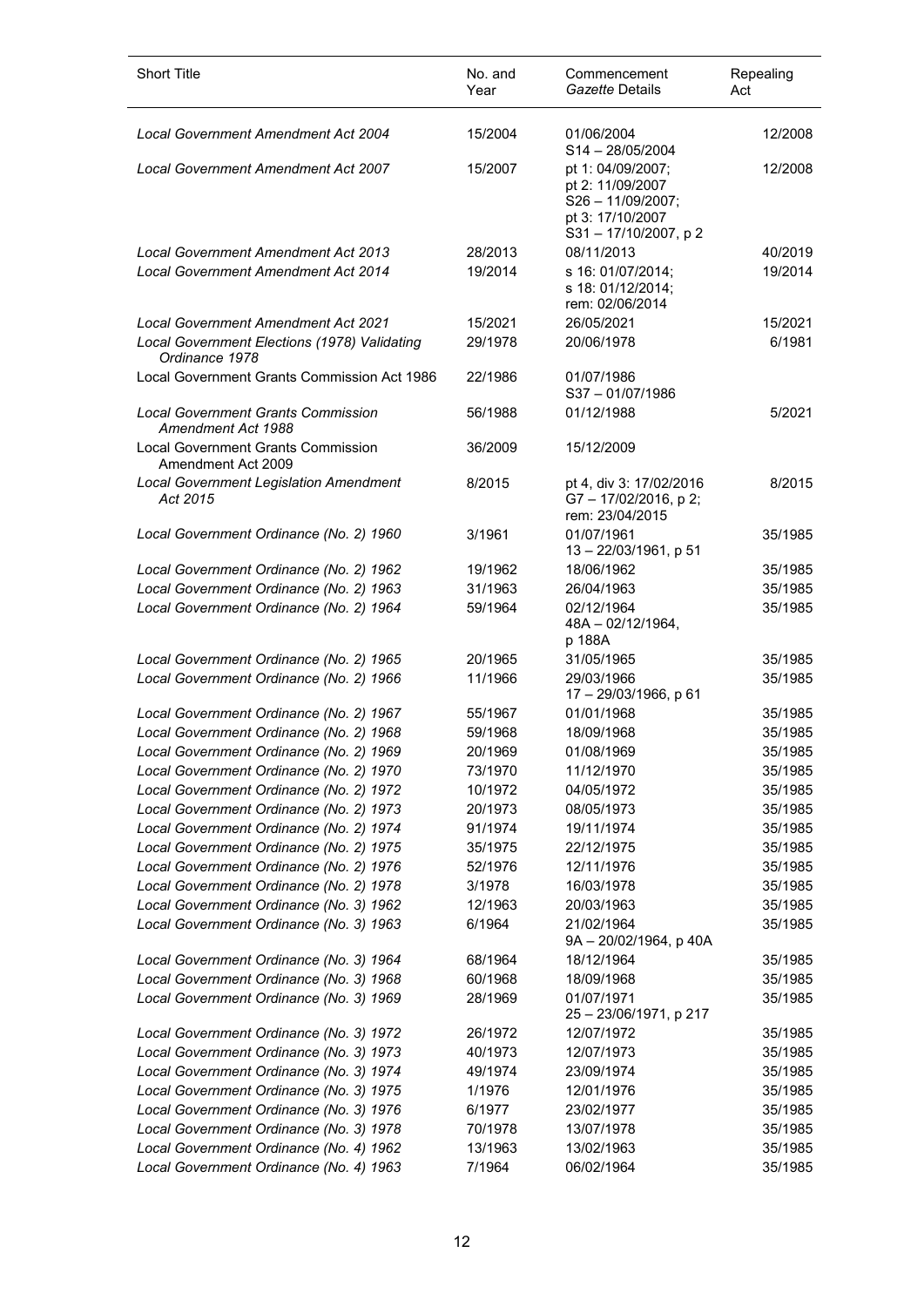| Short Title | No. and Year | Commencement *Gazette* Details | Repealing Act |
|---|---|---|---|
| *Local Government Amendment Act 2004* | 15/2004 | 01/06/2004<br>S14 – 28/05/2004 | 12/2008 |
| *Local Government Amendment Act 2007* | 15/2007 | pt 1: 04/09/2007;<br>pt 2: 11/09/2007<br>S26 – 11/09/2007;<br>pt 3: 17/10/2007<br>S31 – 17/10/2007, p 2 | 12/2008 |
| *Local Government Amendment Act 2013* | 28/2013 | 08/11/2013 | 40/2019 |
| *Local Government Amendment Act 2014* | 19/2014 | s 16: 01/07/2014;<br>s 18: 01/12/2014;<br>rem: 02/06/2014 | 19/2014 |
| *Local Government Amendment Act 2021* | 15/2021 | 26/05/2021 | 15/2021 |
| *Local Government Elections (1978) Validating Ordinance 1978* | 29/1978 | 20/06/1978 | 6/1981 |
| Local Government Grants Commission Act 1986 | 22/1986 | 01/07/1986<br>S37 – 01/07/1986 | |
| *Local Government Grants Commission Amendment Act 1988* | 56/1988 | 01/12/1988 | 5/2021 |
| Local Government Grants Commission Amendment Act 2009 | 36/2009 | 15/12/2009 | |
| *Local Government Legislation Amendment Act 2015* | 8/2015 | pt 4, div 3: 17/02/2016<br>G7 – 17/02/2016, p 2;<br>rem: 23/04/2015 | 8/2015 |
| *Local Government Ordinance (No. 2) 1960* | 3/1961 | 01/07/1961<br>13 – 22/03/1961, p 51 | 35/1985 |
| *Local Government Ordinance (No. 2) 1962* | 19/1962 | 18/06/1962 | 35/1985 |
| *Local Government Ordinance (No. 2) 1963* | 31/1963 | 26/04/1963 | 35/1985 |
| *Local Government Ordinance (No. 2) 1964* | 59/1964 | 02/12/1964<br>48A – 02/12/1964, p 188A | 35/1985 |
| *Local Government Ordinance (No. 2) 1965* | 20/1965 | 31/05/1965 | 35/1985 |
| *Local Government Ordinance (No. 2) 1966* | 11/1966 | 29/03/1966<br>17 – 29/03/1966, p 61 | 35/1985 |
| *Local Government Ordinance (No. 2) 1967* | 55/1967 | 01/01/1968 | 35/1985 |
| *Local Government Ordinance (No. 2) 1968* | 59/1968 | 18/09/1968 | 35/1985 |
| *Local Government Ordinance (No. 2) 1969* | 20/1969 | 01/08/1969 | 35/1985 |
| *Local Government Ordinance (No. 2) 1970* | 73/1970 | 11/12/1970 | 35/1985 |
| *Local Government Ordinance (No. 2) 1972* | 10/1972 | 04/05/1972 | 35/1985 |
| *Local Government Ordinance (No. 2) 1973* | 20/1973 | 08/05/1973 | 35/1985 |
| *Local Government Ordinance (No. 2) 1974* | 91/1974 | 19/11/1974 | 35/1985 |
| *Local Government Ordinance (No. 2) 1975* | 35/1975 | 22/12/1975 | 35/1985 |
| *Local Government Ordinance (No. 2) 1976* | 52/1976 | 12/11/1976 | 35/1985 |
| *Local Government Ordinance (No. 2) 1978* | 3/1978 | 16/03/1978 | 35/1985 |
| *Local Government Ordinance (No. 3) 1962* | 12/1963 | 20/03/1963 | 35/1985 |
| *Local Government Ordinance (No. 3) 1963* | 6/1964 | 21/02/1964<br>9A – 20/02/1964, p 40A | 35/1985 |
| *Local Government Ordinance (No. 3) 1964* | 68/1964 | 18/12/1964 | 35/1985 |
| *Local Government Ordinance (No. 3) 1968* | 60/1968 | 18/09/1968 | 35/1985 |
| *Local Government Ordinance (No. 3) 1969* | 28/1969 | 01/07/1971<br>25 – 23/06/1971, p 217 | 35/1985 |
| *Local Government Ordinance (No. 3) 1972* | 26/1972 | 12/07/1972 | 35/1985 |
| *Local Government Ordinance (No. 3) 1973* | 40/1973 | 12/07/1973 | 35/1985 |
| *Local Government Ordinance (No. 3) 1974* | 49/1974 | 23/09/1974 | 35/1985 |
| *Local Government Ordinance (No. 3) 1975* | 1/1976 | 12/01/1976 | 35/1985 |
| *Local Government Ordinance (No. 3) 1976* | 6/1977 | 23/02/1977 | 35/1985 |
| *Local Government Ordinance (No. 3) 1978* | 70/1978 | 13/07/1978 | 35/1985 |
| *Local Government Ordinance (No. 4) 1962* | 13/1963 | 13/02/1963 | 35/1985 |
| *Local Government Ordinance (No. 4) 1963* | 7/1964 | 06/02/1964 | 35/1985 |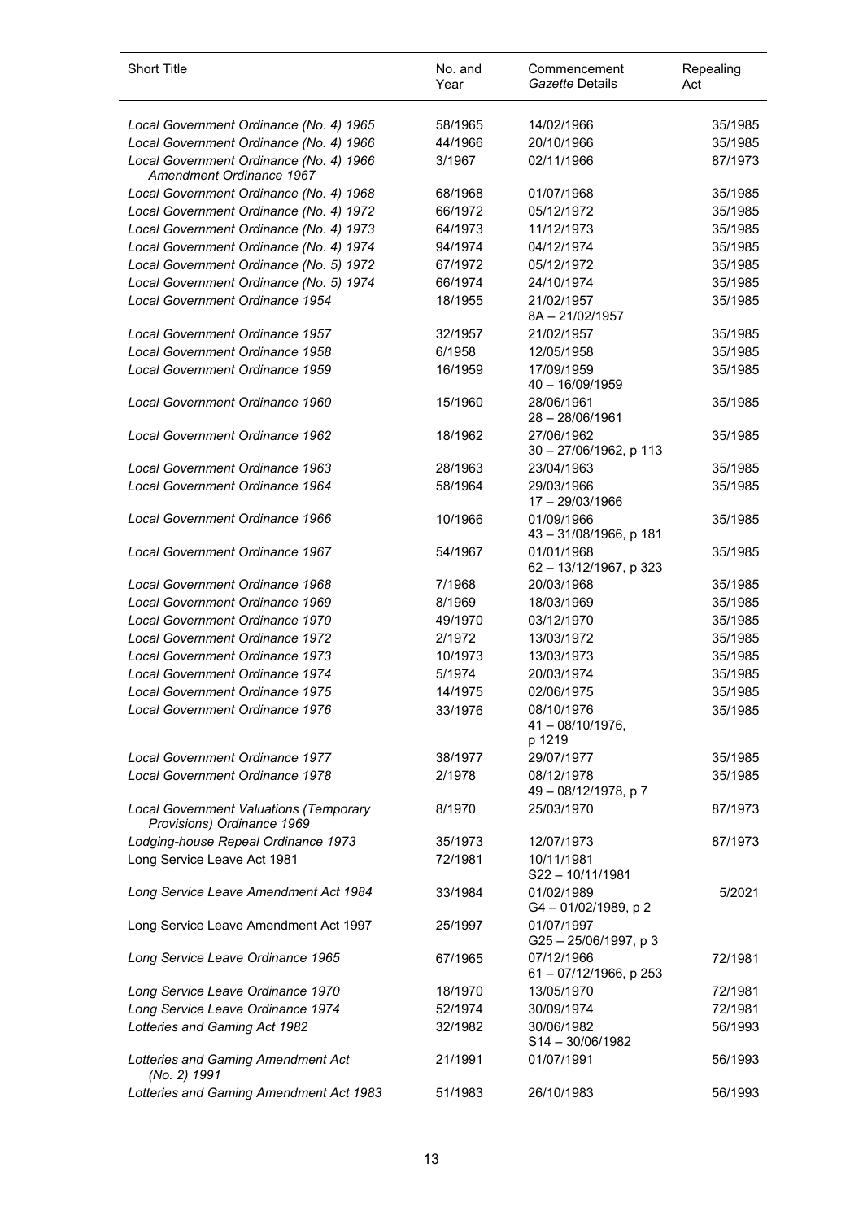| Short Title | No. and Year | Commencement *Gazette* Details | Repealing Act |
|---|---|---|---|
| *Local Government Ordinance (No. 4) 1965* | 58/1965 | 14/02/1966 | 35/1985 |
| *Local Government Ordinance (No. 4) 1966* | 44/1966 | 20/10/1966 | 35/1985 |
| *Local Government Ordinance (No. 4) 1966 Amendment Ordinance 1967* | 3/1967 | 02/11/1966 | 87/1973 |
| *Local Government Ordinance (No. 4) 1968* | 68/1968 | 01/07/1968 | 35/1985 |
| *Local Government Ordinance (No. 4) 1972* | 66/1972 | 05/12/1972 | 35/1985 |
| *Local Government Ordinance (No. 4) 1973* | 64/1973 | 11/12/1973 | 35/1985 |
| *Local Government Ordinance (No. 4) 1974* | 94/1974 | 04/12/1974 | 35/1985 |
| *Local Government Ordinance (No. 5) 1972* | 67/1972 | 05/12/1972 | 35/1985 |
| *Local Government Ordinance (No. 5) 1974* | 66/1974 | 24/10/1974 | 35/1985 |
| *Local Government Ordinance 1954* | 18/1955 | 21/02/1957<br>8A – 21/02/1957 | 35/1985 |
| *Local Government Ordinance 1957* | 32/1957 | 21/02/1957 | 35/1985 |
| *Local Government Ordinance 1958* | 6/1958 | 12/05/1958 | 35/1985 |
| *Local Government Ordinance 1959* | 16/1959 | 17/09/1959<br>40 – 16/09/1959 | 35/1985 |
| *Local Government Ordinance 1960* | 15/1960 | 28/06/1961<br>28 – 28/06/1961 | 35/1985 |
| *Local Government Ordinance 1962* | 18/1962 | 27/06/1962<br>30 – 27/06/1962, p 113 | 35/1985 |
| *Local Government Ordinance 1963* | 28/1963 | 23/04/1963 | 35/1985 |
| *Local Government Ordinance 1964* | 58/1964 | 29/03/1966<br>17 – 29/03/1966 | 35/1985 |
| *Local Government Ordinance 1966* | 10/1966 | 01/09/1966<br>43 – 31/08/1966, p 181 | 35/1985 |
| *Local Government Ordinance 1967* | 54/1967 | 01/01/1968<br>62 – 13/12/1967, p 323 | 35/1985 |
| *Local Government Ordinance 1968* | 7/1968 | 20/03/1968 | 35/1985 |
| *Local Government Ordinance 1969* | 8/1969 | 18/03/1969 | 35/1985 |
| *Local Government Ordinance 1970* | 49/1970 | 03/12/1970 | 35/1985 |
| *Local Government Ordinance 1972* | 2/1972 | 13/03/1972 | 35/1985 |
| *Local Government Ordinance 1973* | 10/1973 | 13/03/1973 | 35/1985 |
| *Local Government Ordinance 1974* | 5/1974 | 20/03/1974 | 35/1985 |
| *Local Government Ordinance 1975* | 14/1975 | 02/06/1975 | 35/1985 |
| *Local Government Ordinance 1976* | 33/1976 | 08/10/1976<br>41 – 08/10/1976, p 1219 | 35/1985 |
| *Local Government Ordinance 1977* | 38/1977 | 29/07/1977 | 35/1985 |
| *Local Government Ordinance 1978* | 2/1978 | 08/12/1978<br>49 – 08/12/1978, p 7 | 35/1985 |
| *Local Government Valuations (Temporary Provisions) Ordinance 1969* | 8/1970 | 25/03/1970 | 87/1973 |
| *Lodging-house Repeal Ordinance 1973* | 35/1973 | 12/07/1973 | 87/1973 |
| Long Service Leave Act 1981 | 72/1981 | 10/11/1981<br>S22 – 10/11/1981 | |
| *Long Service Leave Amendment Act 1984* | 33/1984 | 01/02/1989<br>G4 – 01/02/1989, p 2 | 5/2021 |
| Long Service Leave Amendment Act 1997 | 25/1997 | 01/07/1997<br>G25 – 25/06/1997, p 3 | |
| *Long Service Leave Ordinance 1965* | 67/1965 | 07/12/1966<br>61 – 07/12/1966, p 253 | 72/1981 |
| *Long Service Leave Ordinance 1970* | 18/1970 | 13/05/1970 | 72/1981 |
| *Long Service Leave Ordinance 1974* | 52/1974 | 30/09/1974 | 72/1981 |
| *Lotteries and Gaming Act 1982* | 32/1982 | 30/06/1982<br>S14 – 30/06/1982 | 56/1993 |
| *Lotteries and Gaming Amendment Act (No. 2) 1991* | 21/1991 | 01/07/1991 | 56/1993 |
| *Lotteries and Gaming Amendment Act 1983* | 51/1983 | 26/10/1983 | 56/1993 |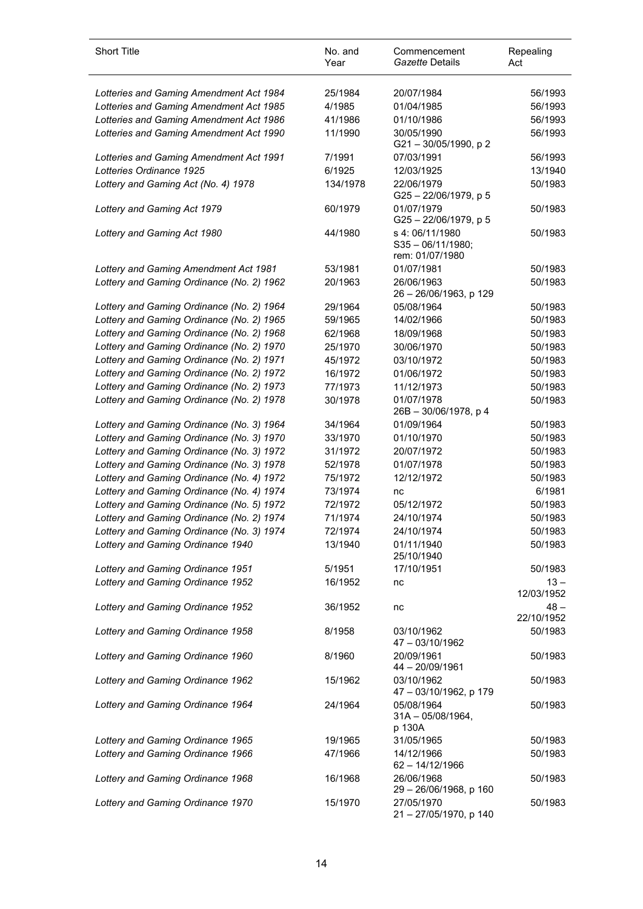| Short Title | No. and Year | Commencement *Gazette* Details | Repealing Act |
|---|---|---|---|
| *Lotteries and Gaming Amendment Act 1984* | 25/1984 | 20/07/1984 | 56/1993 |
| *Lotteries and Gaming Amendment Act 1985* | 4/1985 | 01/04/1985 | 56/1993 |
| *Lotteries and Gaming Amendment Act 1986* | 41/1986 | 01/10/1986 | 56/1993 |
| *Lotteries and Gaming Amendment Act 1990* | 11/1990 | 30/05/1990 G21 – 30/05/1990, p 2 | 56/1993 |
| *Lotteries and Gaming Amendment Act 1991* | 7/1991 | 07/03/1991 | 56/1993 |
| *Lotteries Ordinance 1925* | 6/1925 | 12/03/1925 | 13/1940 |
| *Lottery and Gaming Act (No. 4) 1978* | 134/1978 | 22/06/1979 G25 – 22/06/1979, p 5 | 50/1983 |
| *Lottery and Gaming Act 1979* | 60/1979 | 01/07/1979 G25 – 22/06/1979, p 5 | 50/1983 |
| *Lottery and Gaming Act 1980* | 44/1980 | s 4: 06/11/1980 S35 – 06/11/1980; rem: 01/07/1980 | 50/1983 |
| *Lottery and Gaming Amendment Act 1981* | 53/1981 | 01/07/1981 | 50/1983 |
| *Lottery and Gaming Ordinance (No. 2) 1962* | 20/1963 | 26/06/1963 26 – 26/06/1963, p 129 | 50/1983 |
| *Lottery and Gaming Ordinance (No. 2) 1964* | 29/1964 | 05/08/1964 | 50/1983 |
| *Lottery and Gaming Ordinance (No. 2) 1965* | 59/1965 | 14/02/1966 | 50/1983 |
| *Lottery and Gaming Ordinance (No. 2) 1968* | 62/1968 | 18/09/1968 | 50/1983 |
| *Lottery and Gaming Ordinance (No. 2) 1970* | 25/1970 | 30/06/1970 | 50/1983 |
| *Lottery and Gaming Ordinance (No. 2) 1971* | 45/1972 | 03/10/1972 | 50/1983 |
| *Lottery and Gaming Ordinance (No. 2) 1972* | 16/1972 | 01/06/1972 | 50/1983 |
| *Lottery and Gaming Ordinance (No. 2) 1973* | 77/1973 | 11/12/1973 | 50/1983 |
| *Lottery and Gaming Ordinance (No. 2) 1978* | 30/1978 | 01/07/1978 26B – 30/06/1978, p 4 | 50/1983 |
| *Lottery and Gaming Ordinance (No. 3) 1964* | 34/1964 | 01/09/1964 | 50/1983 |
| *Lottery and Gaming Ordinance (No. 3) 1970* | 33/1970 | 01/10/1970 | 50/1983 |
| *Lottery and Gaming Ordinance (No. 3) 1972* | 31/1972 | 20/07/1972 | 50/1983 |
| *Lottery and Gaming Ordinance (No. 3) 1978* | 52/1978 | 01/07/1978 | 50/1983 |
| *Lottery and Gaming Ordinance (No. 4) 1972* | 75/1972 | 12/12/1972 | 50/1983 |
| *Lottery and Gaming Ordinance (No. 4) 1974* | 73/1974 | nc | 6/1981 |
| *Lottery and Gaming Ordinance (No. 5) 1972* | 72/1972 | 05/12/1972 | 50/1983 |
| *Lottery and Gaming Ordinance (No. 2) 1974* | 71/1974 | 24/10/1974 | 50/1983 |
| *Lottery and Gaming Ordinance (No. 3) 1974* | 72/1974 | 24/10/1974 | 50/1983 |
| *Lottery and Gaming Ordinance 1940* | 13/1940 | 01/11/1940 25/10/1940 | 50/1983 |
| *Lottery and Gaming Ordinance 1951* | 5/1951 | 17/10/1951 | 50/1983 |
| *Lottery and Gaming Ordinance 1952* | 16/1952 | nc | 13 – 12/03/1952 |
| *Lottery and Gaming Ordinance 1952* | 36/1952 | nc | 48 – 22/10/1952 |
| *Lottery and Gaming Ordinance 1958* | 8/1958 | 03/10/1962 47 – 03/10/1962 | 50/1983 |
| *Lottery and Gaming Ordinance 1960* | 8/1960 | 20/09/1961 44 – 20/09/1961 | 50/1983 |
| *Lottery and Gaming Ordinance 1962* | 15/1962 | 03/10/1962 47 – 03/10/1962, p 179 | 50/1983 |
| *Lottery and Gaming Ordinance 1964* | 24/1964 | 05/08/1964 31A – 05/08/1964, p 130A | 50/1983 |
| *Lottery and Gaming Ordinance 1965* | 19/1965 | 31/05/1965 | 50/1983 |
| *Lottery and Gaming Ordinance 1966* | 47/1966 | 14/12/1966 62 – 14/12/1966 | 50/1983 |
| *Lottery and Gaming Ordinance 1968* | 16/1968 | 26/06/1968 29 – 26/06/1968, p 160 | 50/1983 |
| *Lottery and Gaming Ordinance 1970* | 15/1970 | 27/05/1970 21 – 27/05/1970, p 140 | 50/1983 |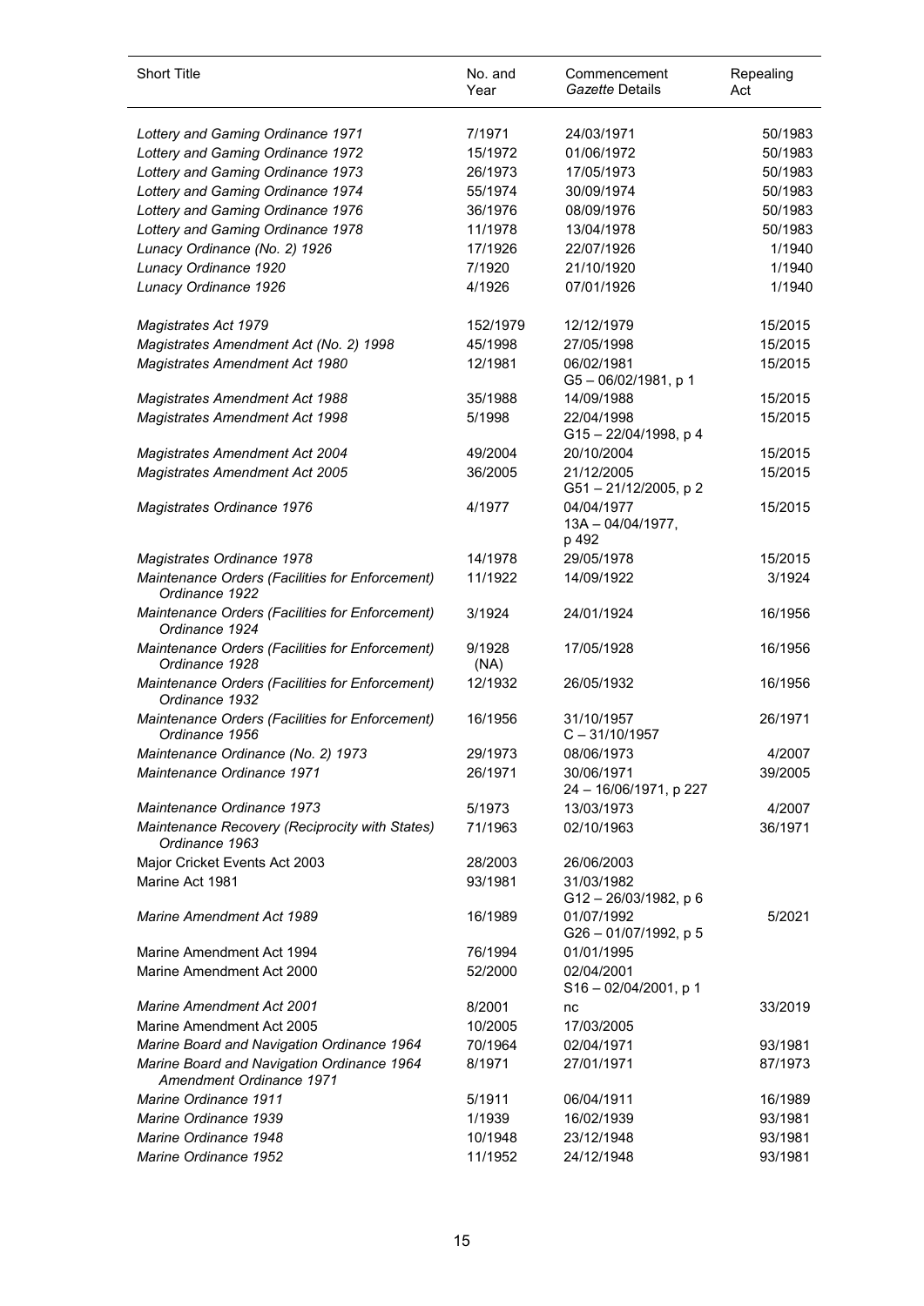| Short Title | No. and Year | Commencement *Gazette* Details | Repealing Act |
|---|---|---|---|
| *Lottery and Gaming Ordinance 1971* | 7/1971 | 24/03/1971 | 50/1983 |
| *Lottery and Gaming Ordinance 1972* | 15/1972 | 01/06/1972 | 50/1983 |
| *Lottery and Gaming Ordinance 1973* | 26/1973 | 17/05/1973 | 50/1983 |
| *Lottery and Gaming Ordinance 1974* | 55/1974 | 30/09/1974 | 50/1983 |
| *Lottery and Gaming Ordinance 1976* | 36/1976 | 08/09/1976 | 50/1983 |
| *Lottery and Gaming Ordinance 1978* | 11/1978 | 13/04/1978 | 50/1983 |
| *Lunacy Ordinance (No. 2) 1926* | 17/1926 | 22/07/1926 | 1/1940 |
| *Lunacy Ordinance 1920* | 7/1920 | 21/10/1920 | 1/1940 |
| *Lunacy Ordinance 1926* | 4/1926 | 07/01/1926 | 1/1940 |
| *Magistrates Act 1979* | 152/1979 | 12/12/1979 | 15/2015 |
| *Magistrates Amendment Act (No. 2) 1998* | 45/1998 | 27/05/1998 | 15/2015 |
| *Magistrates Amendment Act 1980* | 12/1981 | 06/02/1981 G5 – 06/02/1981, p 1 | 15/2015 |
| *Magistrates Amendment Act 1988* | 35/1988 | 14/09/1988 | 15/2015 |
| *Magistrates Amendment Act 1998* | 5/1998 | 22/04/1998 G15 – 22/04/1998, p 4 | 15/2015 |
| *Magistrates Amendment Act 2004* | 49/2004 | 20/10/2004 | 15/2015 |
| *Magistrates Amendment Act 2005* | 36/2005 | 21/12/2005 G51 – 21/12/2005, p 2 | 15/2015 |
| *Magistrates Ordinance 1976* | 4/1977 | 04/04/1977 13A – 04/04/1977, p 492 | 15/2015 |
| *Magistrates Ordinance 1978* | 14/1978 | 29/05/1978 | 15/2015 |
| *Maintenance Orders (Facilities for Enforcement) Ordinance 1922* | 11/1922 | 14/09/1922 | 3/1924 |
| *Maintenance Orders (Facilities for Enforcement) Ordinance 1924* | 3/1924 | 24/01/1924 | 16/1956 |
| *Maintenance Orders (Facilities for Enforcement) Ordinance 1928* | 9/1928 (NA) | 17/05/1928 | 16/1956 |
| *Maintenance Orders (Facilities for Enforcement) Ordinance 1932* | 12/1932 | 26/05/1932 | 16/1956 |
| *Maintenance Orders (Facilities for Enforcement) Ordinance 1956* | 16/1956 | 31/10/1957 C – 31/10/1957 | 26/1971 |
| *Maintenance Ordinance (No. 2) 1973* | 29/1973 | 08/06/1973 | 4/2007 |
| *Maintenance Ordinance 1971* | 26/1971 | 30/06/1971 24 – 16/06/1971, p 227 | 39/2005 |
| *Maintenance Ordinance 1973* | 5/1973 | 13/03/1973 | 4/2007 |
| *Maintenance Recovery (Reciprocity with States) Ordinance 1963* | 71/1963 | 02/10/1963 | 36/1971 |
| Major Cricket Events Act 2003 | 28/2003 | 26/06/2003 | |
| Marine Act 1981 | 93/1981 | 31/03/1982 G12 – 26/03/1982, p 6 | |
| *Marine Amendment Act 1989* | 16/1989 | 01/07/1992 G26 – 01/07/1992, p 5 | 5/2021 |
| Marine Amendment Act 1994 | 76/1994 | 01/01/1995 | |
| Marine Amendment Act 2000 | 52/2000 | 02/04/2001 S16 – 02/04/2001, p 1 | |
| *Marine Amendment Act 2001* | 8/2001 | nc | 33/2019 |
| Marine Amendment Act 2005 | 10/2005 | 17/03/2005 | |
| *Marine Board and Navigation Ordinance 1964* | 70/1964 | 02/04/1971 | 93/1981 |
| *Marine Board and Navigation Ordinance 1964 Amendment Ordinance 1971* | 8/1971 | 27/01/1971 | 87/1973 |
| *Marine Ordinance 1911* | 5/1911 | 06/04/1911 | 16/1989 |
| *Marine Ordinance 1939* | 1/1939 | 16/02/1939 | 93/1981 |
| *Marine Ordinance 1948* | 10/1948 | 23/12/1948 | 93/1981 |
| *Marine Ordinance 1952* | 11/1952 | 24/12/1948 | 93/1981 |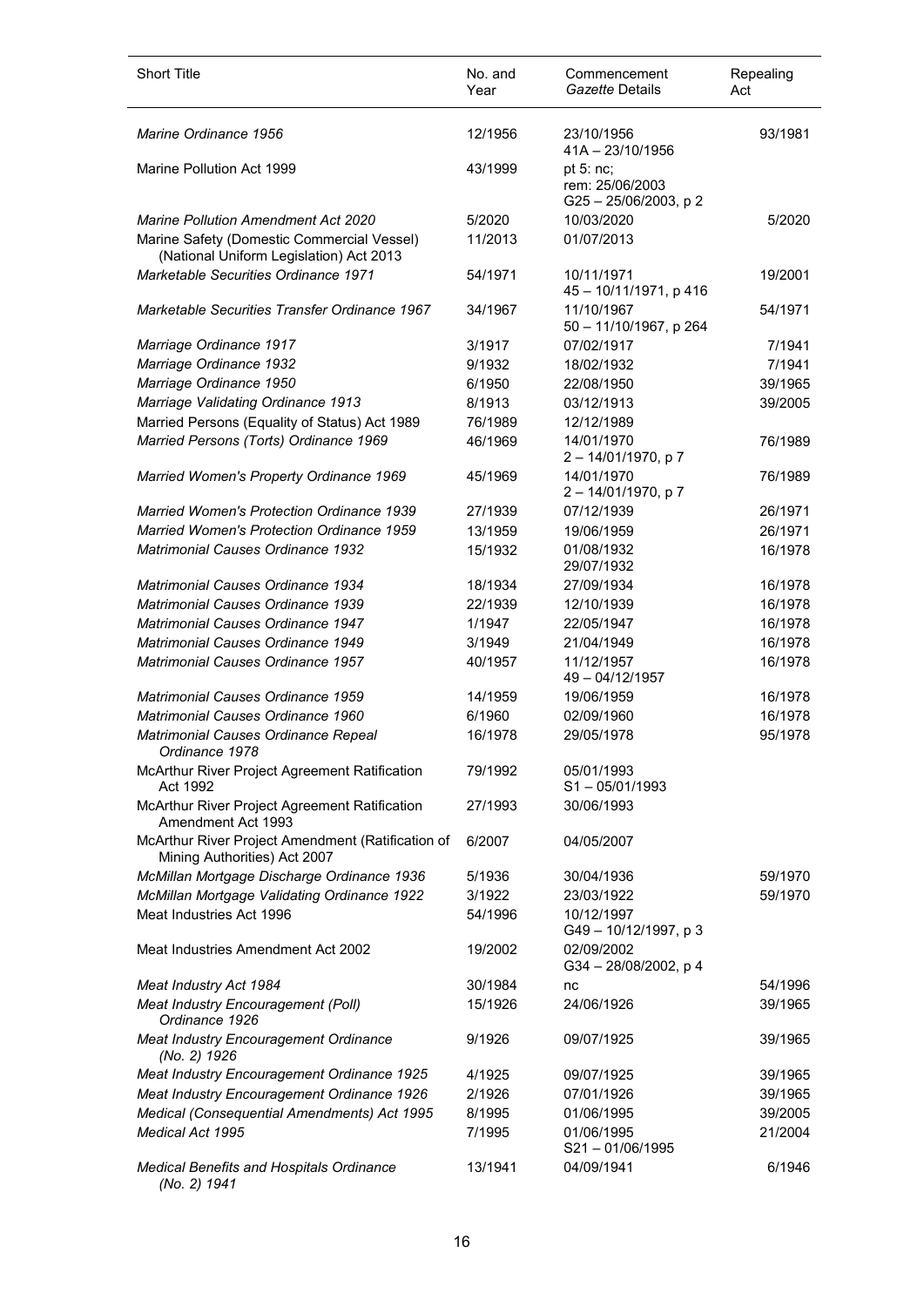| Short Title | No. and Year | Commencement *Gazette* Details | Repealing Act |
|---|---|---|---|
| *Marine Ordinance 1956* | 12/1956 | 23/10/1956<br>41A – 23/10/1956 | 93/1981 |
| Marine Pollution Act 1999 | 43/1999 | pt 5: nc;<br>rem: 25/06/2003<br>G25 – 25/06/2003, p 2 | |
| *Marine Pollution Amendment Act 2020* | 5/2020 | 10/03/2020 | 5/2020 |
| Marine Safety (Domestic Commercial Vessel) (National Uniform Legislation) Act 2013 | 11/2013 | 01/07/2013 | |
| *Marketable Securities Ordinance 1971* | 54/1971 | 10/11/1971<br>45 – 10/11/1971, p 416 | 19/2001 |
| *Marketable Securities Transfer Ordinance 1967* | 34/1967 | 11/10/1967<br>50 – 11/10/1967, p 264 | 54/1971 |
| *Marriage Ordinance 1917* | 3/1917 | 07/02/1917 | 7/1941 |
| *Marriage Ordinance 1932* | 9/1932 | 18/02/1932 | 7/1941 |
| *Marriage Ordinance 1950* | 6/1950 | 22/08/1950 | 39/1965 |
| *Marriage Validating Ordinance 1913* | 8/1913 | 03/12/1913 | 39/2005 |
| Married Persons (Equality of Status) Act 1989 | 76/1989 | 12/12/1989 | |
| *Married Persons (Torts) Ordinance 1969* | 46/1969 | 14/01/1970<br>2 – 14/01/1970, p 7 | 76/1989 |
| *Married Women's Property Ordinance 1969* | 45/1969 | 14/01/1970<br>2 – 14/01/1970, p 7 | 76/1989 |
| *Married Women's Protection Ordinance 1939* | 27/1939 | 07/12/1939 | 26/1971 |
| *Married Women's Protection Ordinance 1959* | 13/1959 | 19/06/1959 | 26/1971 |
| *Matrimonial Causes Ordinance 1932* | 15/1932 | 01/08/1932<br>29/07/1932 | 16/1978 |
| *Matrimonial Causes Ordinance 1934* | 18/1934 | 27/09/1934 | 16/1978 |
| *Matrimonial Causes Ordinance 1939* | 22/1939 | 12/10/1939 | 16/1978 |
| *Matrimonial Causes Ordinance 1947* | 1/1947 | 22/05/1947 | 16/1978 |
| *Matrimonial Causes Ordinance 1949* | 3/1949 | 21/04/1949 | 16/1978 |
| *Matrimonial Causes Ordinance 1957* | 40/1957 | 11/12/1957<br>49 – 04/12/1957 | 16/1978 |
| *Matrimonial Causes Ordinance 1959* | 14/1959 | 19/06/1959 | 16/1978 |
| *Matrimonial Causes Ordinance 1960* | 6/1960 | 02/09/1960 | 16/1978 |
| *Matrimonial Causes Ordinance Repeal Ordinance 1978* | 16/1978 | 29/05/1978 | 95/1978 |
| McArthur River Project Agreement Ratification Act 1992 | 79/1992 | 05/01/1993<br>S1 – 05/01/1993 | |
| McArthur River Project Agreement Ratification Amendment Act 1993 | 27/1993 | 30/06/1993 | |
| McArthur River Project Amendment (Ratification of Mining Authorities) Act 2007 | 6/2007 | 04/05/2007 | |
| *McMillan Mortgage Discharge Ordinance 1936* | 5/1936 | 30/04/1936 | 59/1970 |
| *McMillan Mortgage Validating Ordinance 1922* | 3/1922 | 23/03/1922 | 59/1970 |
| Meat Industries Act 1996 | 54/1996 | 10/12/1997<br>G49 – 10/12/1997, p 3 | |
| Meat Industries Amendment Act 2002 | 19/2002 | 02/09/2002<br>G34 – 28/08/2002, p 4 | |
| *Meat Industry Act 1984* | 30/1984 | nc | 54/1996 |
| *Meat Industry Encouragement (Poll) Ordinance 1926* | 15/1926 | 24/06/1926 | 39/1965 |
| *Meat Industry Encouragement Ordinance (No. 2) 1926* | 9/1926 | 09/07/1925 | 39/1965 |
| *Meat Industry Encouragement Ordinance 1925* | 4/1925 | 09/07/1925 | 39/1965 |
| *Meat Industry Encouragement Ordinance 1926* | 2/1926 | 07/01/1926 | 39/1965 |
| *Medical (Consequential Amendments) Act 1995* | 8/1995 | 01/06/1995 | 39/2005 |
| *Medical Act 1995* | 7/1995 | 01/06/1995<br>S21 – 01/06/1995 | 21/2004 |
| *Medical Benefits and Hospitals Ordinance (No. 2) 1941* | 13/1941 | 04/09/1941 | 6/1946 |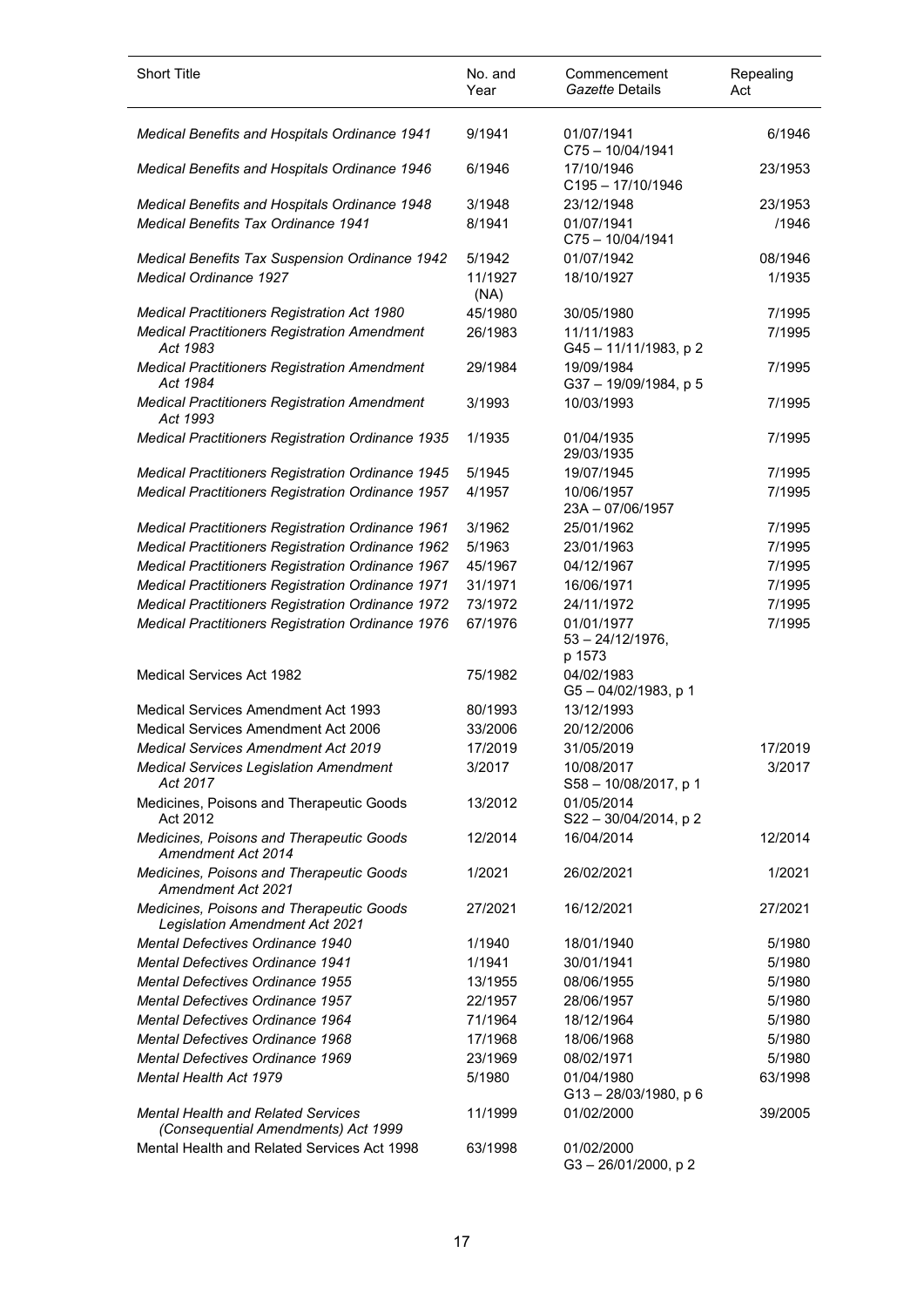| Short Title | No. and Year | Commencement *Gazette* Details | Repealing Act |
|---|---|---|---|
| *Medical Benefits and Hospitals Ordinance 1941* | 9/1941 | 01/07/1941<br>C75 – 10/04/1941 | 6/1946 |
| *Medical Benefits and Hospitals Ordinance 1946* | 6/1946 | 17/10/1946<br>C195 – 17/10/1946 | 23/1953 |
| *Medical Benefits and Hospitals Ordinance 1948* | 3/1948 | 23/12/1948 | 23/1953 |
| *Medical Benefits Tax Ordinance 1941* | 8/1941 | 01/07/1941<br>C75 – 10/04/1941 | /1946 |
| *Medical Benefits Tax Suspension Ordinance 1942* | 5/1942 | 01/07/1942 | 08/1946 |
| *Medical Ordinance 1927* | 11/1927 (NA) | 18/10/1927 | 1/1935 |
| *Medical Practitioners Registration Act 1980* | 45/1980 | 30/05/1980 | 7/1995 |
| *Medical Practitioners Registration Amendment Act 1983* | 26/1983 | 11/11/1983<br>G45 – 11/11/1983, p 2 | 7/1995 |
| *Medical Practitioners Registration Amendment Act 1984* | 29/1984 | 19/09/1984<br>G37 – 19/09/1984, p 5 | 7/1995 |
| *Medical Practitioners Registration Amendment Act 1993* | 3/1993 | 10/03/1993 | 7/1995 |
| *Medical Practitioners Registration Ordinance 1935* | 1/1935 | 01/04/1935<br>29/03/1935 | 7/1995 |
| *Medical Practitioners Registration Ordinance 1945* | 5/1945 | 19/07/1945 | 7/1995 |
| *Medical Practitioners Registration Ordinance 1957* | 4/1957 | 10/06/1957<br>23A – 07/06/1957 | 7/1995 |
| *Medical Practitioners Registration Ordinance 1961* | 3/1962 | 25/01/1962 | 7/1995 |
| *Medical Practitioners Registration Ordinance 1962* | 5/1963 | 23/01/1963 | 7/1995 |
| *Medical Practitioners Registration Ordinance 1967* | 45/1967 | 04/12/1967 | 7/1995 |
| *Medical Practitioners Registration Ordinance 1971* | 31/1971 | 16/06/1971 | 7/1995 |
| *Medical Practitioners Registration Ordinance 1972* | 73/1972 | 24/11/1972 | 7/1995 |
| *Medical Practitioners Registration Ordinance 1976* | 67/1976 | 01/01/1977<br>53 – 24/12/1976, p 1573 | 7/1995 |
| Medical Services Act 1982 | 75/1982 | 04/02/1983<br>G5 – 04/02/1983, p 1 | |
| Medical Services Amendment Act 1993 | 80/1993 | 13/12/1993 | |
| Medical Services Amendment Act 2006 | 33/2006 | 20/12/2006 | |
| *Medical Services Amendment Act 2019* | 17/2019 | 31/05/2019 | 17/2019 |
| *Medical Services Legislation Amendment Act 2017* | 3/2017 | 10/08/2017<br>S58 – 10/08/2017, p 1 | 3/2017 |
| Medicines, Poisons and Therapeutic Goods Act 2012 | 13/2012 | 01/05/2014<br>S22 – 30/04/2014, p 2 | |
| *Medicines, Poisons and Therapeutic Goods Amendment Act 2014* | 12/2014 | 16/04/2014 | 12/2014 |
| *Medicines, Poisons and Therapeutic Goods Amendment Act 2021* | 1/2021 | 26/02/2021 | 1/2021 |
| *Medicines, Poisons and Therapeutic Goods Legislation Amendment Act 2021* | 27/2021 | 16/12/2021 | 27/2021 |
| *Mental Defectives Ordinance 1940* | 1/1940 | 18/01/1940 | 5/1980 |
| *Mental Defectives Ordinance 1941* | 1/1941 | 30/01/1941 | 5/1980 |
| *Mental Defectives Ordinance 1955* | 13/1955 | 08/06/1955 | 5/1980 |
| *Mental Defectives Ordinance 1957* | 22/1957 | 28/06/1957 | 5/1980 |
| *Mental Defectives Ordinance 1964* | 71/1964 | 18/12/1964 | 5/1980 |
| *Mental Defectives Ordinance 1968* | 17/1968 | 18/06/1968 | 5/1980 |
| *Mental Defectives Ordinance 1969* | 23/1969 | 08/02/1971 | 5/1980 |
| *Mental Health Act 1979* | 5/1980 | 01/04/1980<br>G13 – 28/03/1980, p 6 | 63/1998 |
| *Mental Health and Related Services (Consequential Amendments) Act 1999* | 11/1999 | 01/02/2000 | 39/2005 |
| Mental Health and Related Services Act 1998 | 63/1998 | 01/02/2000<br>G3 – 26/01/2000, p 2 | |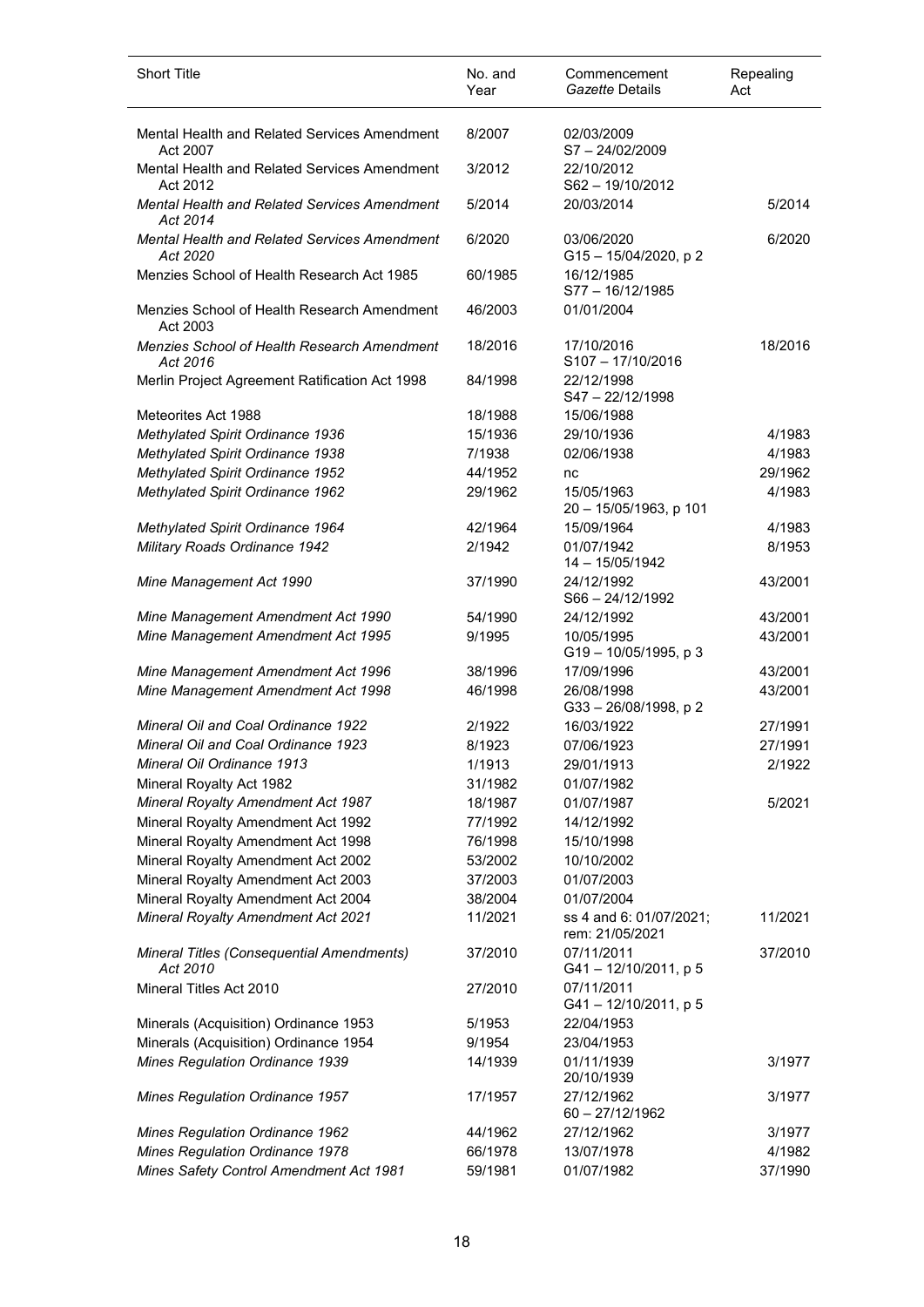| Short Title | No. and Year | Commencement *Gazette* Details | Repealing Act |
|---|---|---|---|
| Mental Health and Related Services Amendment Act 2007 | 8/2007 | 02/03/2009<br>S7 – 24/02/2009 | |
| Mental Health and Related Services Amendment Act 2012 | 3/2012 | 22/10/2012<br>S62 – 19/10/2012 | |
| *Mental Health and Related Services Amendment Act 2014* | 5/2014 | 20/03/2014 | 5/2014 |
| *Mental Health and Related Services Amendment Act 2020* | 6/2020 | 03/06/2020<br>G15 – 15/04/2020, p 2 | 6/2020 |
| Menzies School of Health Research Act 1985 | 60/1985 | 16/12/1985<br>S77 – 16/12/1985 | |
| Menzies School of Health Research Amendment Act 2003 | 46/2003 | 01/01/2004 | |
| *Menzies School of Health Research Amendment Act 2016* | 18/2016 | 17/10/2016<br>S107 – 17/10/2016 | 18/2016 |
| Merlin Project Agreement Ratification Act 1998 | 84/1998 | 22/12/1998<br>S47 – 22/12/1998 | |
| Meteorites Act 1988 | 18/1988 | 15/06/1988 | |
| *Methylated Spirit Ordinance 1936* | 15/1936 | 29/10/1936 | 4/1983 |
| *Methylated Spirit Ordinance 1938* | 7/1938 | 02/06/1938 | 4/1983 |
| *Methylated Spirit Ordinance 1952* | 44/1952 | nc | 29/1962 |
| *Methylated Spirit Ordinance 1962* | 29/1962 | 15/05/1963<br>20 – 15/05/1963, p 101 | 4/1983 |
| *Methylated Spirit Ordinance 1964* | 42/1964 | 15/09/1964 | 4/1983 |
| *Military Roads Ordinance 1942* | 2/1942 | 01/07/1942<br>14 – 15/05/1942 | 8/1953 |
| *Mine Management Act 1990* | 37/1990 | 24/12/1992<br>S66 – 24/12/1992 | 43/2001 |
| *Mine Management Amendment Act 1990* | 54/1990 | 24/12/1992 | 43/2001 |
| *Mine Management Amendment Act 1995* | 9/1995 | 10/05/1995<br>G19 – 10/05/1995, p 3 | 43/2001 |
| *Mine Management Amendment Act 1996* | 38/1996 | 17/09/1996 | 43/2001 |
| *Mine Management Amendment Act 1998* | 46/1998 | 26/08/1998<br>G33 – 26/08/1998, p 2 | 43/2001 |
| *Mineral Oil and Coal Ordinance 1922* | 2/1922 | 16/03/1922 | 27/1991 |
| *Mineral Oil and Coal Ordinance 1923* | 8/1923 | 07/06/1923 | 27/1991 |
| *Mineral Oil Ordinance 1913* | 1/1913 | 29/01/1913 | 2/1922 |
| Mineral Royalty Act 1982 | 31/1982 | 01/07/1982 | |
| *Mineral Royalty Amendment Act 1987* | 18/1987 | 01/07/1987 | 5/2021 |
| Mineral Royalty Amendment Act 1992 | 77/1992 | 14/12/1992 | |
| Mineral Royalty Amendment Act 1998 | 76/1998 | 15/10/1998 | |
| Mineral Royalty Amendment Act 2002 | 53/2002 | 10/10/2002 | |
| Mineral Royalty Amendment Act 2003 | 37/2003 | 01/07/2003 | |
| Mineral Royalty Amendment Act 2004 | 38/2004 | 01/07/2004 | |
| *Mineral Royalty Amendment Act 2021* | 11/2021 | ss 4 and 6: 01/07/2021;<br>rem: 21/05/2021 | 11/2021 |
| *Mineral Titles (Consequential Amendments) Act 2010* | 37/2010 | 07/11/2011<br>G41 – 12/10/2011, p 5 | 37/2010 |
| Mineral Titles Act 2010 | 27/2010 | 07/11/2011<br>G41 – 12/10/2011, p 5 | |
| Minerals (Acquisition) Ordinance 1953 | 5/1953 | 22/04/1953 | |
| Minerals (Acquisition) Ordinance 1954 | 9/1954 | 23/04/1953 | |
| *Mines Regulation Ordinance 1939* | 14/1939 | 01/11/1939<br>20/10/1939 | 3/1977 |
| *Mines Regulation Ordinance 1957* | 17/1957 | 27/12/1962<br>60 – 27/12/1962 | 3/1977 |
| *Mines Regulation Ordinance 1962* | 44/1962 | 27/12/1962 | 3/1977 |
| *Mines Regulation Ordinance 1978* | 66/1978 | 13/07/1978 | 4/1982 |
| *Mines Safety Control Amendment Act 1981* | 59/1981 | 01/07/1982 | 37/1990 |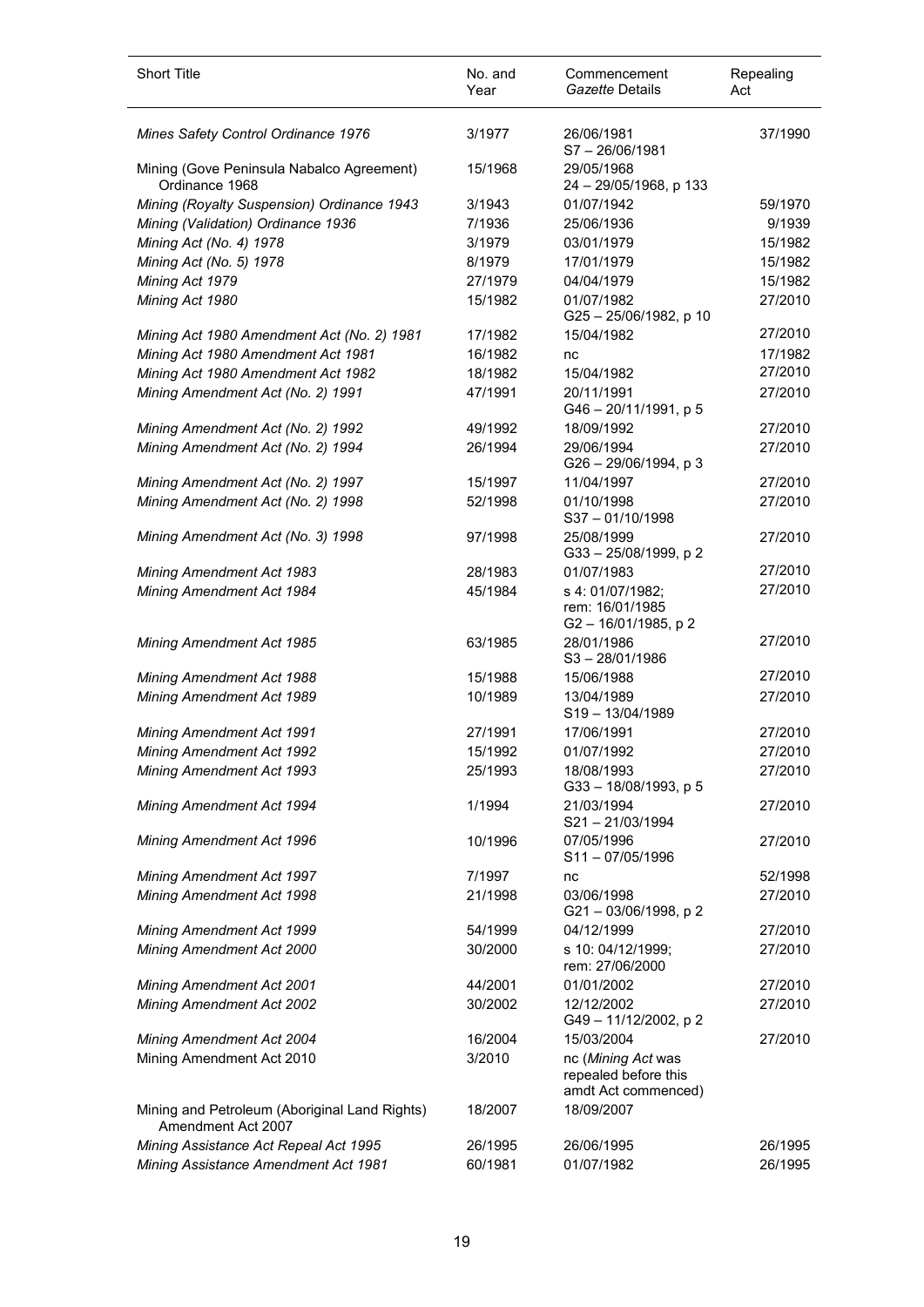| Short Title | No. and Year | Commencement *Gazette* Details | Repealing Act |
|---|---|---|---|
| *Mines Safety Control Ordinance 1976* | 3/1977 | 26/06/1981<br>S7 – 26/06/1981 | 37/1990 |
| Mining (Gove Peninsula Nabalco Agreement) Ordinance 1968 | 15/1968 | 29/05/1968<br>24 – 29/05/1968, p 133 | |
| *Mining (Royalty Suspension) Ordinance 1943* | 3/1943 | 01/07/1942 | 59/1970 |
| *Mining (Validation) Ordinance 1936* | 7/1936 | 25/06/1936 | 9/1939 |
| *Mining Act (No. 4) 1978* | 3/1979 | 03/01/1979 | 15/1982 |
| *Mining Act (No. 5) 1978* | 8/1979 | 17/01/1979 | 15/1982 |
| *Mining Act 1979* | 27/1979 | 04/04/1979 | 15/1982 |
| *Mining Act 1980* | 15/1982 | 01/07/1982<br>G25 – 25/06/1982, p 10 | 27/2010 |
| *Mining Act 1980 Amendment Act (No. 2) 1981* | 17/1982 | 15/04/1982 | 27/2010 |
| *Mining Act 1980 Amendment Act 1981* | 16/1982 | nc | 17/1982 |
| *Mining Act 1980 Amendment Act 1982* | 18/1982 | 15/04/1982 | 27/2010 |
| *Mining Amendment Act (No. 2) 1991* | 47/1991 | 20/11/1991<br>G46 – 20/11/1991, p 5 | 27/2010 |
| *Mining Amendment Act (No. 2) 1992* | 49/1992 | 18/09/1992 | 27/2010 |
| *Mining Amendment Act (No. 2) 1994* | 26/1994 | 29/06/1994<br>G26 – 29/06/1994, p 3 | 27/2010 |
| *Mining Amendment Act (No. 2) 1997* | 15/1997 | 11/04/1997 | 27/2010 |
| *Mining Amendment Act (No. 2) 1998* | 52/1998 | 01/10/1998<br>S37 – 01/10/1998 | 27/2010 |
| *Mining Amendment Act (No. 3) 1998* | 97/1998 | 25/08/1999<br>G33 – 25/08/1999, p 2 | 27/2010 |
| *Mining Amendment Act 1983* | 28/1983 | 01/07/1983 | 27/2010 |
| *Mining Amendment Act 1984* | 45/1984 | s 4: 01/07/1982;<br>rem: 16/01/1985<br>G2 – 16/01/1985, p 2 | 27/2010 |
| *Mining Amendment Act 1985* | 63/1985 | 28/01/1986<br>S3 – 28/01/1986 | 27/2010 |
| *Mining Amendment Act 1988* | 15/1988 | 15/06/1988 | 27/2010 |
| *Mining Amendment Act 1989* | 10/1989 | 13/04/1989<br>S19 – 13/04/1989 | 27/2010 |
| *Mining Amendment Act 1991* | 27/1991 | 17/06/1991 | 27/2010 |
| *Mining Amendment Act 1992* | 15/1992 | 01/07/1992 | 27/2010 |
| *Mining Amendment Act 1993* | 25/1993 | 18/08/1993<br>G33 – 18/08/1993, p 5 | 27/2010 |
| *Mining Amendment Act 1994* | 1/1994 | 21/03/1994<br>S21 – 21/03/1994 | 27/2010 |
| *Mining Amendment Act 1996* | 10/1996 | 07/05/1996<br>S11 – 07/05/1996 | 27/2010 |
| *Mining Amendment Act 1997* | 7/1997 | nc | 52/1998 |
| *Mining Amendment Act 1998* | 21/1998 | 03/06/1998<br>G21 – 03/06/1998, p 2 | 27/2010 |
| *Mining Amendment Act 1999* | 54/1999 | 04/12/1999 | 27/2010 |
| *Mining Amendment Act 2000* | 30/2000 | s 10: 04/12/1999;<br>rem: 27/06/2000 | 27/2010 |
| *Mining Amendment Act 2001* | 44/2001 | 01/01/2002 | 27/2010 |
| *Mining Amendment Act 2002* | 30/2002 | 12/12/2002<br>G49 – 11/12/2002, p 2 | 27/2010 |
| *Mining Amendment Act 2004* | 16/2004 | 15/03/2004 | 27/2010 |
| Mining Amendment Act 2010 | 3/2010 | nc (*Mining Act* was repealed before this amdt Act commenced) | |
| Mining and Petroleum (Aboriginal Land Rights) Amendment Act 2007 | 18/2007 | 18/09/2007 | |
| *Mining Assistance Act Repeal Act 1995* | 26/1995 | 26/06/1995 | 26/1995 |
| *Mining Assistance Amendment Act 1981* | 60/1981 | 01/07/1982 | 26/1995 |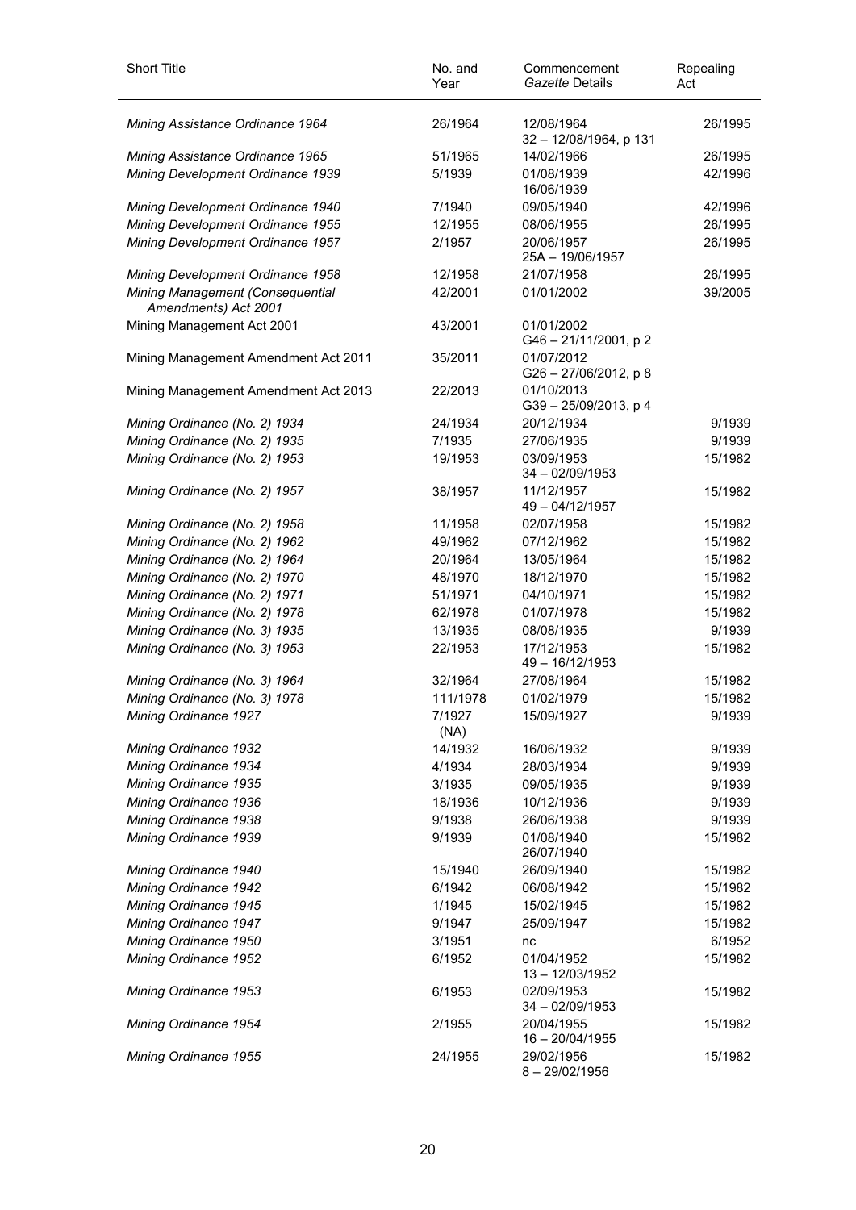| Short Title | No. and Year | Commencement *Gazette* Details | Repealing Act |
|---|---|---|---|
| *Mining Assistance Ordinance 1964* | 26/1964 | 12/08/1964<br>32 – 12/08/1964, p 131 | 26/1995 |
| *Mining Assistance Ordinance 1965* | 51/1965 | 14/02/1966 | 26/1995 |
| *Mining Development Ordinance 1939* | 5/1939 | 01/08/1939<br>16/06/1939 | 42/1996 |
| *Mining Development Ordinance 1940* | 7/1940 | 09/05/1940 | 42/1996 |
| *Mining Development Ordinance 1955* | 12/1955 | 08/06/1955 | 26/1995 |
| *Mining Development Ordinance 1957* | 2/1957 | 20/06/1957<br>25A – 19/06/1957 | 26/1995 |
| *Mining Development Ordinance 1958* | 12/1958 | 21/07/1958 | 26/1995 |
| *Mining Management (Consequential Amendments) Act 2001* | 42/2001 | 01/01/2002 | 39/2005 |
| Mining Management Act 2001 | 43/2001 | 01/01/2002<br>G46 – 21/11/2001, p 2 | |
| Mining Management Amendment Act 2011 | 35/2011 | 01/07/2012<br>G26 – 27/06/2012, p 8 | |
| Mining Management Amendment Act 2013 | 22/2013 | 01/10/2013<br>G39 – 25/09/2013, p 4 | |
| *Mining Ordinance (No. 2) 1934* | 24/1934 | 20/12/1934 | 9/1939 |
| *Mining Ordinance (No. 2) 1935* | 7/1935 | 27/06/1935 | 9/1939 |
| *Mining Ordinance (No. 2) 1953* | 19/1953 | 03/09/1953<br>34 – 02/09/1953 | 15/1982 |
| *Mining Ordinance (No. 2) 1957* | 38/1957 | 11/12/1957<br>49 – 04/12/1957 | 15/1982 |
| *Mining Ordinance (No. 2) 1958* | 11/1958 | 02/07/1958 | 15/1982 |
| *Mining Ordinance (No. 2) 1962* | 49/1962 | 07/12/1962 | 15/1982 |
| *Mining Ordinance (No. 2) 1964* | 20/1964 | 13/05/1964 | 15/1982 |
| *Mining Ordinance (No. 2) 1970* | 48/1970 | 18/12/1970 | 15/1982 |
| *Mining Ordinance (No. 2) 1971* | 51/1971 | 04/10/1971 | 15/1982 |
| *Mining Ordinance (No. 2) 1978* | 62/1978 | 01/07/1978 | 15/1982 |
| *Mining Ordinance (No. 3) 1935* | 13/1935 | 08/08/1935 | 9/1939 |
| *Mining Ordinance (No. 3) 1953* | 22/1953 | 17/12/1953<br>49 – 16/12/1953 | 15/1982 |
| *Mining Ordinance (No. 3) 1964* | 32/1964 | 27/08/1964 | 15/1982 |
| *Mining Ordinance (No. 3) 1978* | 111/1978 | 01/02/1979 | 15/1982 |
| *Mining Ordinance 1927* | 7/1927 (NA) | 15/09/1927 | 9/1939 |
| *Mining Ordinance 1932* | 14/1932 | 16/06/1932 | 9/1939 |
| *Mining Ordinance 1934* | 4/1934 | 28/03/1934 | 9/1939 |
| *Mining Ordinance 1935* | 3/1935 | 09/05/1935 | 9/1939 |
| *Mining Ordinance 1936* | 18/1936 | 10/12/1936 | 9/1939 |
| *Mining Ordinance 1938* | 9/1938 | 26/06/1938 | 9/1939 |
| *Mining Ordinance 1939* | 9/1939 | 01/08/1940<br>26/07/1940 | 15/1982 |
| *Mining Ordinance 1940* | 15/1940 | 26/09/1940 | 15/1982 |
| *Mining Ordinance 1942* | 6/1942 | 06/08/1942 | 15/1982 |
| *Mining Ordinance 1945* | 1/1945 | 15/02/1945 | 15/1982 |
| *Mining Ordinance 1947* | 9/1947 | 25/09/1947 | 15/1982 |
| *Mining Ordinance 1950* | 3/1951 | nc | 6/1952 |
| *Mining Ordinance 1952* | 6/1952 | 01/04/1952<br>13 – 12/03/1952 | 15/1982 |
| *Mining Ordinance 1953* | 6/1953 | 02/09/1953<br>34 – 02/09/1953 | 15/1982 |
| *Mining Ordinance 1954* | 2/1955 | 20/04/1955<br>16 – 20/04/1955 | 15/1982 |
| *Mining Ordinance 1955* | 24/1955 | 29/02/1956<br>8 – 29/02/1956 | 15/1982 |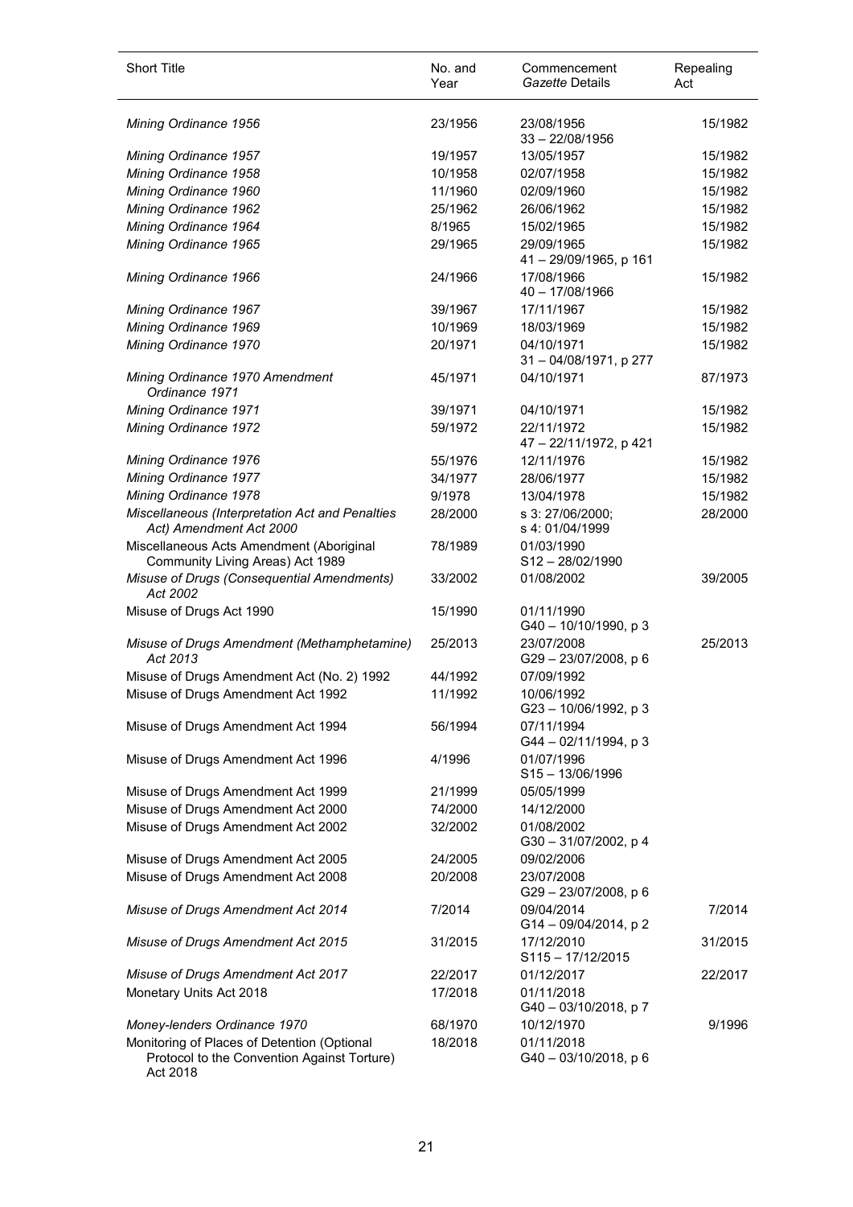| Short Title | No. and Year | Commencement *Gazette* Details | Repealing Act |
|---|---|---|---|
| *Mining Ordinance 1956* | 23/1956 | 23/08/1956<br>33 – 22/08/1956 | 15/1982 |
| *Mining Ordinance 1957* | 19/1957 | 13/05/1957 | 15/1982 |
| *Mining Ordinance 1958* | 10/1958 | 02/07/1958 | 15/1982 |
| *Mining Ordinance 1960* | 11/1960 | 02/09/1960 | 15/1982 |
| *Mining Ordinance 1962* | 25/1962 | 26/06/1962 | 15/1982 |
| *Mining Ordinance 1964* | 8/1965 | 15/02/1965 | 15/1982 |
| *Mining Ordinance 1965* | 29/1965 | 29/09/1965<br>41 – 29/09/1965, p 161 | 15/1982 |
| *Mining Ordinance 1966* | 24/1966 | 17/08/1966<br>40 – 17/08/1966 | 15/1982 |
| *Mining Ordinance 1967* | 39/1967 | 17/11/1967 | 15/1982 |
| *Mining Ordinance 1969* | 10/1969 | 18/03/1969 | 15/1982 |
| *Mining Ordinance 1970* | 20/1971 | 04/10/1971<br>31 – 04/08/1971, p 277 | 15/1982 |
| *Mining Ordinance 1970 Amendment Ordinance 1971* | 45/1971 | 04/10/1971 | 87/1973 |
| *Mining Ordinance 1971* | 39/1971 | 04/10/1971 | 15/1982 |
| *Mining Ordinance 1972* | 59/1972 | 22/11/1972<br>47 – 22/11/1972, p 421 | 15/1982 |
| *Mining Ordinance 1976* | 55/1976 | 12/11/1976 | 15/1982 |
| *Mining Ordinance 1977* | 34/1977 | 28/06/1977 | 15/1982 |
| *Mining Ordinance 1978* | 9/1978 | 13/04/1978 | 15/1982 |
| *Miscellaneous (Interpretation Act and Penalties Act) Amendment Act 2000* | 28/2000 | s 3: 27/06/2000;<br>s 4: 01/04/1999 | 28/2000 |
| Miscellaneous Acts Amendment (Aboriginal Community Living Areas) Act 1989 | 78/1989 | 01/03/1990<br>S12 – 28/02/1990 | |
| *Misuse of Drugs (Consequential Amendments) Act 2002* | 33/2002 | 01/08/2002 | 39/2005 |
| Misuse of Drugs Act 1990 | 15/1990 | 01/11/1990<br>G40 – 10/10/1990, p 3 | |
| *Misuse of Drugs Amendment (Methamphetamine) Act 2013* | 25/2013 | 23/07/2008<br>G29 – 23/07/2008, p 6 | 25/2013 |
| Misuse of Drugs Amendment Act (No. 2) 1992 | 44/1992 | 07/09/1992 | |
| Misuse of Drugs Amendment Act 1992 | 11/1992 | 10/06/1992<br>G23 – 10/06/1992, p 3 | |
| Misuse of Drugs Amendment Act 1994 | 56/1994 | 07/11/1994<br>G44 – 02/11/1994, p 3 | |
| Misuse of Drugs Amendment Act 1996 | 4/1996 | 01/07/1996<br>S15 – 13/06/1996 | |
| Misuse of Drugs Amendment Act 1999 | 21/1999 | 05/05/1999 | |
| Misuse of Drugs Amendment Act 2000 | 74/2000 | 14/12/2000 | |
| Misuse of Drugs Amendment Act 2002 | 32/2002 | 01/08/2002<br>G30 – 31/07/2002, p 4 | |
| Misuse of Drugs Amendment Act 2005 | 24/2005 | 09/02/2006 | |
| Misuse of Drugs Amendment Act 2008 | 20/2008 | 23/07/2008<br>G29 – 23/07/2008, p 6 | |
| *Misuse of Drugs Amendment Act 2014* | 7/2014 | 09/04/2014<br>G14 – 09/04/2014, p 2 | 7/2014 |
| *Misuse of Drugs Amendment Act 2015* | 31/2015 | 17/12/2010<br>S115 – 17/12/2015 | 31/2015 |
| *Misuse of Drugs Amendment Act 2017* | 22/2017 | 01/12/2017 | 22/2017 |
| Monetary Units Act 2018 | 17/2018 | 01/11/2018<br>G40 – 03/10/2018, p 7 | |
| *Money-lenders Ordinance 1970* | 68/1970 | 10/12/1970 | 9/1996 |
| Monitoring of Places of Detention (Optional Protocol to the Convention Against Torture) Act 2018 | 18/2018 | 01/11/2018<br>G40 – 03/10/2018, p 6 | |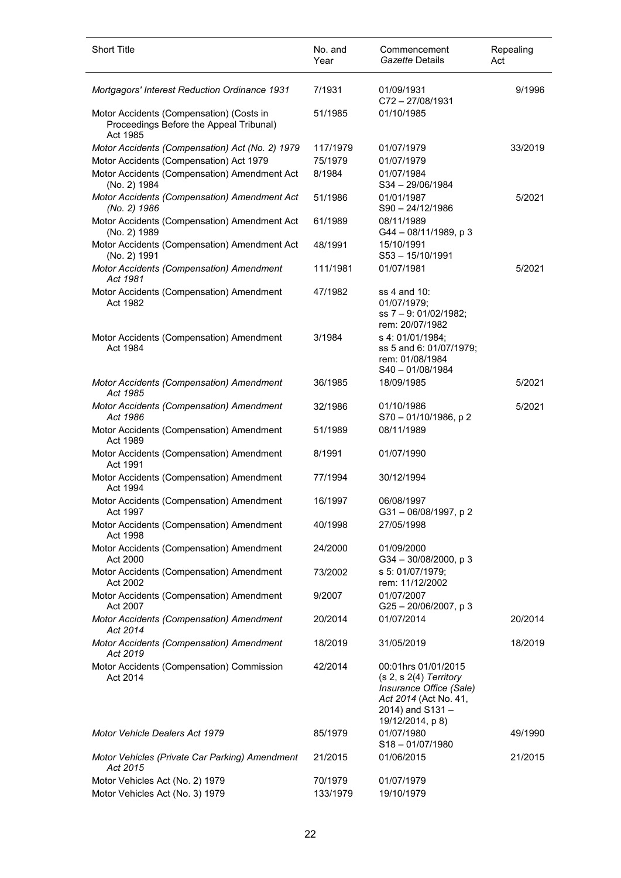| Short Title | No. and Year | Commencement *Gazette* Details | Repealing Act |
|---|---|---|---|
| *Mortgagors' Interest Reduction Ordinance 1931* | 7/1931 | 01/09/1931 C72 – 27/08/1931 | 9/1996 |
| Motor Accidents (Compensation) (Costs in Proceedings Before the Appeal Tribunal) Act 1985 | 51/1985 | 01/10/1985 | |
| *Motor Accidents (Compensation) Act (No. 2) 1979* | 117/1979 | 01/07/1979 | 33/2019 |
| Motor Accidents (Compensation) Act 1979 | 75/1979 | 01/07/1979 | |
| Motor Accidents (Compensation) Amendment Act (No. 2) 1984 | 8/1984 | 01/07/1984 S34 – 29/06/1984 | |
| *Motor Accidents (Compensation) Amendment Act (No. 2) 1986* | 51/1986 | 01/01/1987 S90 – 24/12/1986 | 5/2021 |
| Motor Accidents (Compensation) Amendment Act (No. 2) 1989 | 61/1989 | 08/11/1989 G44 – 08/11/1989, p 3 | |
| Motor Accidents (Compensation) Amendment Act (No. 2) 1991 | 48/1991 | 15/10/1991 S53 – 15/10/1991 | |
| *Motor Accidents (Compensation) Amendment Act 1981* | 111/1981 | 01/07/1981 | 5/2021 |
| Motor Accidents (Compensation) Amendment Act 1982 | 47/1982 | ss 4 and 10: 01/07/1979; ss 7 – 9: 01/02/1982; rem: 20/07/1982 | |
| Motor Accidents (Compensation) Amendment Act 1984 | 3/1984 | s 4: 01/01/1984; ss 5 and 6: 01/07/1979; rem: 01/08/1984 S40 – 01/08/1984 | |
| *Motor Accidents (Compensation) Amendment Act 1985* | 36/1985 | 18/09/1985 | 5/2021 |
| *Motor Accidents (Compensation) Amendment Act 1986* | 32/1986 | 01/10/1986 S70 – 01/10/1986, p 2 | 5/2021 |
| Motor Accidents (Compensation) Amendment Act 1989 | 51/1989 | 08/11/1989 | |
| Motor Accidents (Compensation) Amendment Act 1991 | 8/1991 | 01/07/1990 | |
| Motor Accidents (Compensation) Amendment Act 1994 | 77/1994 | 30/12/1994 | |
| Motor Accidents (Compensation) Amendment Act 1997 | 16/1997 | 06/08/1997 G31 – 06/08/1997, p 2 | |
| Motor Accidents (Compensation) Amendment Act 1998 | 40/1998 | 27/05/1998 | |
| Motor Accidents (Compensation) Amendment Act 2000 | 24/2000 | 01/09/2000 G34 – 30/08/2000, p 3 | |
| Motor Accidents (Compensation) Amendment Act 2002 | 73/2002 | s 5: 01/07/1979; rem: 11/12/2002 | |
| Motor Accidents (Compensation) Amendment Act 2007 | 9/2007 | 01/07/2007 G25 – 20/06/2007, p 3 | |
| *Motor Accidents (Compensation) Amendment Act 2014* | 20/2014 | 01/07/2014 | 20/2014 |
| *Motor Accidents (Compensation) Amendment Act 2019* | 18/2019 | 31/05/2019 | 18/2019 |
| Motor Accidents (Compensation) Commission Act 2014 | 42/2014 | 00:01hrs 01/01/2015 (s 2, s 2(4) *Territory Insurance Office (Sale) Act 2014* (Act No. 41, 2014) and S131 – 19/12/2014, p 8) | |
| *Motor Vehicle Dealers Act 1979* | 85/1979 | 01/07/1980 S18 – 01/07/1980 | 49/1990 |
| *Motor Vehicles (Private Car Parking) Amendment Act 2015* | 21/2015 | 01/06/2015 | 21/2015 |
| Motor Vehicles Act (No. 2) 1979 | 70/1979 | 01/07/1979 | |
| Motor Vehicles Act (No. 3) 1979 | 133/1979 | 19/10/1979 | |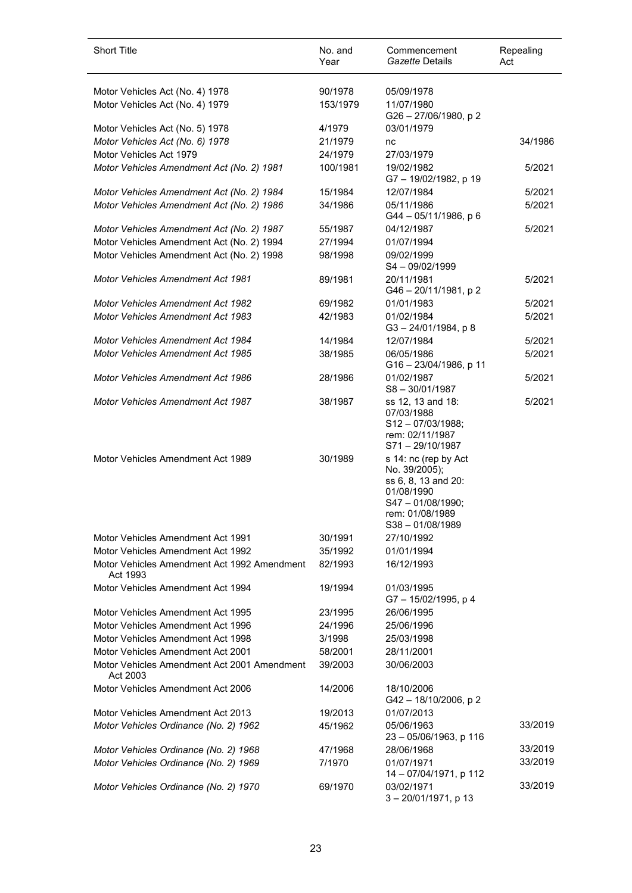| Short Title | No. and Year | Commencement *Gazette* Details | Repealing Act |
|---|---|---|---|
| Motor Vehicles Act (No. 4) 1978 | 90/1978 | 05/09/1978 | |
| Motor Vehicles Act (No. 4) 1979 | 153/1979 | 11/07/1980<br>G26 – 27/06/1980, p 2 | |
| Motor Vehicles Act (No. 5) 1978 | 4/1979 | 03/01/1979 | |
| *Motor Vehicles Act (No. 6) 1978* | 21/1979 | nc | 34/1986 |
| Motor Vehicles Act 1979 | 24/1979 | 27/03/1979 | |
| *Motor Vehicles Amendment Act (No. 2) 1981* | 100/1981 | 19/02/1982<br>G7 – 19/02/1982, p 19 | 5/2021 |
| *Motor Vehicles Amendment Act (No. 2) 1984* | 15/1984 | 12/07/1984 | 5/2021 |
| *Motor Vehicles Amendment Act (No. 2) 1986* | 34/1986 | 05/11/1986<br>G44 – 05/11/1986, p 6 | 5/2021 |
| *Motor Vehicles Amendment Act (No. 2) 1987* | 55/1987 | 04/12/1987 | 5/2021 |
| Motor Vehicles Amendment Act (No. 2) 1994 | 27/1994 | 01/07/1994 | |
| Motor Vehicles Amendment Act (No. 2) 1998 | 98/1998 | 09/02/1999<br>S4 – 09/02/1999 | |
| *Motor Vehicles Amendment Act 1981* | 89/1981 | 20/11/1981<br>G46 – 20/11/1981, p 2 | 5/2021 |
| *Motor Vehicles Amendment Act 1982* | 69/1982 | 01/01/1983 | 5/2021 |
| *Motor Vehicles Amendment Act 1983* | 42/1983 | 01/02/1984<br>G3 – 24/01/1984, p 8 | 5/2021 |
| *Motor Vehicles Amendment Act 1984* | 14/1984 | 12/07/1984 | 5/2021 |
| *Motor Vehicles Amendment Act 1985* | 38/1985 | 06/05/1986<br>G16 – 23/04/1986, p 11 | 5/2021 |
| *Motor Vehicles Amendment Act 1986* | 28/1986 | 01/02/1987<br>S8 – 30/01/1987 | 5/2021 |
| *Motor Vehicles Amendment Act 1987* | 38/1987 | ss 12, 13 and 18: 07/03/1988<br>S12 – 07/03/1988;<br>rem: 02/11/1987<br>S71 – 29/10/1987 | 5/2021 |
| Motor Vehicles Amendment Act 1989 | 30/1989 | s 14: nc (rep by Act No. 39/2005);<br>ss 6, 8, 13 and 20: 01/08/1990<br>S47 – 01/08/1990;<br>rem: 01/08/1989<br>S38 – 01/08/1989 | |
| Motor Vehicles Amendment Act 1991 | 30/1991 | 27/10/1992 | |
| Motor Vehicles Amendment Act 1992 | 35/1992 | 01/01/1994 | |
| Motor Vehicles Amendment Act 1992 Amendment Act 1993 | 82/1993 | 16/12/1993 | |
| Motor Vehicles Amendment Act 1994 | 19/1994 | 01/03/1995<br>G7 – 15/02/1995, p 4 | |
| Motor Vehicles Amendment Act 1995 | 23/1995 | 26/06/1995 | |
| Motor Vehicles Amendment Act 1996 | 24/1996 | 25/06/1996 | |
| Motor Vehicles Amendment Act 1998 | 3/1998 | 25/03/1998 | |
| Motor Vehicles Amendment Act 2001 | 58/2001 | 28/11/2001 | |
| Motor Vehicles Amendment Act 2001 Amendment Act 2003 | 39/2003 | 30/06/2003 | |
| Motor Vehicles Amendment Act 2006 | 14/2006 | 18/10/2006<br>G42 – 18/10/2006, p 2 | |
| Motor Vehicles Amendment Act 2013 | 19/2013 | 01/07/2013 | |
| *Motor Vehicles Ordinance (No. 2) 1962* | 45/1962 | 05/06/1963<br>23 – 05/06/1963, p 116 | 33/2019 |
| *Motor Vehicles Ordinance (No. 2) 1968* | 47/1968 | 28/06/1968 | 33/2019 |
| *Motor Vehicles Ordinance (No. 2) 1969* | 7/1970 | 01/07/1971<br>14 – 07/04/1971, p 112 | 33/2019 |
| *Motor Vehicles Ordinance (No. 2) 1970* | 69/1970 | 03/02/1971<br>3 – 20/01/1971, p 13 | 33/2019 |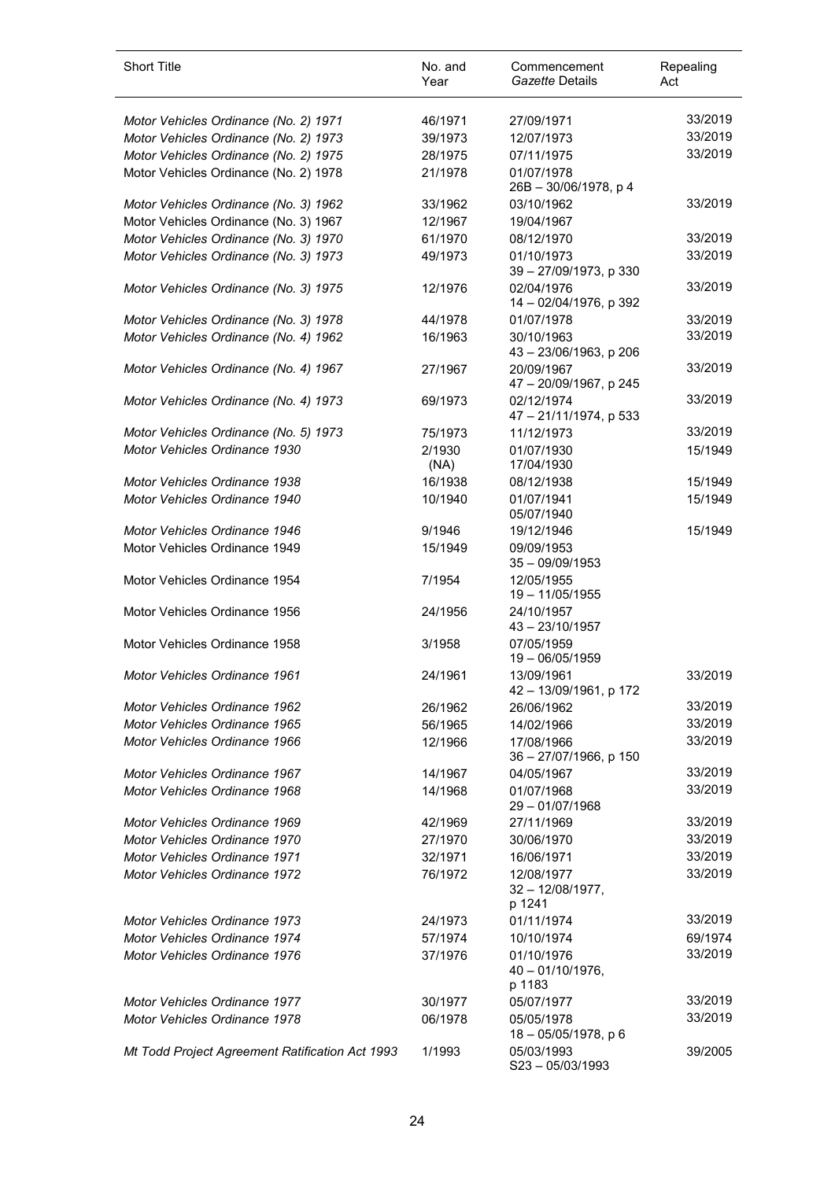| Short Title | No. and Year | Commencement *Gazette* Details | Repealing Act |
|---|---|---|---|
| *Motor Vehicles Ordinance (No. 2) 1971* | 46/1971 | 27/09/1971 | 33/2019 |
| *Motor Vehicles Ordinance (No. 2) 1973* | 39/1973 | 12/07/1973 | 33/2019 |
| *Motor Vehicles Ordinance (No. 2) 1975* | 28/1975 | 07/11/1975 | 33/2019 |
| Motor Vehicles Ordinance (No. 2) 1978 | 21/1978 | 01/07/1978<br>26B – 30/06/1978, p 4 | |
| *Motor Vehicles Ordinance (No. 3) 1962* | 33/1962 | 03/10/1962 | 33/2019 |
| Motor Vehicles Ordinance (No. 3) 1967 | 12/1967 | 19/04/1967 | |
| *Motor Vehicles Ordinance (No. 3) 1970* | 61/1970 | 08/12/1970 | 33/2019 |
| *Motor Vehicles Ordinance (No. 3) 1973* | 49/1973 | 01/10/1973<br>39 – 27/09/1973, p 330 | 33/2019 |
| *Motor Vehicles Ordinance (No. 3) 1975* | 12/1976 | 02/04/1976<br>14 – 02/04/1976, p 392 | 33/2019 |
| *Motor Vehicles Ordinance (No. 3) 1978* | 44/1978 | 01/07/1978 | 33/2019 |
| *Motor Vehicles Ordinance (No. 4) 1962* | 16/1963 | 30/10/1963<br>43 – 23/06/1963, p 206 | 33/2019 |
| *Motor Vehicles Ordinance (No. 4) 1967* | 27/1967 | 20/09/1967<br>47 – 20/09/1967, p 245 | 33/2019 |
| *Motor Vehicles Ordinance (No. 4) 1973* | 69/1973 | 02/12/1974<br>47 – 21/11/1974, p 533 | 33/2019 |
| *Motor Vehicles Ordinance (No. 5) 1973* | 75/1973 | 11/12/1973 | 33/2019 |
| *Motor Vehicles Ordinance 1930* | 2/1930<br>(NA) | 01/07/1930<br>17/04/1930 | 15/1949 |
| *Motor Vehicles Ordinance 1938* | 16/1938 | 08/12/1938 | 15/1949 |
| *Motor Vehicles Ordinance 1940* | 10/1940 | 01/07/1941<br>05/07/1940 | 15/1949 |
| *Motor Vehicles Ordinance 1946* | 9/1946 | 19/12/1946 | 15/1949 |
| Motor Vehicles Ordinance 1949 | 15/1949 | 09/09/1953<br>35 – 09/09/1953 | |
| Motor Vehicles Ordinance 1954 | 7/1954 | 12/05/1955<br>19 – 11/05/1955 | |
| Motor Vehicles Ordinance 1956 | 24/1956 | 24/10/1957<br>43 – 23/10/1957 | |
| Motor Vehicles Ordinance 1958 | 3/1958 | 07/05/1959<br>19 – 06/05/1959 | |
| *Motor Vehicles Ordinance 1961* | 24/1961 | 13/09/1961<br>42 – 13/09/1961, p 172 | 33/2019 |
| *Motor Vehicles Ordinance 1962* | 26/1962 | 26/06/1962 | 33/2019 |
| *Motor Vehicles Ordinance 1965* | 56/1965 | 14/02/1966 | 33/2019 |
| *Motor Vehicles Ordinance 1966* | 12/1966 | 17/08/1966<br>36 – 27/07/1966, p 150 | 33/2019 |
| *Motor Vehicles Ordinance 1967* | 14/1967 | 04/05/1967 | 33/2019 |
| *Motor Vehicles Ordinance 1968* | 14/1968 | 01/07/1968<br>29 – 01/07/1968 | 33/2019 |
| *Motor Vehicles Ordinance 1969* | 42/1969 | 27/11/1969 | 33/2019 |
| *Motor Vehicles Ordinance 1970* | 27/1970 | 30/06/1970 | 33/2019 |
| *Motor Vehicles Ordinance 1971* | 32/1971 | 16/06/1971 | 33/2019 |
| *Motor Vehicles Ordinance 1972* | 76/1972 | 12/08/1977<br>32 – 12/08/1977,<br>p 1241 | 33/2019 |
| *Motor Vehicles Ordinance 1973* | 24/1973 | 01/11/1974 | 33/2019 |
| *Motor Vehicles Ordinance 1974* | 57/1974 | 10/10/1974 | 69/1974 |
| *Motor Vehicles Ordinance 1976* | 37/1976 | 01/10/1976<br>40 – 01/10/1976,<br>p 1183 | 33/2019 |
| *Motor Vehicles Ordinance 1977* | 30/1977 | 05/07/1977 | 33/2019 |
| *Motor Vehicles Ordinance 1978* | 06/1978 | 05/05/1978<br>18 – 05/05/1978, p 6 | 33/2019 |
| *Mt Todd Project Agreement Ratification Act 1993* | 1/1993 | 05/03/1993<br>S23 – 05/03/1993 | 39/2005 |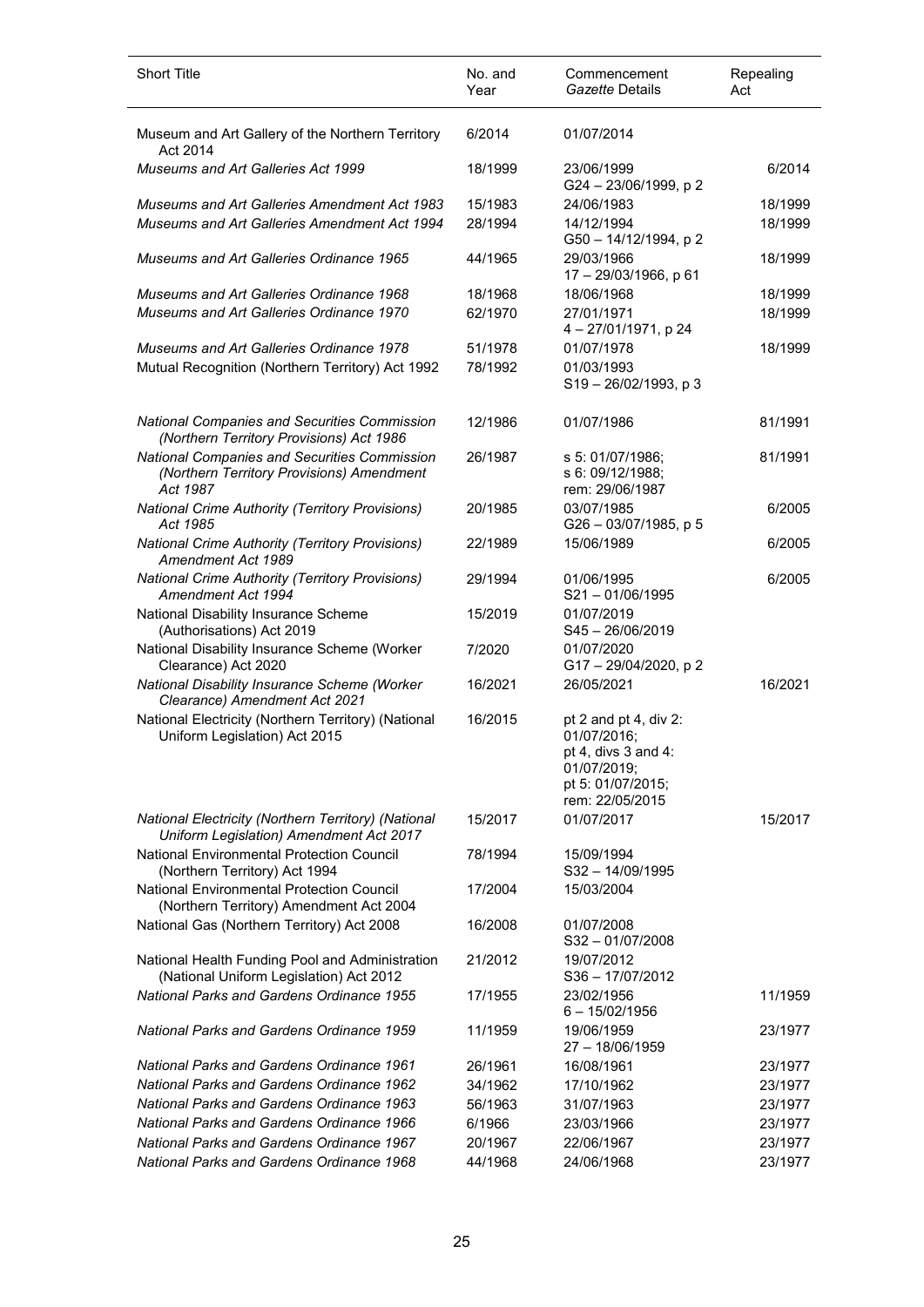| Short Title | No. and Year | Commencement *Gazette* Details | Repealing Act |
|---|---|---|---|
| Museum and Art Gallery of the Northern Territory Act 2014 | 6/2014 | 01/07/2014 | |
| *Museums and Art Galleries Act 1999* | 18/1999 | 23/06/1999<br>G24 – 23/06/1999, p 2 | 6/2014 |
| *Museums and Art Galleries Amendment Act 1983* | 15/1983 | 24/06/1983 | 18/1999 |
| *Museums and Art Galleries Amendment Act 1994* | 28/1994 | 14/12/1994<br>G50 – 14/12/1994, p 2 | 18/1999 |
| *Museums and Art Galleries Ordinance 1965* | 44/1965 | 29/03/1966<br>17 – 29/03/1966, p 61 | 18/1999 |
| *Museums and Art Galleries Ordinance 1968* | 18/1968 | 18/06/1968 | 18/1999 |
| *Museums and Art Galleries Ordinance 1970* | 62/1970 | 27/01/1971<br>4 – 27/01/1971, p 24 | 18/1999 |
| *Museums and Art Galleries Ordinance 1978* | 51/1978 | 01/07/1978 | 18/1999 |
| Mutual Recognition (Northern Territory) Act 1992 | 78/1992 | 01/03/1993<br>S19 – 26/02/1993, p 3 | |
| *National Companies and Securities Commission (Northern Territory Provisions) Act 1986* | 12/1986 | 01/07/1986 | 81/1991 |
| *National Companies and Securities Commission (Northern Territory Provisions) Amendment Act 1987* | 26/1987 | s 5: 01/07/1986;<br>s 6: 09/12/1988;<br>rem: 29/06/1987 | 81/1991 |
| *National Crime Authority (Territory Provisions) Act 1985* | 20/1985 | 03/07/1985<br>G26 – 03/07/1985, p 5 | 6/2005 |
| *National Crime Authority (Territory Provisions) Amendment Act 1989* | 22/1989 | 15/06/1989 | 6/2005 |
| *National Crime Authority (Territory Provisions) Amendment Act 1994* | 29/1994 | 01/06/1995<br>S21 – 01/06/1995 | 6/2005 |
| National Disability Insurance Scheme (Authorisations) Act 2019 | 15/2019 | 01/07/2019<br>S45 – 26/06/2019 | |
| National Disability Insurance Scheme (Worker Clearance) Act 2020 | 7/2020 | 01/07/2020<br>G17 – 29/04/2020, p 2 | |
| *National Disability Insurance Scheme (Worker Clearance) Amendment Act 2021* | 16/2021 | 26/05/2021 | 16/2021 |
| National Electricity (Northern Territory) (National Uniform Legislation) Act 2015 | 16/2015 | pt 2 and pt 4, div 2: 01/07/2016;<br>pt 4, divs 3 and 4: 01/07/2019;<br>pt 5: 01/07/2015;<br>rem: 22/05/2015 | |
| *National Electricity (Northern Territory) (National Uniform Legislation) Amendment Act 2017* | 15/2017 | 01/07/2017 | 15/2017 |
| National Environmental Protection Council (Northern Territory) Act 1994 | 78/1994 | 15/09/1994<br>S32 – 14/09/1995 | |
| National Environmental Protection Council (Northern Territory) Amendment Act 2004 | 17/2004 | 15/03/2004 | |
| National Gas (Northern Territory) Act 2008 | 16/2008 | 01/07/2008<br>S32 – 01/07/2008 | |
| National Health Funding Pool and Administration (National Uniform Legislation) Act 2012 | 21/2012 | 19/07/2012<br>S36 – 17/07/2012 | |
| *National Parks and Gardens Ordinance 1955* | 17/1955 | 23/02/1956<br>6 – 15/02/1956 | 11/1959 |
| *National Parks and Gardens Ordinance 1959* | 11/1959 | 19/06/1959<br>27 – 18/06/1959 | 23/1977 |
| *National Parks and Gardens Ordinance 1961* | 26/1961 | 16/08/1961 | 23/1977 |
| *National Parks and Gardens Ordinance 1962* | 34/1962 | 17/10/1962 | 23/1977 |
| *National Parks and Gardens Ordinance 1963* | 56/1963 | 31/07/1963 | 23/1977 |
| *National Parks and Gardens Ordinance 1966* | 6/1966 | 23/03/1966 | 23/1977 |
| *National Parks and Gardens Ordinance 1967* | 20/1967 | 22/06/1967 | 23/1977 |
| *National Parks and Gardens Ordinance 1968* | 44/1968 | 24/06/1968 | 23/1977 |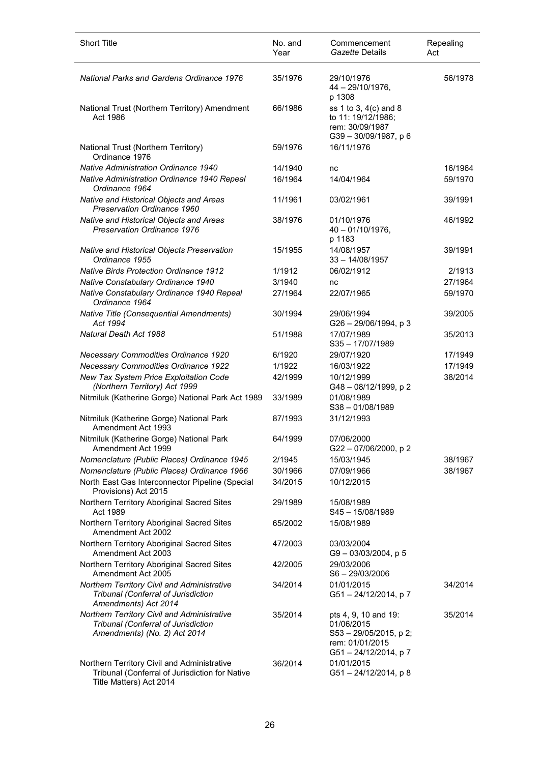| Short Title | No. and Year | Commencement *Gazette* Details | Repealing Act |
|---|---|---|---|
| *National Parks and Gardens Ordinance 1976* | 35/1976 | 29/10/1976 44 – 29/10/1976, p 1308 | 56/1978 |
| National Trust (Northern Territory) Amendment Act 1986 | 66/1986 | ss 1 to 3, 4(c) and 8 to 11: 19/12/1986; rem: 30/09/1987 G39 – 30/09/1987, p 6 | |
| National Trust (Northern Territory) Ordinance 1976 | 59/1976 | 16/11/1976 | |
| *Native Administration Ordinance 1940* | 14/1940 | nc | 16/1964 |
| *Native Administration Ordinance 1940 Repeal Ordinance 1964* | 16/1964 | 14/04/1964 | 59/1970 |
| *Native and Historical Objects and Areas Preservation Ordinance 1960* | 11/1961 | 03/02/1961 | 39/1991 |
| *Native and Historical Objects and Areas Preservation Ordinance 1976* | 38/1976 | 01/10/1976 40 – 01/10/1976, p 1183 | 46/1992 |
| *Native and Historical Objects Preservation Ordinance 1955* | 15/1955 | 14/08/1957 33 – 14/08/1957 | 39/1991 |
| *Native Birds Protection Ordinance 1912* | 1/1912 | 06/02/1912 | 2/1913 |
| *Native Constabulary Ordinance 1940* | 3/1940 | nc | 27/1964 |
| *Native Constabulary Ordinance 1940 Repeal Ordinance 1964* | 27/1964 | 22/07/1965 | 59/1970 |
| *Native Title (Consequential Amendments) Act 1994* | 30/1994 | 29/06/1994 G26 – 29/06/1994, p 3 | 39/2005 |
| *Natural Death Act 1988* | 51/1988 | 17/07/1989 S35 – 17/07/1989 | 35/2013 |
| *Necessary Commodities Ordinance 1920* | 6/1920 | 29/07/1920 | 17/1949 |
| *Necessary Commodities Ordinance 1922* | 1/1922 | 16/03/1922 | 17/1949 |
| *New Tax System Price Exploitation Code (Northern Territory) Act 1999* | 42/1999 | 10/12/1999 G48 – 08/12/1999, p 2 | 38/2014 |
| Nitmiluk (Katherine Gorge) National Park Act 1989 | 33/1989 | 01/08/1989 S38 – 01/08/1989 | |
| Nitmiluk (Katherine Gorge) National Park Amendment Act 1993 | 87/1993 | 31/12/1993 | |
| Nitmiluk (Katherine Gorge) National Park Amendment Act 1999 | 64/1999 | 07/06/2000 G22 – 07/06/2000, p 2 | |
| *Nomenclature (Public Places) Ordinance 1945* | 2/1945 | 15/03/1945 | 38/1967 |
| *Nomenclature (Public Places) Ordinance 1966* | 30/1966 | 07/09/1966 | 38/1967 |
| North East Gas Interconnector Pipeline (Special Provisions) Act 2015 | 34/2015 | 10/12/2015 | |
| Northern Territory Aboriginal Sacred Sites Act 1989 | 29/1989 | 15/08/1989 S45 – 15/08/1989 | |
| Northern Territory Aboriginal Sacred Sites Amendment Act 2002 | 65/2002 | 15/08/1989 | |
| Northern Territory Aboriginal Sacred Sites Amendment Act 2003 | 47/2003 | 03/03/2004 G9 – 03/03/2004, p 5 | |
| Northern Territory Aboriginal Sacred Sites Amendment Act 2005 | 42/2005 | 29/03/2006 S6 – 29/03/2006 | |
| *Northern Territory Civil and Administrative Tribunal (Conferral of Jurisdiction Amendments) Act 2014* | 34/2014 | 01/01/2015 G51 – 24/12/2014, p 7 | 34/2014 |
| *Northern Territory Civil and Administrative Tribunal (Conferral of Jurisdiction Amendments) (No. 2) Act 2014* | 35/2014 | pts 4, 9, 10 and 19: 01/06/2015 S53 – 29/05/2015, p 2; rem: 01/01/2015 G51 – 24/12/2014, p 7 | 35/2014 |
| Northern Territory Civil and Administrative Tribunal (Conferral of Jurisdiction for Native Title Matters) Act 2014 | 36/2014 | 01/01/2015 G51 – 24/12/2014, p 8 | |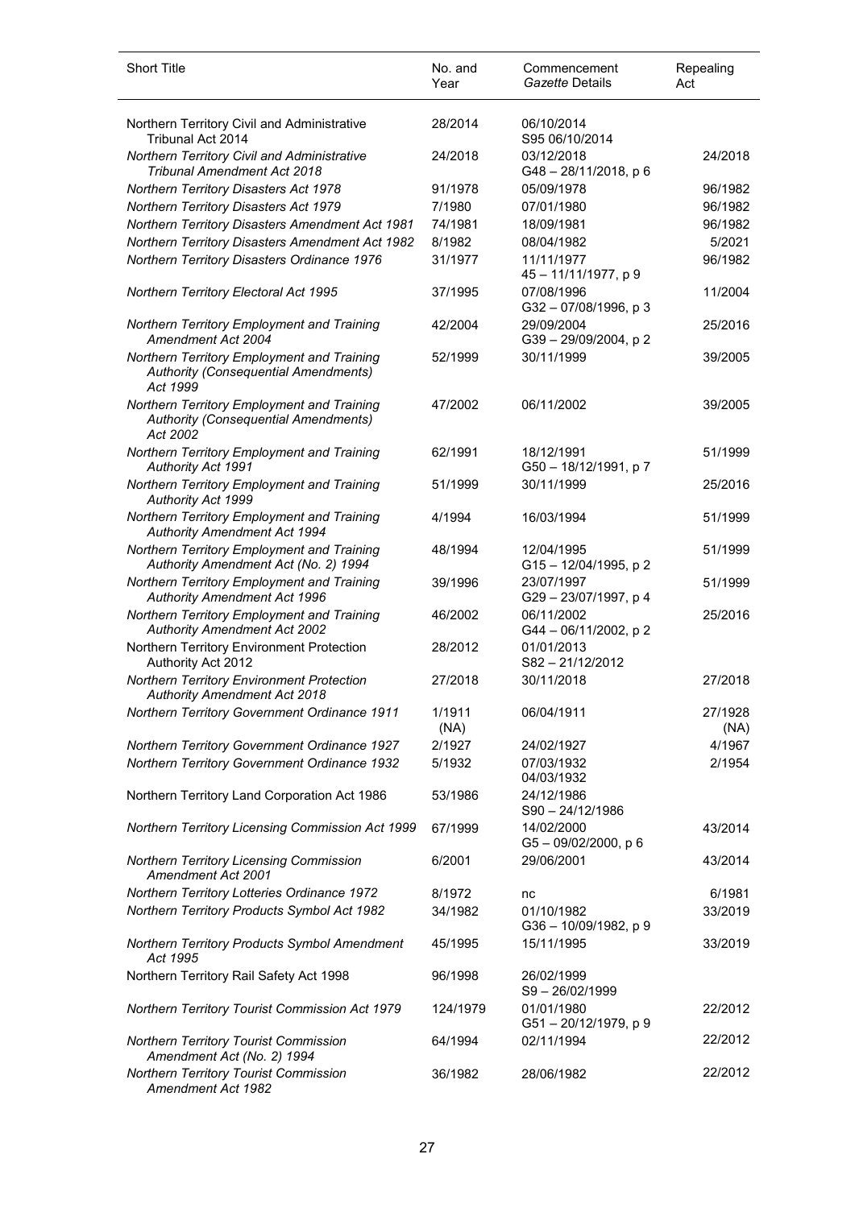| Short Title | No. and Year | Commencement *Gazette* Details | Repealing Act |
|---|---|---|---|
| Northern Territory Civil and Administrative Tribunal Act 2014 | 28/2014 | 06/10/2014 S95 06/10/2014 | |
| *Northern Territory Civil and Administrative Tribunal Amendment Act 2018* | 24/2018 | 03/12/2018 G48 – 28/11/2018, p 6 | 24/2018 |
| *Northern Territory Disasters Act 1978* | 91/1978 | 05/09/1978 | 96/1982 |
| *Northern Territory Disasters Act 1979* | 7/1980 | 07/01/1980 | 96/1982 |
| *Northern Territory Disasters Amendment Act 1981* | 74/1981 | 18/09/1981 | 96/1982 |
| *Northern Territory Disasters Amendment Act 1982* | 8/1982 | 08/04/1982 | 5/2021 |
| *Northern Territory Disasters Ordinance 1976* | 31/1977 | 11/11/1977 45 – 11/11/1977, p 9 | 96/1982 |
| *Northern Territory Electoral Act 1995* | 37/1995 | 07/08/1996 G32 – 07/08/1996, p 3 | 11/2004 |
| *Northern Territory Employment and Training Amendment Act 2004* | 42/2004 | 29/09/2004 G39 – 29/09/2004, p 2 | 25/2016 |
| *Northern Territory Employment and Training Authority (Consequential Amendments) Act 1999* | 52/1999 | 30/11/1999 | 39/2005 |
| *Northern Territory Employment and Training Authority (Consequential Amendments) Act 2002* | 47/2002 | 06/11/2002 | 39/2005 |
| *Northern Territory Employment and Training Authority Act 1991* | 62/1991 | 18/12/1991 G50 – 18/12/1991, p 7 | 51/1999 |
| *Northern Territory Employment and Training Authority Act 1999* | 51/1999 | 30/11/1999 | 25/2016 |
| *Northern Territory Employment and Training Authority Amendment Act 1994* | 4/1994 | 16/03/1994 | 51/1999 |
| *Northern Territory Employment and Training Authority Amendment Act (No. 2) 1994* | 48/1994 | 12/04/1995 G15 – 12/04/1995, p 2 | 51/1999 |
| *Northern Territory Employment and Training Authority Amendment Act 1996* | 39/1996 | 23/07/1997 G29 – 23/07/1997, p 4 | 51/1999 |
| *Northern Territory Employment and Training Authority Amendment Act 2002* | 46/2002 | 06/11/2002 G44 – 06/11/2002, p 2 | 25/2016 |
| Northern Territory Environment Protection Authority Act 2012 | 28/2012 | 01/01/2013 S82 – 21/12/2012 | |
| *Northern Territory Environment Protection Authority Amendment Act 2018* | 27/2018 | 30/11/2018 | 27/2018 |
| *Northern Territory Government Ordinance 1911* | 1/1911 (NA) | 06/04/1911 | 27/1928 (NA) |
| *Northern Territory Government Ordinance 1927* | 2/1927 | 24/02/1927 | 4/1967 |
| *Northern Territory Government Ordinance 1932* | 5/1932 | 07/03/1932 04/03/1932 | 2/1954 |
| Northern Territory Land Corporation Act 1986 | 53/1986 | 24/12/1986 S90 – 24/12/1986 | |
| *Northern Territory Licensing Commission Act 1999* | 67/1999 | 14/02/2000 G5 – 09/02/2000, p 6 | 43/2014 |
| *Northern Territory Licensing Commission Amendment Act 2001* | 6/2001 | 29/06/2001 | 43/2014 |
| *Northern Territory Lotteries Ordinance 1972* | 8/1972 | nc | 6/1981 |
| *Northern Territory Products Symbol Act 1982* | 34/1982 | 01/10/1982 G36 – 10/09/1982, p 9 | 33/2019 |
| *Northern Territory Products Symbol Amendment Act 1995* | 45/1995 | 15/11/1995 | 33/2019 |
| Northern Territory Rail Safety Act 1998 | 96/1998 | 26/02/1999 S9 – 26/02/1999 | |
| *Northern Territory Tourist Commission Act 1979* | 124/1979 | 01/01/1980 G51 – 20/12/1979, p 9 | 22/2012 |
| *Northern Territory Tourist Commission Amendment Act (No. 2) 1994* | 64/1994 | 02/11/1994 | 22/2012 |
| *Northern Territory Tourist Commission Amendment Act 1982* | 36/1982 | 28/06/1982 | 22/2012 |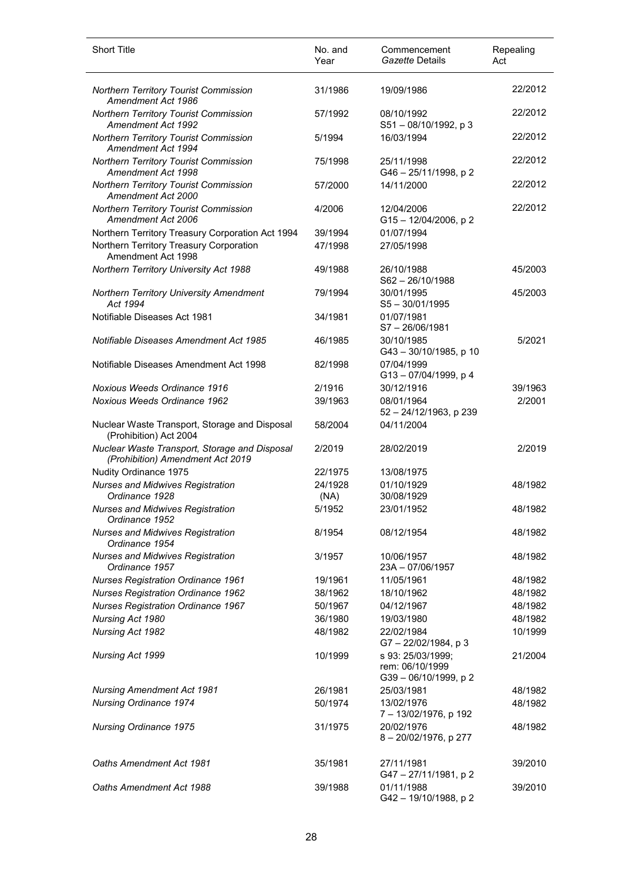| Short Title | No. and Year | Commencement *Gazette* Details | Repealing Act |
|---|---|---|---|
| *Northern Territory Tourist Commission Amendment Act 1986* | 31/1986 | 19/09/1986 | 22/2012 |
| *Northern Territory Tourist Commission Amendment Act 1992* | 57/1992 | 08/10/1992 S51 – 08/10/1992, p 3 | 22/2012 |
| *Northern Territory Tourist Commission Amendment Act 1994* | 5/1994 | 16/03/1994 | 22/2012 |
| *Northern Territory Tourist Commission Amendment Act 1998* | 75/1998 | 25/11/1998 G46 – 25/11/1998, p 2 | 22/2012 |
| *Northern Territory Tourist Commission Amendment Act 2000* | 57/2000 | 14/11/2000 | 22/2012 |
| *Northern Territory Tourist Commission Amendment Act 2006* | 4/2006 | 12/04/2006 G15 – 12/04/2006, p 2 | 22/2012 |
| Northern Territory Treasury Corporation Act 1994 | 39/1994 | 01/07/1994 | |
| Northern Territory Treasury Corporation Amendment Act 1998 | 47/1998 | 27/05/1998 | |
| *Northern Territory University Act 1988* | 49/1988 | 26/10/1988 S62 – 26/10/1988 | 45/2003 |
| *Northern Territory University Amendment Act 1994* | 79/1994 | 30/01/1995 S5 – 30/01/1995 | 45/2003 |
| Notifiable Diseases Act 1981 | 34/1981 | 01/07/1981 S7 – 26/06/1981 | |
| *Notifiable Diseases Amendment Act 1985* | 46/1985 | 30/10/1985 G43 – 30/10/1985, p 10 | 5/2021 |
| Notifiable Diseases Amendment Act 1998 | 82/1998 | 07/04/1999 G13 – 07/04/1999, p 4 | |
| *Noxious Weeds Ordinance 1916* | 2/1916 | 30/12/1916 | 39/1963 |
| *Noxious Weeds Ordinance 1962* | 39/1963 | 08/01/1964 52 – 24/12/1963, p 239 | 2/2001 |
| Nuclear Waste Transport, Storage and Disposal (Prohibition) Act 2004 | 58/2004 | 04/11/2004 | |
| *Nuclear Waste Transport, Storage and Disposal (Prohibition) Amendment Act 2019* | 2/2019 | 28/02/2019 | 2/2019 |
| Nudity Ordinance 1975 | 22/1975 | 13/08/1975 | |
| *Nurses and Midwives Registration Ordinance 1928* | 24/1928 (NA) | 01/10/1929 30/08/1929 | 48/1982 |
| *Nurses and Midwives Registration Ordinance 1952* | 5/1952 | 23/01/1952 | 48/1982 |
| *Nurses and Midwives Registration Ordinance 1954* | 8/1954 | 08/12/1954 | 48/1982 |
| *Nurses and Midwives Registration Ordinance 1957* | 3/1957 | 10/06/1957 23A – 07/06/1957 | 48/1982 |
| *Nurses Registration Ordinance 1961* | 19/1961 | 11/05/1961 | 48/1982 |
| *Nurses Registration Ordinance 1962* | 38/1962 | 18/10/1962 | 48/1982 |
| *Nurses Registration Ordinance 1967* | 50/1967 | 04/12/1967 | 48/1982 |
| *Nursing Act 1980* | 36/1980 | 19/03/1980 | 48/1982 |
| *Nursing Act 1982* | 48/1982 | 22/02/1984 G7 – 22/02/1984, p 3 | 10/1999 |
| *Nursing Act 1999* | 10/1999 | s 93: 25/03/1999; rem: 06/10/1999 G39 – 06/10/1999, p 2 | 21/2004 |
| *Nursing Amendment Act 1981* | 26/1981 | 25/03/1981 | 48/1982 |
| *Nursing Ordinance 1974* | 50/1974 | 13/02/1976 7 – 13/02/1976, p 192 | 48/1982 |
| *Nursing Ordinance 1975* | 31/1975 | 20/02/1976 8 – 20/02/1976, p 277 | 48/1982 |
| *Oaths Amendment Act 1981* | 35/1981 | 27/11/1981 G47 – 27/11/1981, p 2 | 39/2010 |
| *Oaths Amendment Act 1988* | 39/1988 | 01/11/1988 G42 – 19/10/1988, p 2 | 39/2010 |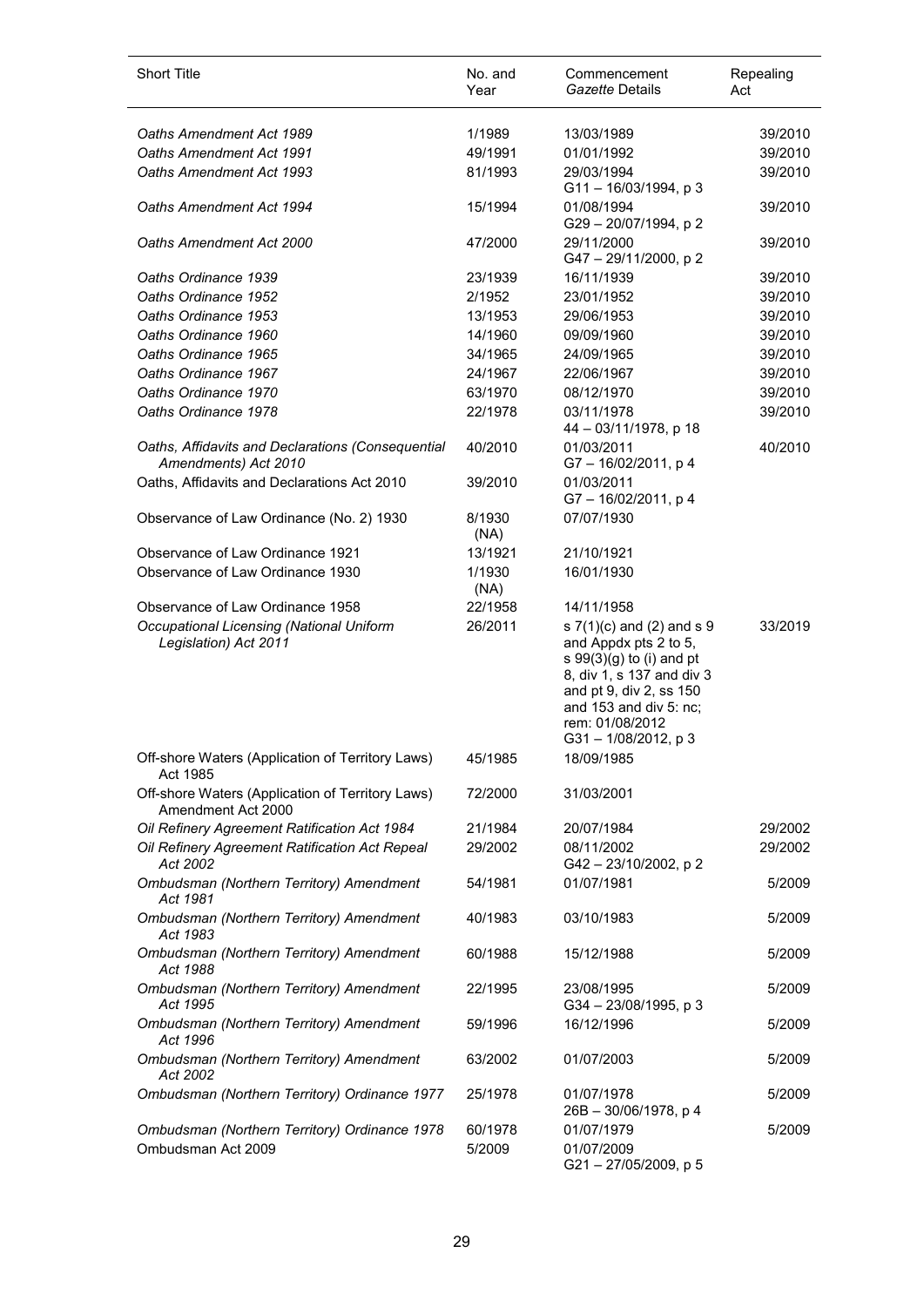| Short Title | No. and Year | Commencement *Gazette* Details | Repealing Act |
|---|---|---|---|
| *Oaths Amendment Act 1989* | 1/1989 | 13/03/1989 | 39/2010 |
| *Oaths Amendment Act 1991* | 49/1991 | 01/01/1992 | 39/2010 |
| *Oaths Amendment Act 1993* | 81/1993 | 29/03/1994 G11 – 16/03/1994, p 3 | 39/2010 |
| *Oaths Amendment Act 1994* | 15/1994 | 01/08/1994 G29 – 20/07/1994, p 2 | 39/2010 |
| *Oaths Amendment Act 2000* | 47/2000 | 29/11/2000 G47 – 29/11/2000, p 2 | 39/2010 |
| *Oaths Ordinance 1939* | 23/1939 | 16/11/1939 | 39/2010 |
| *Oaths Ordinance 1952* | 2/1952 | 23/01/1952 | 39/2010 |
| *Oaths Ordinance 1953* | 13/1953 | 29/06/1953 | 39/2010 |
| *Oaths Ordinance 1960* | 14/1960 | 09/09/1960 | 39/2010 |
| *Oaths Ordinance 1965* | 34/1965 | 24/09/1965 | 39/2010 |
| *Oaths Ordinance 1967* | 24/1967 | 22/06/1967 | 39/2010 |
| *Oaths Ordinance 1970* | 63/1970 | 08/12/1970 | 39/2010 |
| *Oaths Ordinance 1978* | 22/1978 | 03/11/1978 44 – 03/11/1978, p 18 | 39/2010 |
| *Oaths, Affidavits and Declarations (Consequential Amendments) Act 2010* | 40/2010 | 01/03/2011 G7 – 16/02/2011, p 4 | 40/2010 |
| Oaths, Affidavits and Declarations Act 2010 | 39/2010 | 01/03/2011 G7 – 16/02/2011, p 4 | |
| Observance of Law Ordinance (No. 2) 1930 | 8/1930 (NA) | 07/07/1930 | |
| Observance of Law Ordinance 1921 | 13/1921 | 21/10/1921 | |
| Observance of Law Ordinance 1930 | 1/1930 (NA) | 16/01/1930 | |
| Observance of Law Ordinance 1958 | 22/1958 | 14/11/1958 | |
| *Occupational Licensing (National Uniform Legislation) Act 2011* | 26/2011 | s 7(1)(c) and (2) and s 9 and Appdx pts 2 to 5, s 99(3)(g) to (i) and pt 8, div 1, s 137 and div 3 and pt 9, div 2, ss 150 and 153 and div 5: nc; rem: 01/08/2012 G31 – 1/08/2012, p 3 | 33/2019 |
| Off-shore Waters (Application of Territory Laws) Act 1985 | 45/1985 | 18/09/1985 | |
| Off-shore Waters (Application of Territory Laws) Amendment Act 2000 | 72/2000 | 31/03/2001 | |
| *Oil Refinery Agreement Ratification Act 1984* | 21/1984 | 20/07/1984 | 29/2002 |
| *Oil Refinery Agreement Ratification Act Repeal Act 2002* | 29/2002 | 08/11/2002 G42 – 23/10/2002, p 2 | 29/2002 |
| *Ombudsman (Northern Territory) Amendment Act 1981* | 54/1981 | 01/07/1981 | 5/2009 |
| *Ombudsman (Northern Territory) Amendment Act 1983* | 40/1983 | 03/10/1983 | 5/2009 |
| *Ombudsman (Northern Territory) Amendment Act 1988* | 60/1988 | 15/12/1988 | 5/2009 |
| *Ombudsman (Northern Territory) Amendment Act 1995* | 22/1995 | 23/08/1995 G34 – 23/08/1995, p 3 | 5/2009 |
| *Ombudsman (Northern Territory) Amendment Act 1996* | 59/1996 | 16/12/1996 | 5/2009 |
| *Ombudsman (Northern Territory) Amendment Act 2002* | 63/2002 | 01/07/2003 | 5/2009 |
| *Ombudsman (Northern Territory) Ordinance 1977* | 25/1978 | 01/07/1978 26B – 30/06/1978, p 4 | 5/2009 |
| *Ombudsman (Northern Territory) Ordinance 1978* | 60/1978 | 01/07/1979 | 5/2009 |
| Ombudsman Act 2009 | 5/2009 | 01/07/2009 G21 – 27/05/2009, p 5 | |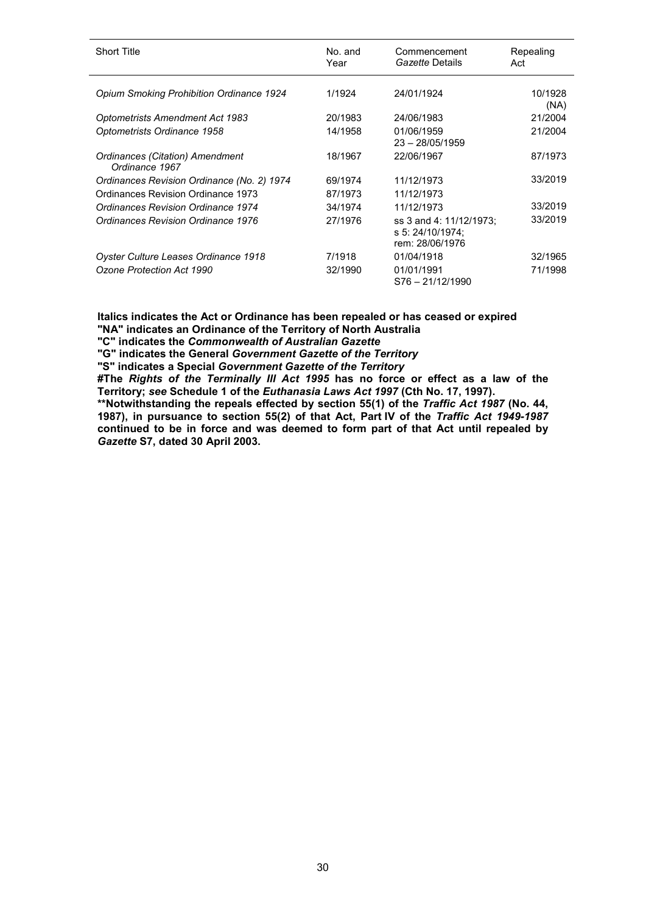| Short Title | No. and Year | Commencement *Gazette* Details | Repealing Act |
|---|---|---|---|
| *Opium Smoking Prohibition Ordinance 1924* | 1/1924 | 24/01/1924 | 10/1928 (NA) |
| *Optometrists Amendment Act 1983* | 20/1983 | 24/06/1983 | 21/2004 |
| *Optometrists Ordinance 1958* | 14/1958 | 01/06/1959<br>23 – 28/05/1959 | 21/2004 |
| *Ordinances (Citation) Amendment Ordinance 1967* | 18/1967 | 22/06/1967 | 87/1973 |
| *Ordinances Revision Ordinance (No. 2) 1974* | 69/1974 | 11/12/1973 | 33/2019 |
| Ordinances Revision Ordinance 1973 | 87/1973 | 11/12/1973 | |
| *Ordinances Revision Ordinance 1974* | 34/1974 | 11/12/1973 | 33/2019 |
| *Ordinances Revision Ordinance 1976* | 27/1976 | ss 3 and 4: 11/12/1973;<br>s 5: 24/10/1974;<br>rem: 28/06/1976 | 33/2019 |
| *Oyster Culture Leases Ordinance 1918* | 7/1918 | 01/04/1918 | 32/1965 |
| *Ozone Protection Act 1990* | 32/1990 | 01/01/1991<br>S76 – 21/12/1990 | 71/1998 |

**Italics indicates the Act or Ordinance has been repealed or has ceased or expired**
**"NA" indicates an Ordinance of the Territory of North Australia**
**"C" indicates the *Commonwealth of Australian Gazette***
**"G" indicates the General *Government Gazette of the Territory***
**"S" indicates a Special *Government Gazette of the Territory***
**#The *Rights of the Terminally Ill Act 1995* has no force or effect as a law of the Territory; *see* Schedule 1 of the *Euthanasia Laws Act 1997* (Cth No. 17, 1997).**
**\*\*Notwithstanding the repeals effected by section 55(1) of the *Traffic Act 1987* (No. 44, 1987), in pursuance to section 55(2) of that Act, Part IV of the *Traffic Act 1949-1987* continued to be in force and was deemed to form part of that Act until repealed by *Gazette* S7, dated 30 April 2003.**